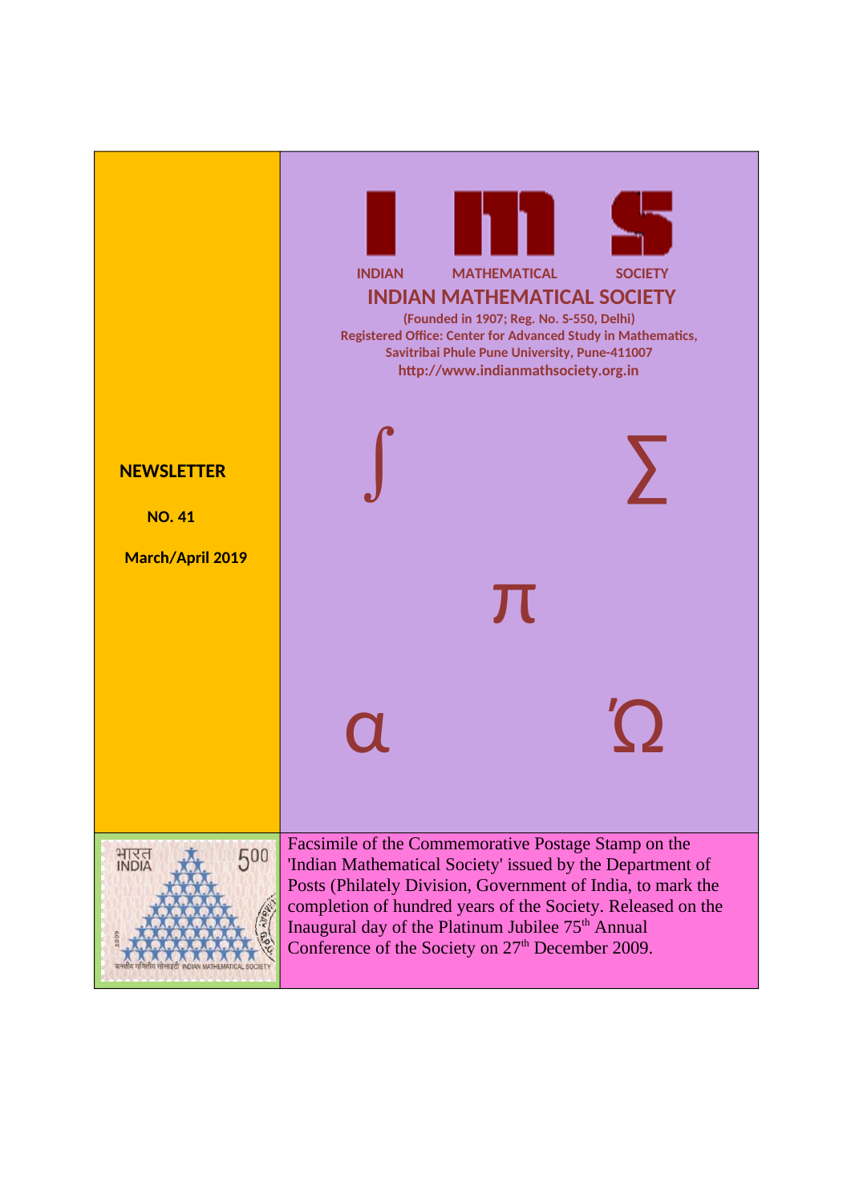# INDIAN MATHEMATICAL SOCIETY

I m s

INDIAN MATHEMATICAL SOCIETY

(Founded in 1907; Reg. No. S-550, Delhi)
Registered Office: Center for Advanced Study in Mathematics,
Savitribai Phule Pune University, Pune-411007
http://www.indianmathsociety.org.in

$\int$ $\sum$ $\pi$ $\alpha$ $\Omega$

## NEWSLETTER

**NO. 41**

**March/April 2019**

Facsimile of the Commemorative Postage Stamp on the 'Indian Mathematical Society' issued by the Department of Posts (Philately Division, Government of India, to mark the completion of hundred years of the Society. Released on the Inaugural day of the Platinum Jubilee 75th Annual Conference of the Society on 27th December 2009.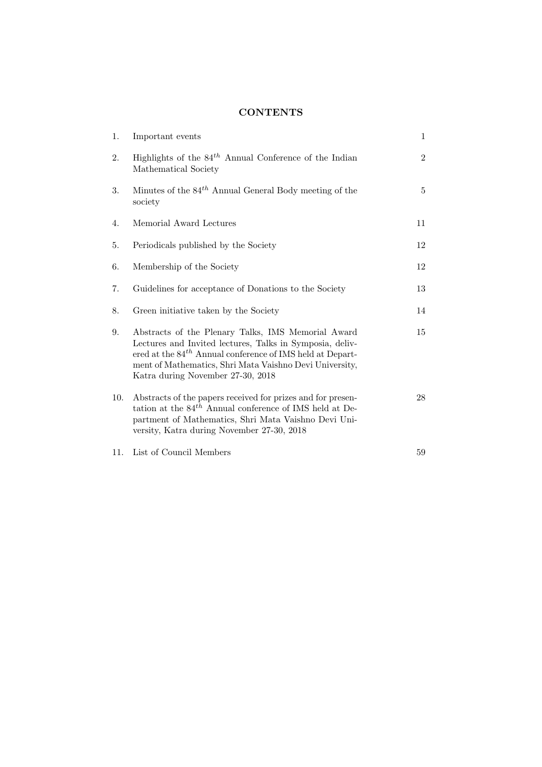## CONTENTS

| | | |
|---|---|---|
| 1. | Important events | 1 |
| 2. | Highlights of the $84^{th}$ Annual Conference of the Indian Mathematical Society | 2 |
| 3. | Minutes of the $84^{th}$ Annual General Body meeting of the society | 5 |
| 4. | Memorial Award Lectures | 11 |
| 5. | Periodicals published by the Society | 12 |
| 6. | Membership of the Society | 12 |
| 7. | Guidelines for acceptance of Donations to the Society | 13 |
| 8. | Green initiative taken by the Society | 14 |
| 9. | Abstracts of the Plenary Talks, IMS Memorial Award Lectures and Invited lectures, Talks in Symposia, delivered at the $84^{th}$ Annual conference of IMS held at Department of Mathematics, Shri Mata Vaishno Devi University, Katra during November 27-30, 2018 | 15 |
| 10. | Abstracts of the papers received for prizes and for presentation at the $84^{th}$ Annual conference of IMS held at Department of Mathematics, Shri Mata Vaishno Devi University, Katra during November 27-30, 2018 | 28 |
| 11. | List of Council Members | 59 |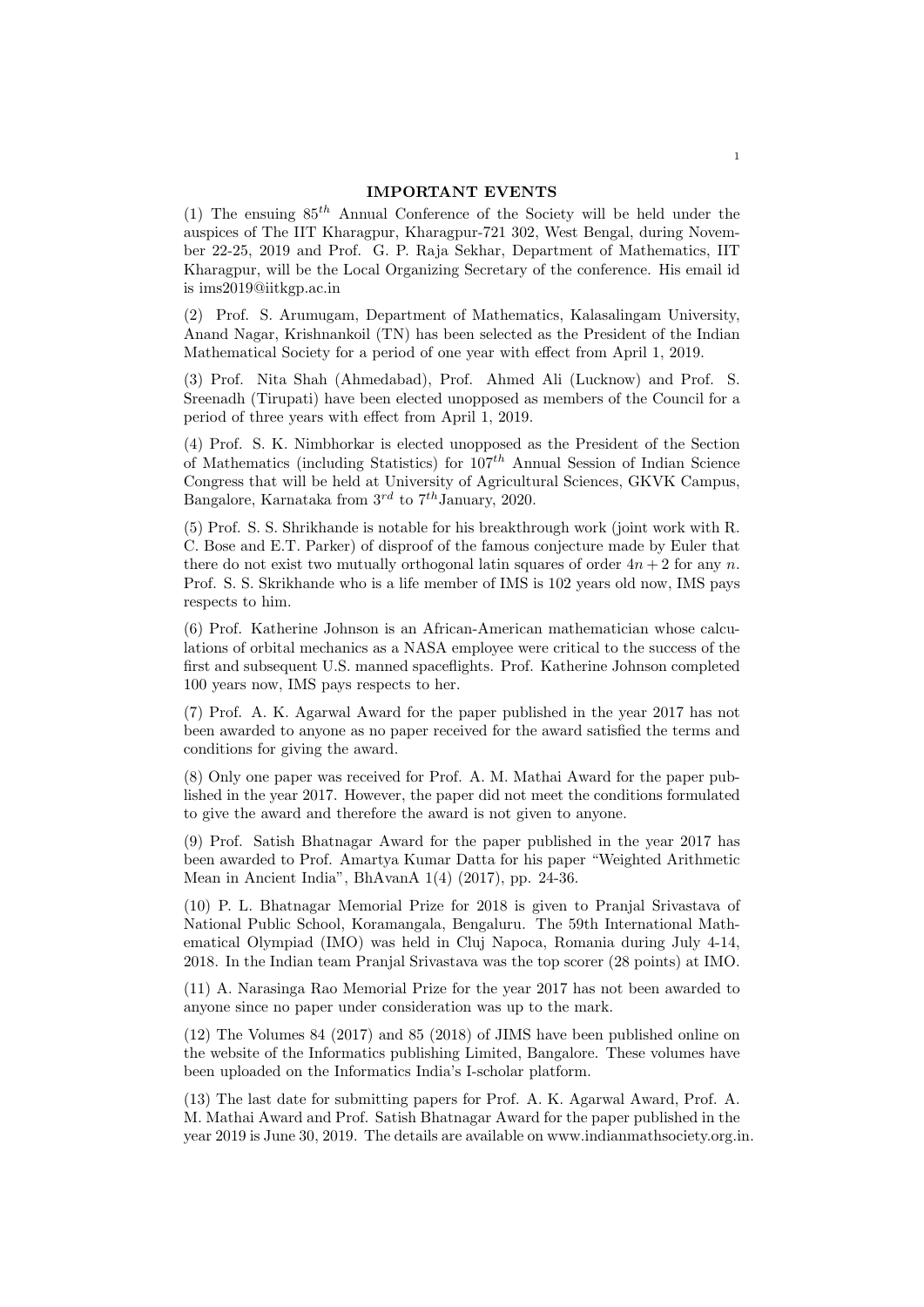## IMPORTANT EVENTS

(1) The ensuing $85^{th}$ Annual Conference of the Society will be held under the auspices of The IIT Kharagpur, Kharagpur-721 302, West Bengal, during November 22-25, 2019 and Prof. G. P. Raja Sekhar, Department of Mathematics, IIT Kharagpur, will be the Local Organizing Secretary of the conference. His email id is ims2019@iitkgp.ac.in

(2) Prof. S. Arumugam, Department of Mathematics, Kalasalingam University, Anand Nagar, Krishnankoil (TN) has been selected as the President of the Indian Mathematical Society for a period of one year with effect from April 1, 2019.

(3) Prof. Nita Shah (Ahmedabad), Prof. Ahmed Ali (Lucknow) and Prof. S. Sreenadh (Tirupati) have been elected unopposed as members of the Council for a period of three years with effect from April 1, 2019.

(4) Prof. S. K. Nimbhorkar is elected unopposed as the President of the Section of Mathematics (including Statistics) for $107^{th}$ Annual Session of Indian Science Congress that will be held at University of Agricultural Sciences, GKVK Campus, Bangalore, Karnataka from $3^{rd}$ to $7^{th}$January, 2020.

(5) Prof. S. S. Shrikhande is notable for his breakthrough work (joint work with R. C. Bose and E.T. Parker) of disproof of the famous conjecture made by Euler that there do not exist two mutually orthogonal latin squares of order $4n + 2$ for any $n$. Prof. S. S. Skrikhande who is a life member of IMS is 102 years old now, IMS pays respects to him.

(6) Prof. Katherine Johnson is an African-American mathematician whose calculations of orbital mechanics as a NASA employee were critical to the success of the first and subsequent U.S. manned spaceflights. Prof. Katherine Johnson completed 100 years now, IMS pays respects to her.

(7) Prof. A. K. Agarwal Award for the paper published in the year 2017 has not been awarded to anyone as no paper received for the award satisfied the terms and conditions for giving the award.

(8) Only one paper was received for Prof. A. M. Mathai Award for the paper published in the year 2017. However, the paper did not meet the conditions formulated to give the award and therefore the award is not given to anyone.

(9) Prof. Satish Bhatnagar Award for the paper published in the year 2017 has been awarded to Prof. Amartya Kumar Datta for his paper "Weighted Arithmetic Mean in Ancient India", BhAvanA 1(4) (2017), pp. 24-36.

(10) P. L. Bhatnagar Memorial Prize for 2018 is given to Pranjal Srivastava of National Public School, Koramangala, Bengaluru. The 59th International Mathematical Olympiad (IMO) was held in Cluj Napoca, Romania during July 4-14, 2018. In the Indian team Pranjal Srivastava was the top scorer (28 points) at IMO.

(11) A. Narasinga Rao Memorial Prize for the year 2017 has not been awarded to anyone since no paper under consideration was up to the mark.

(12) The Volumes 84 (2017) and 85 (2018) of JIMS have been published online on the website of the Informatics publishing Limited, Bangalore. These volumes have been uploaded on the Informatics India's I-scholar platform.

(13) The last date for submitting papers for Prof. A. K. Agarwal Award, Prof. A. M. Mathai Award and Prof. Satish Bhatnagar Award for the paper published in the year 2019 is June 30, 2019. The details are available on www.indianmathsociety.org.in.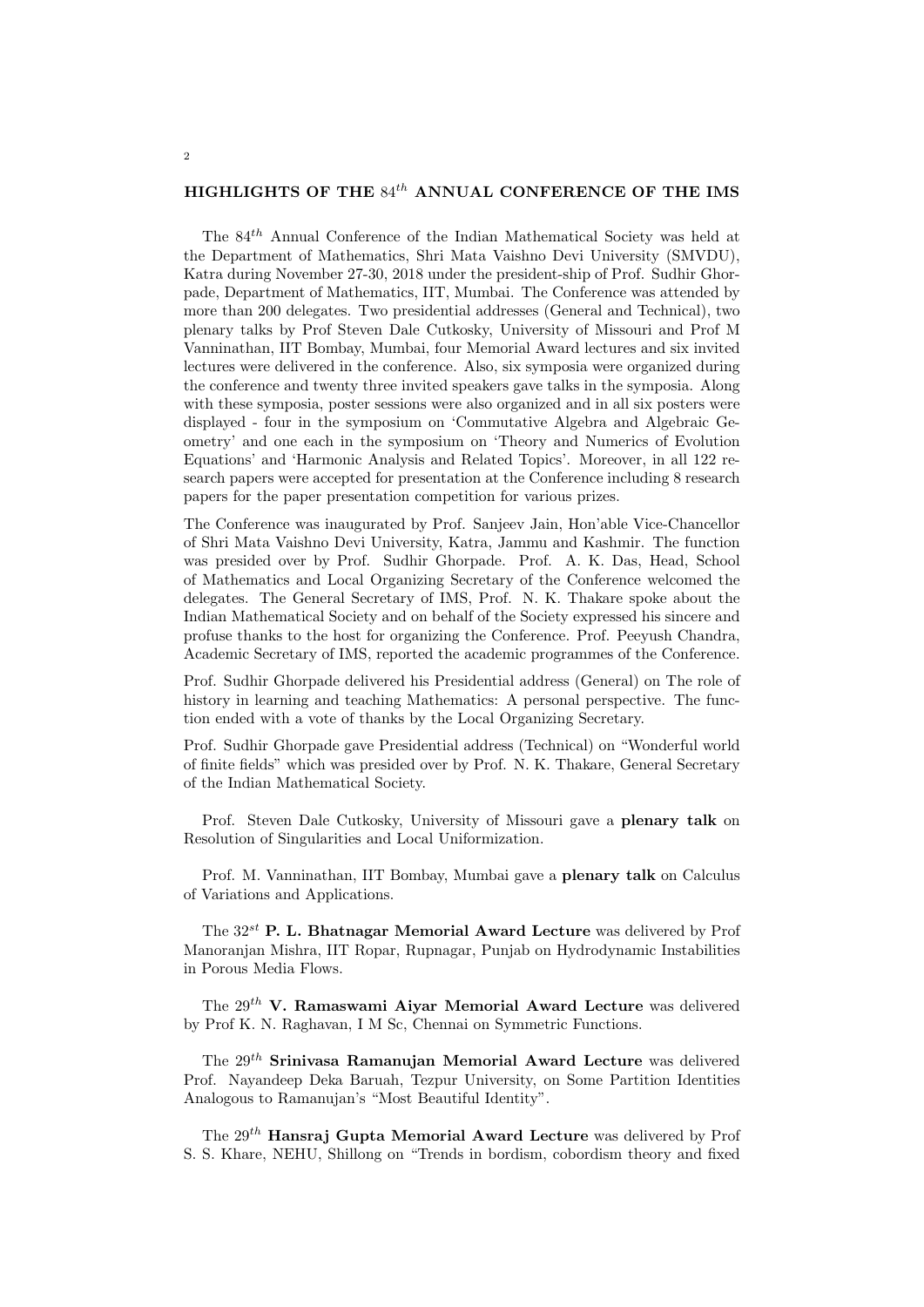## HIGHLIGHTS OF THE $84^{th}$ ANNUAL CONFERENCE OF THE IMS

The $84^{th}$ Annual Conference of the Indian Mathematical Society was held at the Department of Mathematics, Shri Mata Vaishno Devi University (SMVDU), Katra during November 27-30, 2018 under the president-ship of Prof. Sudhir Ghorpade, Department of Mathematics, IIT, Mumbai. The Conference was attended by more than 200 delegates. Two presidential addresses (General and Technical), two plenary talks by Prof Steven Dale Cutkosky, University of Missouri and Prof M Vanninathan, IIT Bombay, Mumbai, four Memorial Award lectures and six invited lectures were delivered in the conference. Also, six symposia were organized during the conference and twenty three invited speakers gave talks in the symposia. Along with these symposia, poster sessions were also organized and in all six posters were displayed - four in the symposium on 'Commutative Algebra and Algebraic Geometry' and one each in the symposium on 'Theory and Numerics of Evolution Equations' and 'Harmonic Analysis and Related Topics'. Moreover, in all 122 research papers were accepted for presentation at the Conference including 8 research papers for the paper presentation competition for various prizes.

The Conference was inaugurated by Prof. Sanjeev Jain, Hon'able Vice-Chancellor of Shri Mata Vaishno Devi University, Katra, Jammu and Kashmir. The function was presided over by Prof. Sudhir Ghorpade. Prof. A. K. Das, Head, School of Mathematics and Local Organizing Secretary of the Conference welcomed the delegates. The General Secretary of IMS, Prof. N. K. Thakare spoke about the Indian Mathematical Society and on behalf of the Society expressed his sincere and profuse thanks to the host for organizing the Conference. Prof. Peeyush Chandra, Academic Secretary of IMS, reported the academic programmes of the Conference.

Prof. Sudhir Ghorpade delivered his Presidential address (General) on The role of history in learning and teaching Mathematics: A personal perspective. The function ended with a vote of thanks by the Local Organizing Secretary.

Prof. Sudhir Ghorpade gave Presidential address (Technical) on "Wonderful world of finite fields" which was presided over by Prof. N. K. Thakare, General Secretary of the Indian Mathematical Society.

Prof. Steven Dale Cutkosky, University of Missouri gave a **plenary talk** on Resolution of Singularities and Local Uniformization.

Prof. M. Vanninathan, IIT Bombay, Mumbai gave a **plenary talk** on Calculus of Variations and Applications.

The $32^{st}$ **P. L. Bhatnagar Memorial Award Lecture** was delivered by Prof Manoranjan Mishra, IIT Ropar, Rupnagar, Punjab on Hydrodynamic Instabilities in Porous Media Flows.

The $29^{th}$ **V. Ramaswami Aiyar Memorial Award Lecture** was delivered by Prof K. N. Raghavan, I M Sc, Chennai on Symmetric Functions.

The $29^{th}$ **Srinivasa Ramanujan Memorial Award Lecture** was delivered Prof. Nayandeep Deka Baruah, Tezpur University, on Some Partition Identities Analogous to Ramanujan's "Most Beautiful Identity".

The $29^{th}$ **Hansraj Gupta Memorial Award Lecture** was delivered by Prof S. S. Khare, NEHU, Shillong on "Trends in bordism, cobordism theory and fixed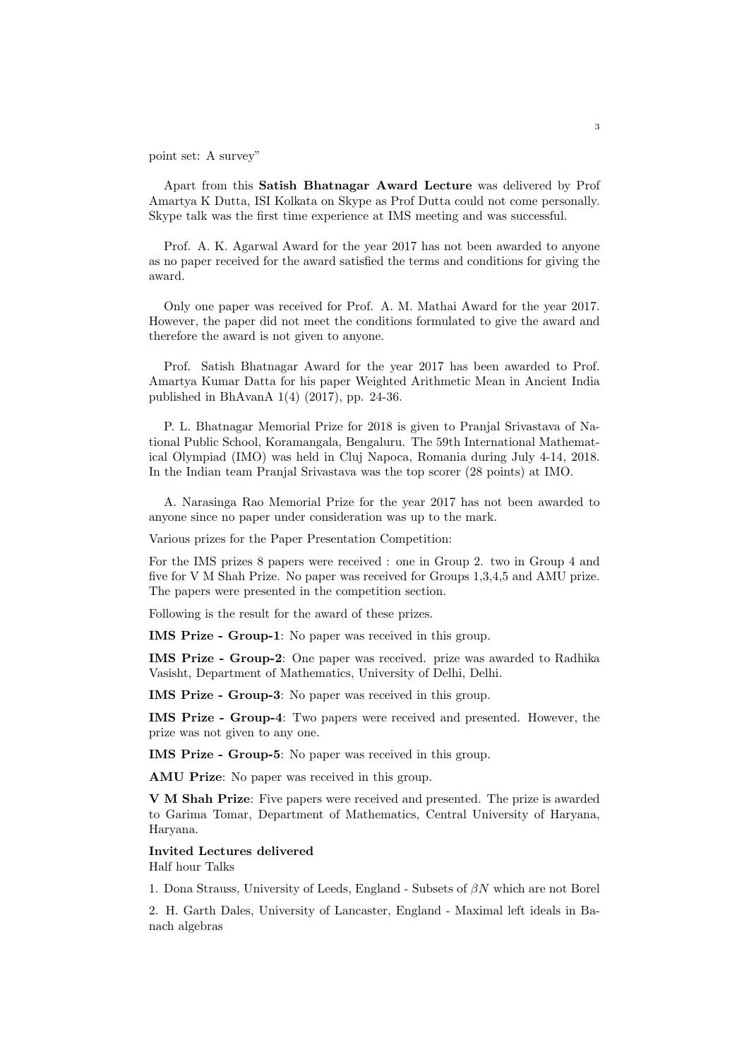point set: A survey"

Apart from this **Satish Bhatnagar Award Lecture** was delivered by Prof Amartya K Dutta, ISI Kolkata on Skype as Prof Dutta could not come personally. Skype talk was the first time experience at IMS meeting and was successful.

Prof. A. K. Agarwal Award for the year 2017 has not been awarded to anyone as no paper received for the award satisfied the terms and conditions for giving the award.

Only one paper was received for Prof. A. M. Mathai Award for the year 2017. However, the paper did not meet the conditions formulated to give the award and therefore the award is not given to anyone.

Prof. Satish Bhatnagar Award for the year 2017 has been awarded to Prof. Amartya Kumar Datta for his paper Weighted Arithmetic Mean in Ancient India published in BhAvanA 1(4) (2017), pp. 24-36.

P. L. Bhatnagar Memorial Prize for 2018 is given to Pranjal Srivastava of National Public School, Koramangala, Bengaluru. The 59th International Mathematical Olympiad (IMO) was held in Cluj Napoca, Romania during July 4-14, 2018. In the Indian team Pranjal Srivastava was the top scorer (28 points) at IMO.

A. Narasinga Rao Memorial Prize for the year 2017 has not been awarded to anyone since no paper under consideration was up to the mark.

Various prizes for the Paper Presentation Competition:

For the IMS prizes 8 papers were received : one in Group 2. two in Group 4 and five for V M Shah Prize. No paper was received for Groups 1,3,4,5 and AMU prize. The papers were presented in the competition section.

Following is the result for the award of these prizes.

**IMS Prize - Group-1**: No paper was received in this group.

**IMS Prize - Group-2**: One paper was received. prize was awarded to Radhika Vasisht, Department of Mathematics, University of Delhi, Delhi.

**IMS Prize - Group-3**: No paper was received in this group.

**IMS Prize - Group-4**: Two papers were received and presented. However, the prize was not given to any one.

**IMS Prize - Group-5**: No paper was received in this group.

**AMU Prize**: No paper was received in this group.

**V M Shah Prize**: Five papers were received and presented. The prize is awarded to Garima Tomar, Department of Mathematics, Central University of Haryana, Haryana.

**Invited Lectures delivered**
Half hour Talks

1. Dona Strauss, University of Leeds, England - Subsets of $\beta N$ which are not Borel

2. H. Garth Dales, University of Lancaster, England - Maximal left ideals in Banach algebras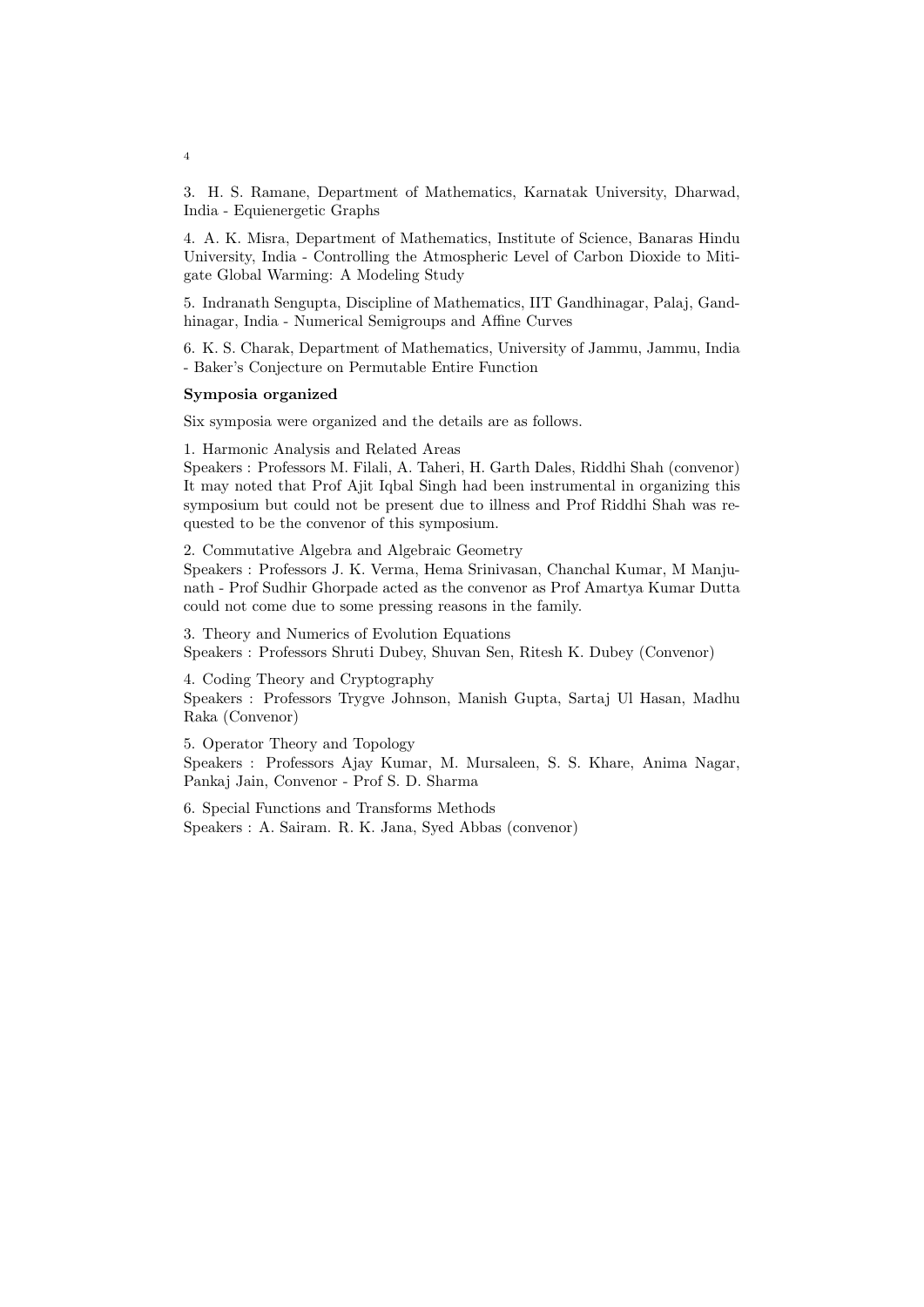3. H. S. Ramane, Department of Mathematics, Karnatak University, Dharwad, India - Equienergetic Graphs

4. A. K. Misra, Department of Mathematics, Institute of Science, Banaras Hindu University, India - Controlling the Atmospheric Level of Carbon Dioxide to Mitigate Global Warming: A Modeling Study

5. Indranath Sengupta, Discipline of Mathematics, IIT Gandhinagar, Palaj, Gandhinagar, India - Numerical Semigroups and Affine Curves

6. K. S. Charak, Department of Mathematics, University of Jammu, Jammu, India - Baker's Conjecture on Permutable Entire Function

**Symposia organized**

Six symposia were organized and the details are as follows.

1. Harmonic Analysis and Related Areas
Speakers : Professors M. Filali, A. Taheri, H. Garth Dales, Riddhi Shah (convenor)
It may noted that Prof Ajit Iqbal Singh had been instrumental in organizing this symposium but could not be present due to illness and Prof Riddhi Shah was requested to be the convenor of this symposium.

2. Commutative Algebra and Algebraic Geometry
Speakers : Professors J. K. Verma, Hema Srinivasan, Chanchal Kumar, M Manjunath - Prof Sudhir Ghorpade acted as the convenor as Prof Amartya Kumar Dutta could not come due to some pressing reasons in the family.

3. Theory and Numerics of Evolution Equations
Speakers : Professors Shruti Dubey, Shuvan Sen, Ritesh K. Dubey (Convenor)

4. Coding Theory and Cryptography
Speakers : Professors Trygve Johnson, Manish Gupta, Sartaj Ul Hasan, Madhu Raka (Convenor)

5. Operator Theory and Topology
Speakers : Professors Ajay Kumar, M. Mursaleen, S. S. Khare, Anima Nagar, Pankaj Jain, Convenor - Prof S. D. Sharma

6. Special Functions and Transforms Methods
Speakers : A. Sairam. R. K. Jana, Syed Abbas (convenor)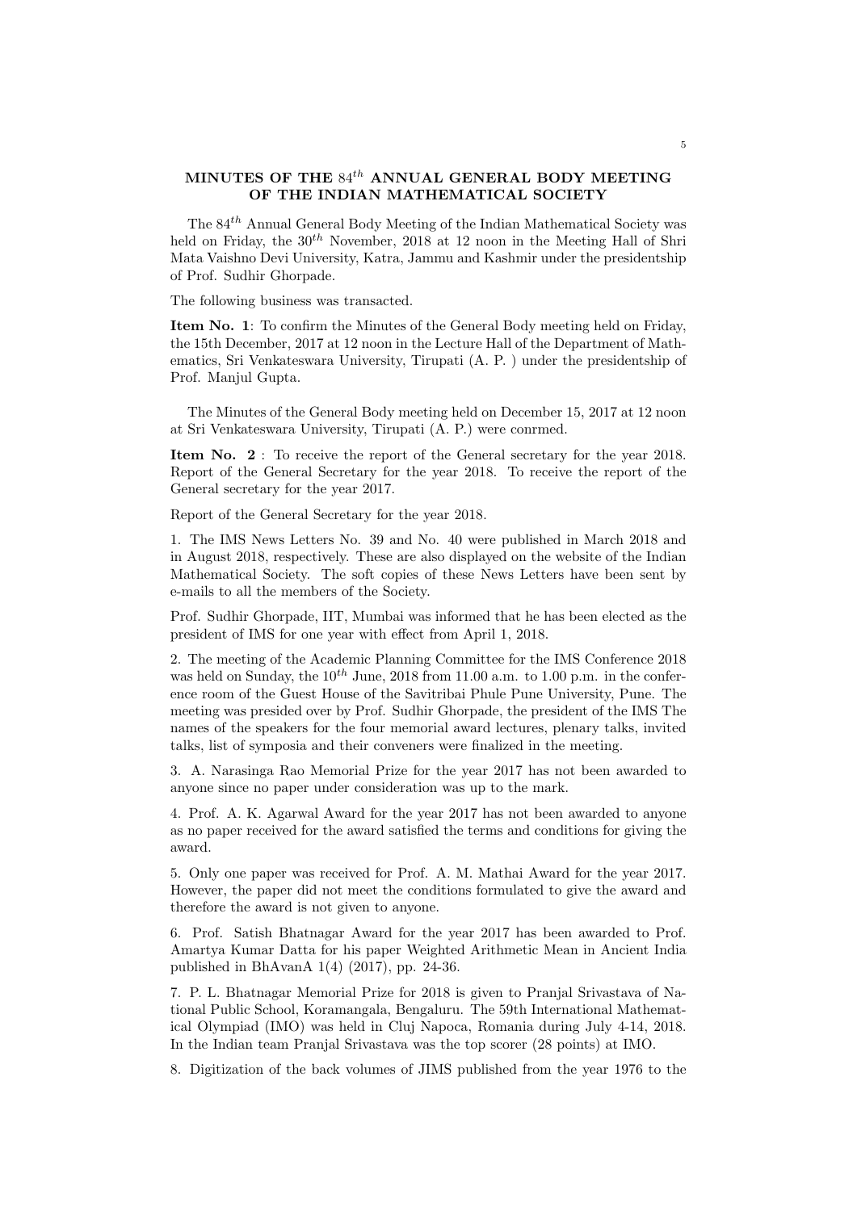## MINUTES OF THE $84^{th}$ ANNUAL GENERAL BODY MEETING OF THE INDIAN MATHEMATICAL SOCIETY

The $84^{th}$ Annual General Body Meeting of the Indian Mathematical Society was held on Friday, the $30^{th}$ November, 2018 at 12 noon in the Meeting Hall of Shri Mata Vaishno Devi University, Katra, Jammu and Kashmir under the presidentship of Prof. Sudhir Ghorpade.

The following business was transacted.

**Item No. 1**: To confirm the Minutes of the General Body meeting held on Friday, the 15th December, 2017 at 12 noon in the Lecture Hall of the Department of Mathematics, Sri Venkateswara University, Tirupati (A. P. ) under the presidentship of Prof. Manjul Gupta.

The Minutes of the General Body meeting held on December 15, 2017 at 12 noon at Sri Venkateswara University, Tirupati (A. P.) were conrmed.

**Item No. 2** : To receive the report of the General secretary for the year 2018. Report of the General Secretary for the year 2018. To receive the report of the General secretary for the year 2017.

Report of the General Secretary for the year 2018.

1. The IMS News Letters No. 39 and No. 40 were published in March 2018 and in August 2018, respectively. These are also displayed on the website of the Indian Mathematical Society. The soft copies of these News Letters have been sent by e-mails to all the members of the Society.

Prof. Sudhir Ghorpade, IIT, Mumbai was informed that he has been elected as the president of IMS for one year with effect from April 1, 2018.

2. The meeting of the Academic Planning Committee for the IMS Conference 2018 was held on Sunday, the $10^{th}$ June, 2018 from 11.00 a.m. to 1.00 p.m. in the conference room of the Guest House of the Savitribai Phule Pune University, Pune. The meeting was presided over by Prof. Sudhir Ghorpade, the president of the IMS The names of the speakers for the four memorial award lectures, plenary talks, invited talks, list of symposia and their conveners were finalized in the meeting.

3. A. Narasinga Rao Memorial Prize for the year 2017 has not been awarded to anyone since no paper under consideration was up to the mark.

4. Prof. A. K. Agarwal Award for the year 2017 has not been awarded to anyone as no paper received for the award satisfied the terms and conditions for giving the award.

5. Only one paper was received for Prof. A. M. Mathai Award for the year 2017. However, the paper did not meet the conditions formulated to give the award and therefore the award is not given to anyone.

6. Prof. Satish Bhatnagar Award for the year 2017 has been awarded to Prof. Amartya Kumar Datta for his paper Weighted Arithmetic Mean in Ancient India published in BhAvanA 1(4) (2017), pp. 24-36.

7. P. L. Bhatnagar Memorial Prize for 2018 is given to Pranjal Srivastava of National Public School, Koramangala, Bengaluru. The 59th International Mathematical Olympiad (IMO) was held in Cluj Napoca, Romania during July 4-14, 2018. In the Indian team Pranjal Srivastava was the top scorer (28 points) at IMO.

8. Digitization of the back volumes of JIMS published from the year 1976 to the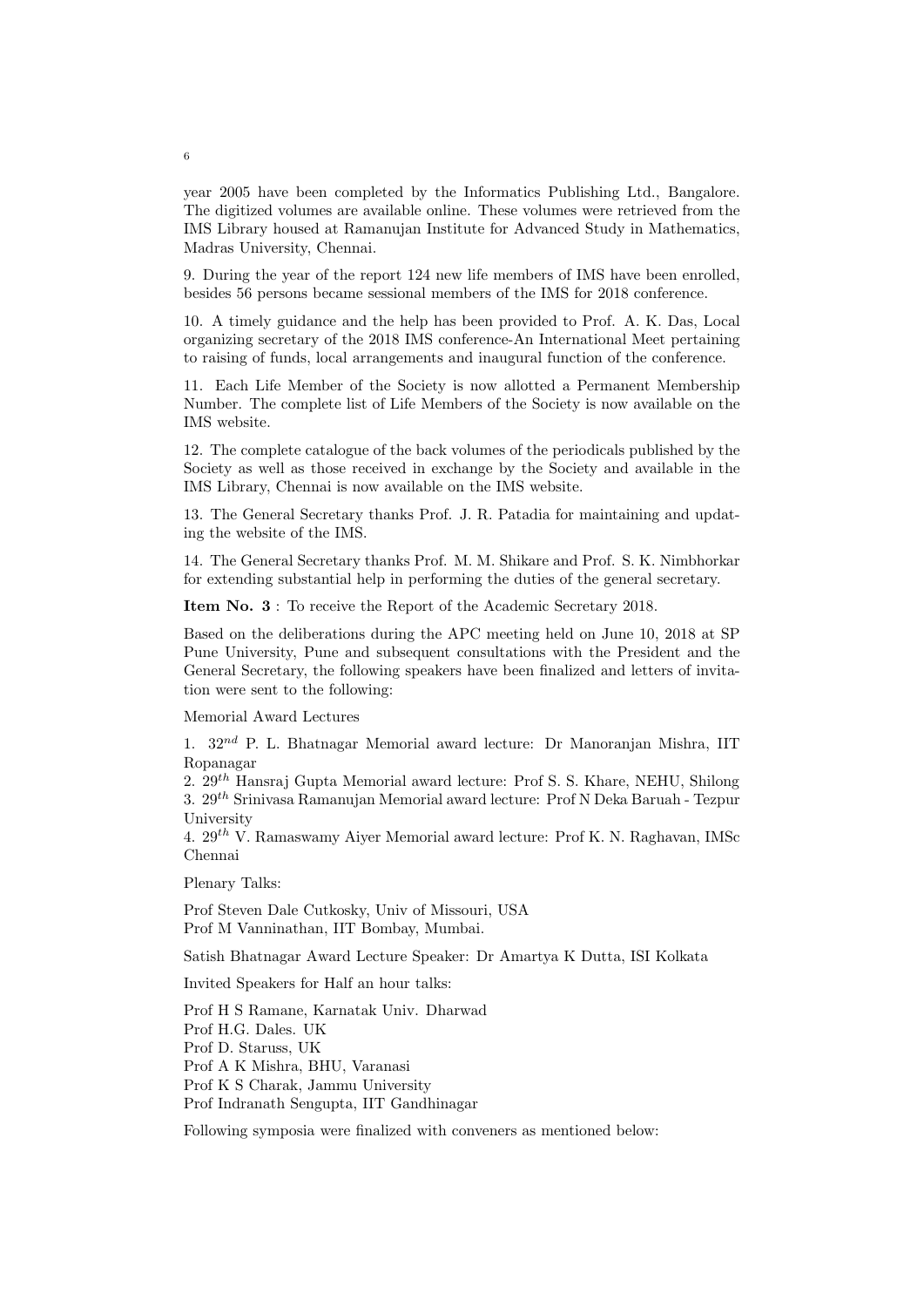year 2005 have been completed by the Informatics Publishing Ltd., Bangalore. The digitized volumes are available online. These volumes were retrieved from the IMS Library housed at Ramanujan Institute for Advanced Study in Mathematics, Madras University, Chennai.

9. During the year of the report 124 new life members of IMS have been enrolled, besides 56 persons became sessional members of the IMS for 2018 conference.

10. A timely guidance and the help has been provided to Prof. A. K. Das, Local organizing secretary of the 2018 IMS conference-An International Meet pertaining to raising of funds, local arrangements and inaugural function of the conference.

11. Each Life Member of the Society is now allotted a Permanent Membership Number. The complete list of Life Members of the Society is now available on the IMS website.

12. The complete catalogue of the back volumes of the periodicals published by the Society as well as those received in exchange by the Society and available in the IMS Library, Chennai is now available on the IMS website.

13. The General Secretary thanks Prof. J. R. Patadia for maintaining and updating the website of the IMS.

14. The General Secretary thanks Prof. M. M. Shikare and Prof. S. K. Nimbhorkar for extending substantial help in performing the duties of the general secretary.

**Item No. 3** : To receive the Report of the Academic Secretary 2018.

Based on the deliberations during the APC meeting held on June 10, 2018 at SP Pune University, Pune and subsequent consultations with the President and the General Secretary, the following speakers have been finalized and letters of invitation were sent to the following:

Memorial Award Lectures

1. $32^{nd}$ P. L. Bhatnagar Memorial award lecture: Dr Manoranjan Mishra, IIT Ropanagar
2. $29^{th}$ Hansraj Gupta Memorial award lecture: Prof S. S. Khare, NEHU, Shilong
3. $29^{th}$ Srinivasa Ramanujan Memorial award lecture: Prof N Deka Baruah - Tezpur University
4. $29^{th}$ V. Ramaswamy Aiyer Memorial award lecture: Prof K. N. Raghavan, IMSc Chennai

Plenary Talks:

Prof Steven Dale Cutkosky, Univ of Missouri, USA
Prof M Vanninathan, IIT Bombay, Mumbai.

Satish Bhatnagar Award Lecture Speaker: Dr Amartya K Dutta, ISI Kolkata

Invited Speakers for Half an hour talks:

Prof H S Ramane, Karnatak Univ. Dharwad
Prof H.G. Dales. UK
Prof D. Staruss, UK
Prof A K Mishra, BHU, Varanasi
Prof K S Charak, Jammu University
Prof Indranath Sengupta, IIT Gandhinagar

Following symposia were finalized with conveners as mentioned below: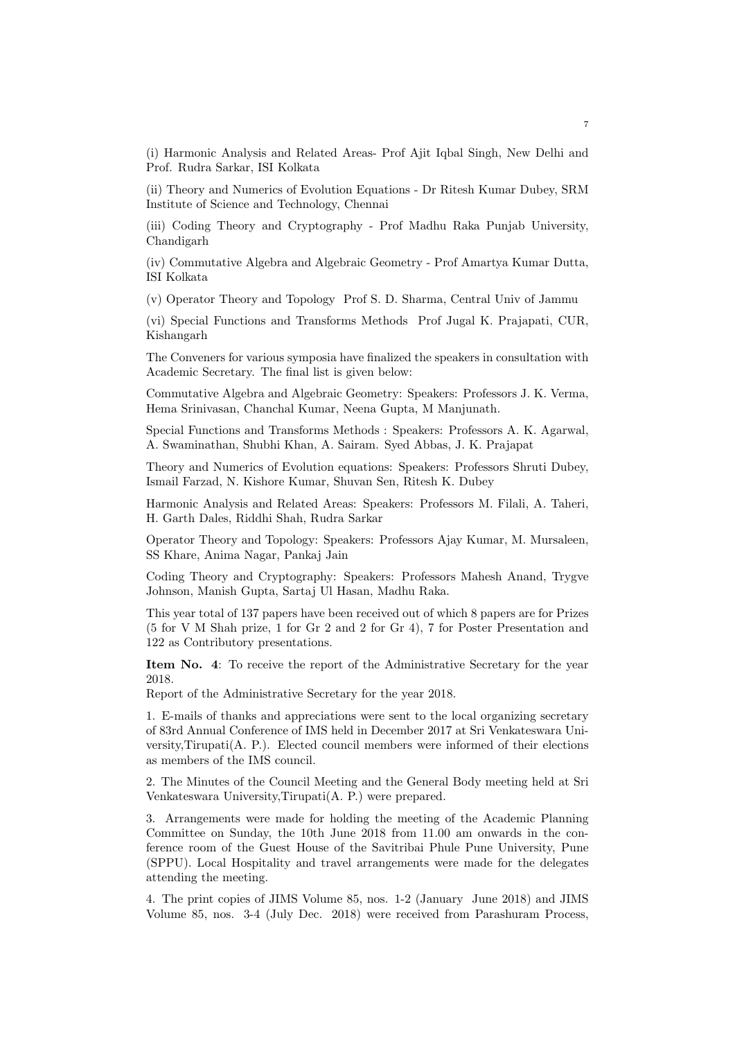(i) Harmonic Analysis and Related Areas- Prof Ajit Iqbal Singh, New Delhi and Prof. Rudra Sarkar, ISI Kolkata

(ii) Theory and Numerics of Evolution Equations - Dr Ritesh Kumar Dubey, SRM Institute of Science and Technology, Chennai

(iii) Coding Theory and Cryptography - Prof Madhu Raka Punjab University, Chandigarh

(iv) Commutative Algebra and Algebraic Geometry - Prof Amartya Kumar Dutta, ISI Kolkata

(v) Operator Theory and Topology Prof S. D. Sharma, Central Univ of Jammu

(vi) Special Functions and Transforms Methods Prof Jugal K. Prajapati, CUR, Kishangarh

The Conveners for various symposia have finalized the speakers in consultation with Academic Secretary. The final list is given below:

Commutative Algebra and Algebraic Geometry: Speakers: Professors J. K. Verma, Hema Srinivasan, Chanchal Kumar, Neena Gupta, M Manjunath.

Special Functions and Transforms Methods : Speakers: Professors A. K. Agarwal, A. Swaminathan, Shubhi Khan, A. Sairam. Syed Abbas, J. K. Prajapat

Theory and Numerics of Evolution equations: Speakers: Professors Shruti Dubey, Ismail Farzad, N. Kishore Kumar, Shuvan Sen, Ritesh K. Dubey

Harmonic Analysis and Related Areas: Speakers: Professors M. Filali, A. Taheri, H. Garth Dales, Riddhi Shah, Rudra Sarkar

Operator Theory and Topology: Speakers: Professors Ajay Kumar, M. Mursaleen, SS Khare, Anima Nagar, Pankaj Jain

Coding Theory and Cryptography: Speakers: Professors Mahesh Anand, Trygve Johnson, Manish Gupta, Sartaj Ul Hasan, Madhu Raka.

This year total of 137 papers have been received out of which 8 papers are for Prizes (5 for V M Shah prize, 1 for Gr 2 and 2 for Gr 4), 7 for Poster Presentation and 122 as Contributory presentations.

**Item No. 4**: To receive the report of the Administrative Secretary for the year 2018.
Report of the Administrative Secretary for the year 2018.

1. E-mails of thanks and appreciations were sent to the local organizing secretary of 83rd Annual Conference of IMS held in December 2017 at Sri Venkateswara University,Tirupati(A. P.). Elected council members were informed of their elections as members of the IMS council.

2. The Minutes of the Council Meeting and the General Body meeting held at Sri Venkateswara University,Tirupati(A. P.) were prepared.

3. Arrangements were made for holding the meeting of the Academic Planning Committee on Sunday, the 10th June 2018 from 11.00 am onwards in the conference room of the Guest House of the Savitribai Phule Pune University, Pune (SPPU). Local Hospitality and travel arrangements were made for the delegates attending the meeting.

4. The print copies of JIMS Volume 85, nos. 1-2 (January June 2018) and JIMS Volume 85, nos. 3-4 (July Dec. 2018) were received from Parashuram Process,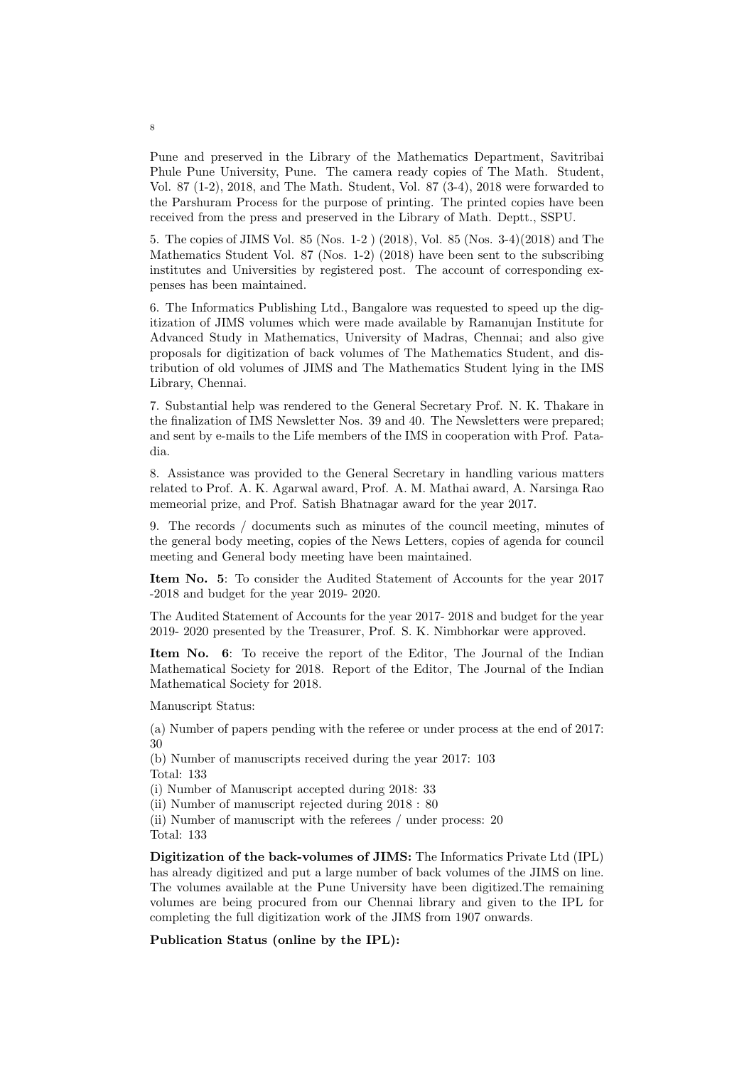Pune and preserved in the Library of the Mathematics Department, Savitribai Phule Pune University, Pune. The camera ready copies of The Math. Student, Vol. 87 (1-2), 2018, and The Math. Student, Vol. 87 (3-4), 2018 were forwarded to the Parshuram Process for the purpose of printing. The printed copies have been received from the press and preserved in the Library of Math. Deptt., SSPU.

5. The copies of JIMS Vol. 85 (Nos. 1-2 ) (2018), Vol. 85 (Nos. 3-4)(2018) and The Mathematics Student Vol. 87 (Nos. 1-2) (2018) have been sent to the subscribing institutes and Universities by registered post. The account of corresponding expenses has been maintained.

6. The Informatics Publishing Ltd., Bangalore was requested to speed up the digitization of JIMS volumes which were made available by Ramanujan Institute for Advanced Study in Mathematics, University of Madras, Chennai; and also give proposals for digitization of back volumes of The Mathematics Student, and distribution of old volumes of JIMS and The Mathematics Student lying in the IMS Library, Chennai.

7. Substantial help was rendered to the General Secretary Prof. N. K. Thakare in the finalization of IMS Newsletter Nos. 39 and 40. The Newsletters were prepared; and sent by e-mails to the Life members of the IMS in cooperation with Prof. Patadia.

8. Assistance was provided to the General Secretary in handling various matters related to Prof. A. K. Agarwal award, Prof. A. M. Mathai award, A. Narsinga Rao memeorial prize, and Prof. Satish Bhatnagar award for the year 2017.

9. The records / documents such as minutes of the council meeting, minutes of the general body meeting, copies of the News Letters, copies of agenda for council meeting and General body meeting have been maintained.

**Item No. 5**: To consider the Audited Statement of Accounts for the year 2017 -2018 and budget for the year 2019- 2020.

The Audited Statement of Accounts for the year 2017- 2018 and budget for the year 2019- 2020 presented by the Treasurer, Prof. S. K. Nimbhorkar were approved.

**Item No. 6**: To receive the report of the Editor, The Journal of the Indian Mathematical Society for 2018. Report of the Editor, The Journal of the Indian Mathematical Society for 2018.

Manuscript Status:

(a) Number of papers pending with the referee or under process at the end of 2017: 30
(b) Number of manuscripts received during the year 2017: 103
Total: 133
(i) Number of Manuscript accepted during 2018: 33
(ii) Number of manuscript rejected during 2018 : 80
(ii) Number of manuscript with the referees / under process: 20
Total: 133

**Digitization of the back-volumes of JIMS:** The Informatics Private Ltd (IPL) has already digitized and put a large number of back volumes of the JIMS on line. The volumes available at the Pune University have been digitized.The remaining volumes are being procured from our Chennai library and given to the IPL for completing the full digitization work of the JIMS from 1907 onwards.

**Publication Status (online by the IPL):**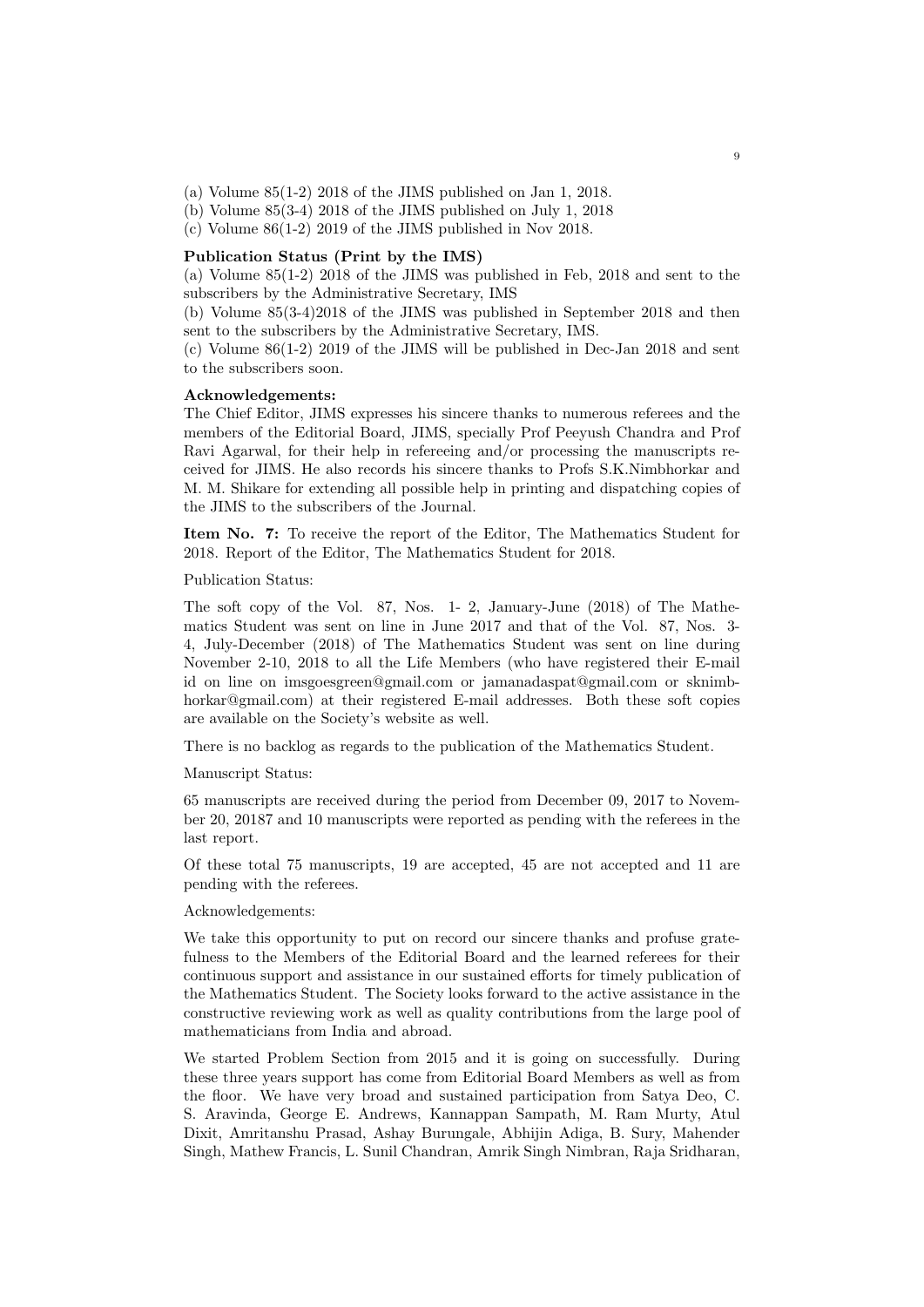(a) Volume 85(1-2) 2018 of the JIMS published on Jan 1, 2018.
(b) Volume 85(3-4) 2018 of the JIMS published on July 1, 2018
(c) Volume 86(1-2) 2019 of the JIMS published in Nov 2018.

**Publication Status (Print by the IMS)**

(a) Volume 85(1-2) 2018 of the JIMS was published in Feb, 2018 and sent to the subscribers by the Administrative Secretary, IMS

(b) Volume 85(3-4)2018 of the JIMS was published in September 2018 and then sent to the subscribers by the Administrative Secretary, IMS.

(c) Volume 86(1-2) 2019 of the JIMS will be published in Dec-Jan 2018 and sent to the subscribers soon.

**Acknowledgements:**

The Chief Editor, JIMS expresses his sincere thanks to numerous referees and the members of the Editorial Board, JIMS, specially Prof Peeyush Chandra and Prof Ravi Agarwal, for their help in refereeing and/or processing the manuscripts received for JIMS. He also records his sincere thanks to Profs S.K.Nimbhorkar and M. M. Shikare for extending all possible help in printing and dispatching copies of the JIMS to the subscribers of the Journal.

**Item No. 7:** To receive the report of the Editor, The Mathematics Student for 2018. Report of the Editor, The Mathematics Student for 2018.

Publication Status:

The soft copy of the Vol. 87, Nos. 1- 2, January-June (2018) of The Mathematics Student was sent on line in June 2017 and that of the Vol. 87, Nos. 3-4, July-December (2018) of The Mathematics Student was sent on line during November 2-10, 2018 to all the Life Members (who have registered their E-mail id on line on imsgoesgreen@gmail.com or jamanadaspat@gmail.com or sknimbhorkar@gmail.com) at their registered E-mail addresses. Both these soft copies are available on the Society's website as well.

There is no backlog as regards to the publication of the Mathematics Student.

Manuscript Status:

65 manuscripts are received during the period from December 09, 2017 to November 20, 20187 and 10 manuscripts were reported as pending with the referees in the last report.

Of these total 75 manuscripts, 19 are accepted, 45 are not accepted and 11 are pending with the referees.

Acknowledgements:

We take this opportunity to put on record our sincere thanks and profuse gratefulness to the Members of the Editorial Board and the learned referees for their continuous support and assistance in our sustained efforts for timely publication of the Mathematics Student. The Society looks forward to the active assistance in the constructive reviewing work as well as quality contributions from the large pool of mathematicians from India and abroad.

We started Problem Section from 2015 and it is going on successfully. During these three years support has come from Editorial Board Members as well as from the floor. We have very broad and sustained participation from Satya Deo, C. S. Aravinda, George E. Andrews, Kannappan Sampath, M. Ram Murty, Atul Dixit, Amritanshu Prasad, Ashay Burungale, Abhijin Adiga, B. Sury, Mahender Singh, Mathew Francis, L. Sunil Chandran, Amrik Singh Nimbran, Raja Sridharan,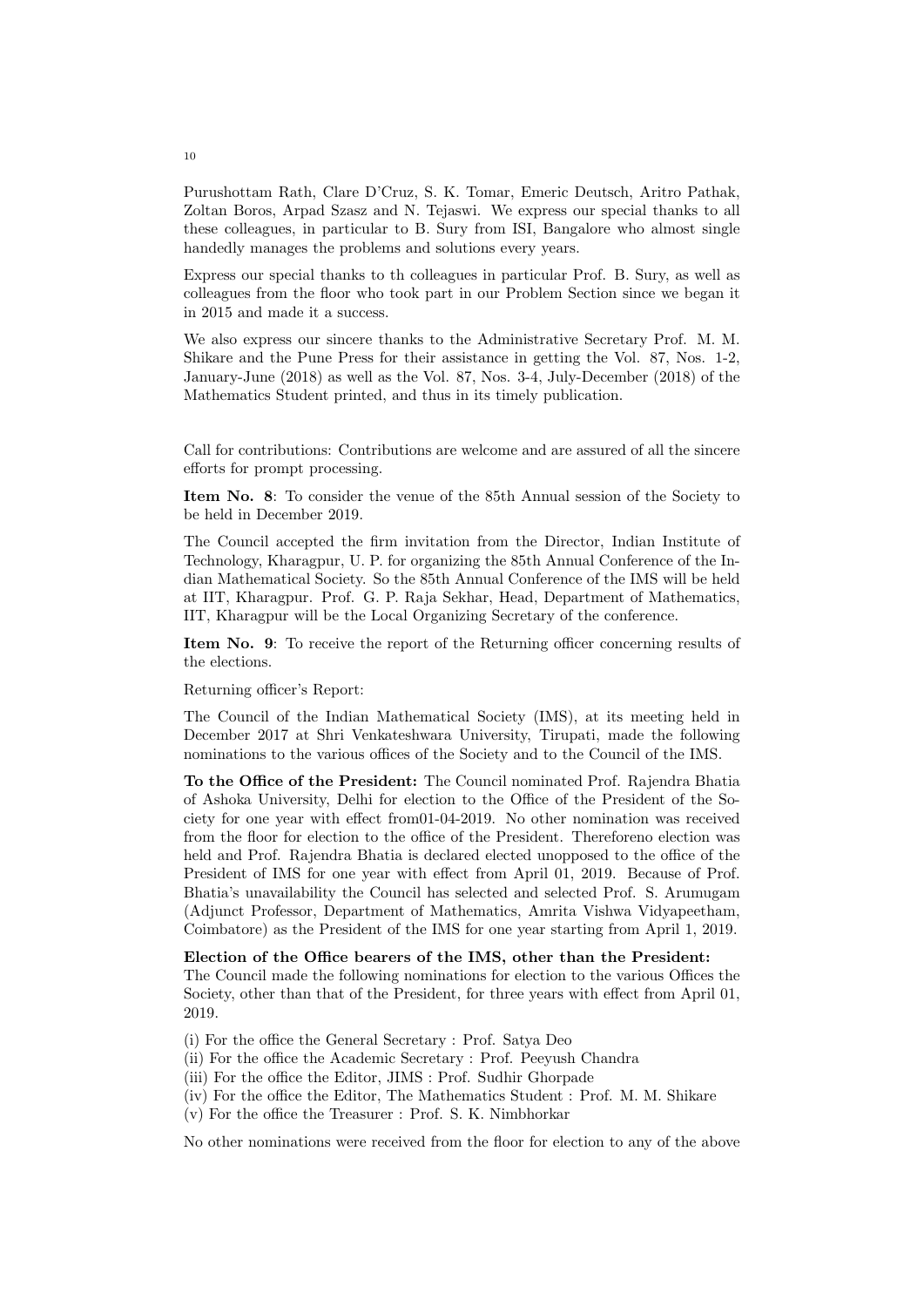Purushottam Rath, Clare D'Cruz, S. K. Tomar, Emeric Deutsch, Aritro Pathak, Zoltan Boros, Arpad Szasz and N. Tejaswi. We express our special thanks to all these colleagues, in particular to B. Sury from ISI, Bangalore who almost single handedly manages the problems and solutions every years.

Express our special thanks to th colleagues in particular Prof. B. Sury, as well as colleagues from the floor who took part in our Problem Section since we began it in 2015 and made it a success.

We also express our sincere thanks to the Administrative Secretary Prof. M. M. Shikare and the Pune Press for their assistance in getting the Vol. 87, Nos. 1-2, January-June (2018) as well as the Vol. 87, Nos. 3-4, July-December (2018) of the Mathematics Student printed, and thus in its timely publication.

Call for contributions: Contributions are welcome and are assured of all the sincere efforts for prompt processing.

**Item No. 8**: To consider the venue of the 85th Annual session of the Society to be held in December 2019.

The Council accepted the firm invitation from the Director, Indian Institute of Technology, Kharagpur, U. P. for organizing the 85th Annual Conference of the Indian Mathematical Society. So the 85th Annual Conference of the IMS will be held at IIT, Kharagpur. Prof. G. P. Raja Sekhar, Head, Department of Mathematics, IIT, Kharagpur will be the Local Organizing Secretary of the conference.

**Item No. 9**: To receive the report of the Returning officer concerning results of the elections.

Returning officer's Report:

The Council of the Indian Mathematical Society (IMS), at its meeting held in December 2017 at Shri Venkateshwara University, Tirupati, made the following nominations to the various offices of the Society and to the Council of the IMS.

**To the Office of the President:** The Council nominated Prof. Rajendra Bhatia of Ashoka University, Delhi for election to the Office of the President of the Society for one year with effect from01-04-2019. No other nomination was received from the floor for election to the office of the President. Thereforeno election was held and Prof. Rajendra Bhatia is declared elected unopposed to the office of the President of IMS for one year with effect from April 01, 2019. Because of Prof. Bhatia's unavailability the Council has selected and selected Prof. S. Arumugam (Adjunct Professor, Department of Mathematics, Amrita Vishwa Vidyapeetham, Coimbatore) as the President of the IMS for one year starting from April 1, 2019.

**Election of the Office bearers of the IMS, other than the President:**
The Council made the following nominations for election to the various Offices the Society, other than that of the President, for three years with effect from April 01, 2019.

(i) For the office the General Secretary : Prof. Satya Deo
(ii) For the office the Academic Secretary : Prof. Peeyush Chandra
(iii) For the office the Editor, JIMS : Prof. Sudhir Ghorpade
(iv) For the office the Editor, The Mathematics Student : Prof. M. M. Shikare
(v) For the office the Treasurer : Prof. S. K. Nimbhorkar

No other nominations were received from the floor for election to any of the above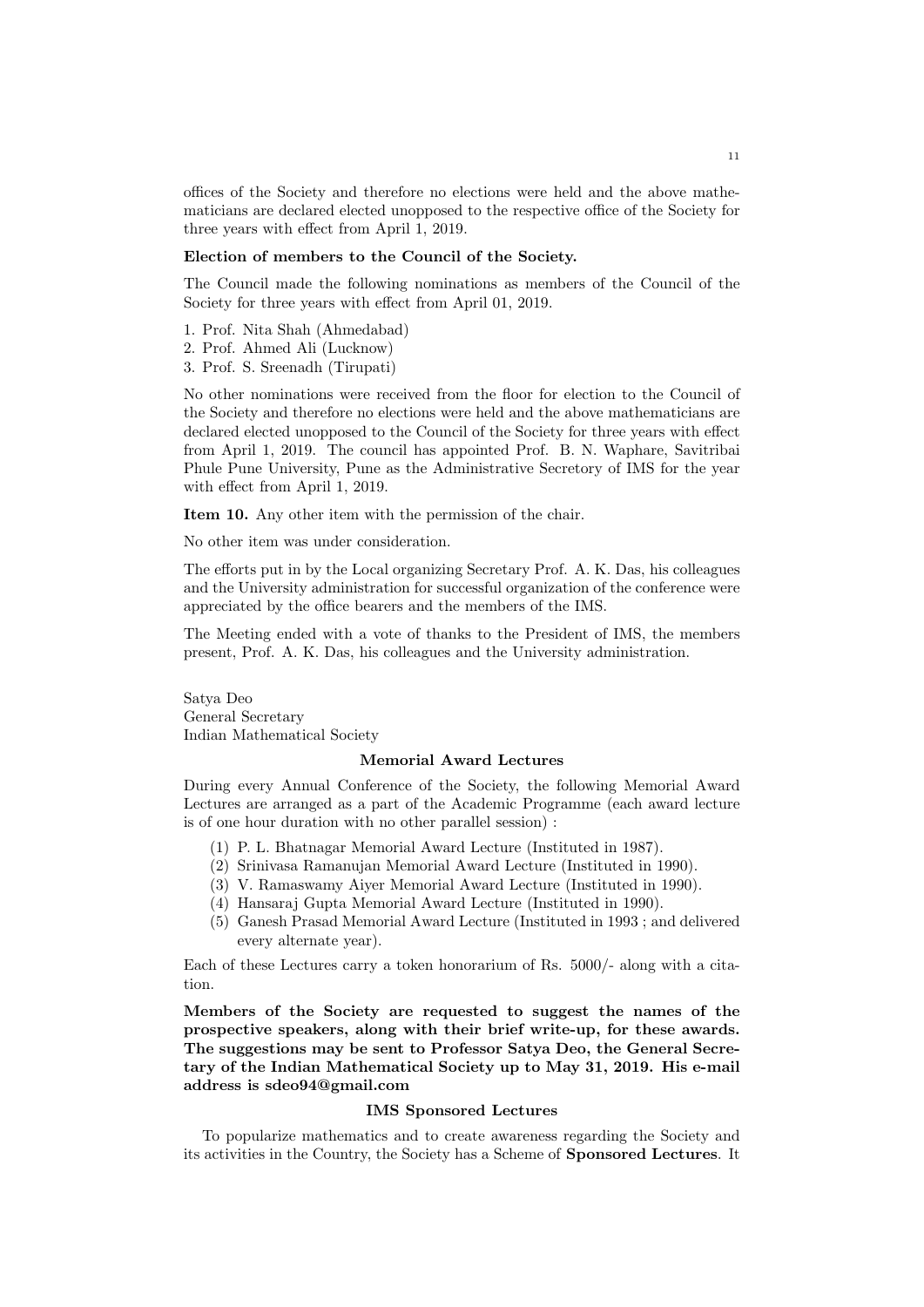offices of the Society and therefore no elections were held and the above mathematicians are declared elected unopposed to the respective office of the Society for three years with effect from April 1, 2019.

**Election of members to the Council of the Society.**

The Council made the following nominations as members of the Council of the Society for three years with effect from April 01, 2019.

1. Prof. Nita Shah (Ahmedabad)
2. Prof. Ahmed Ali (Lucknow)
3. Prof. S. Sreenadh (Tirupati)

No other nominations were received from the floor for election to the Council of the Society and therefore no elections were held and the above mathematicians are declared elected unopposed to the Council of the Society for three years with effect from April 1, 2019. The council has appointed Prof. B. N. Waphare, Savitribai Phule Pune University, Pune as the Administrative Secretory of IMS for the year with effect from April 1, 2019.

**Item 10.** Any other item with the permission of the chair.

No other item was under consideration.

The efforts put in by the Local organizing Secretary Prof. A. K. Das, his colleagues and the University administration for successful organization of the conference were appreciated by the office bearers and the members of the IMS.

The Meeting ended with a vote of thanks to the President of IMS, the members present, Prof. A. K. Das, his colleagues and the University administration.

Satya Deo
General Secretary
Indian Mathematical Society

### Memorial Award Lectures

During every Annual Conference of the Society, the following Memorial Award Lectures are arranged as a part of the Academic Programme (each award lecture is of one hour duration with no other parallel session) :

(1) P. L. Bhatnagar Memorial Award Lecture (Instituted in 1987).
(2) Srinivasa Ramanujan Memorial Award Lecture (Instituted in 1990).
(3) V. Ramaswamy Aiyer Memorial Award Lecture (Instituted in 1990).
(4) Hansaraj Gupta Memorial Award Lecture (Instituted in 1990).
(5) Ganesh Prasad Memorial Award Lecture (Instituted in 1993 ; and delivered every alternate year).

Each of these Lectures carry a token honorarium of Rs. 5000/- along with a citation.

**Members of the Society are requested to suggest the names of the prospective speakers, along with their brief write-up, for these awards. The suggestions may be sent to Professor Satya Deo, the General Secretary of the Indian Mathematical Society up to May 31, 2019. His e-mail address is sdeo94@gmail.com**

### IMS Sponsored Lectures

To popularize mathematics and to create awareness regarding the Society and its activities in the Country, the Society has a Scheme of **Sponsored Lectures**. It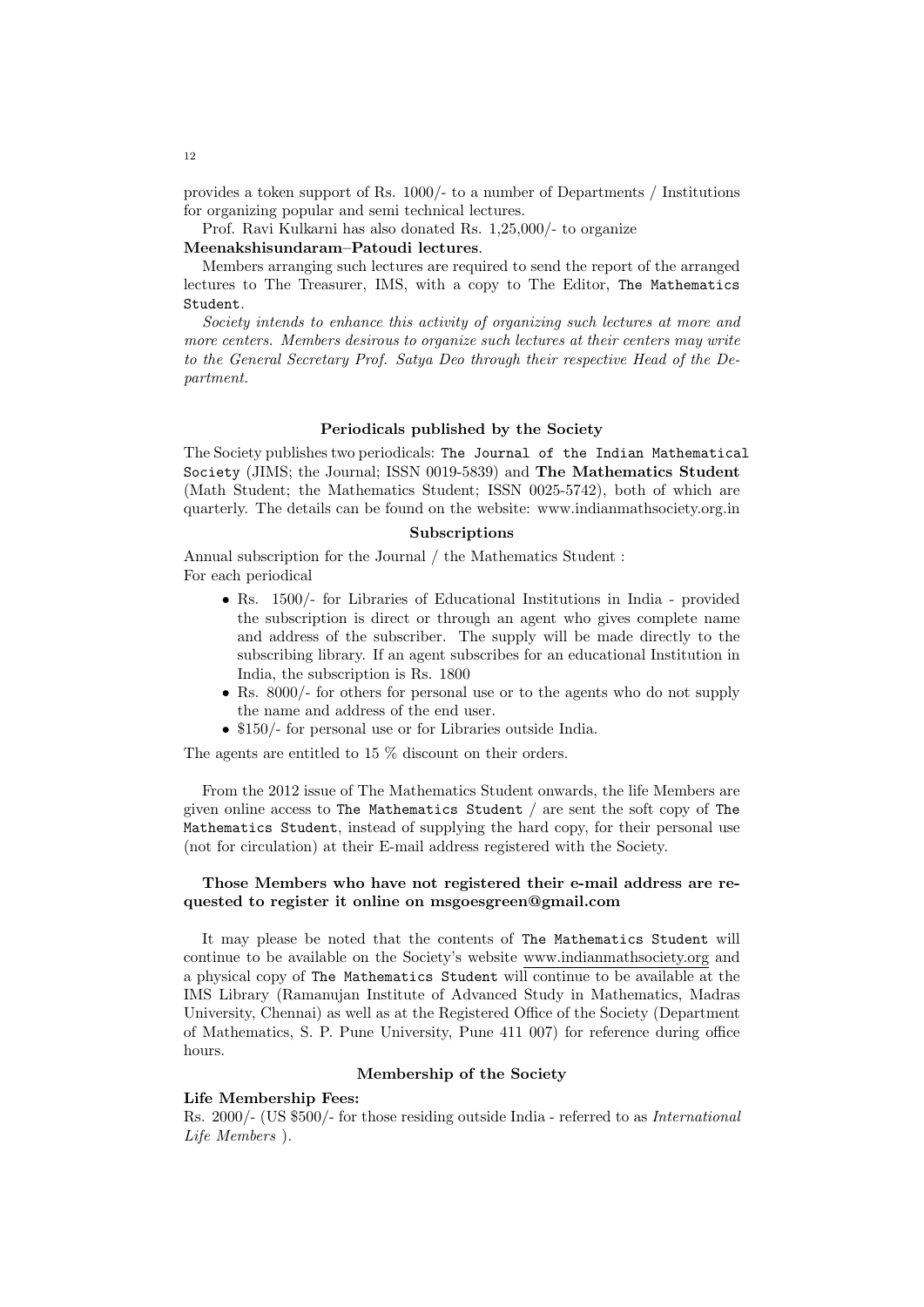provides a token support of Rs. 1000/- to a number of Departments / Institutions for organizing popular and semi technical lectures.

Prof. Ravi Kulkarni has also donated Rs. 1,25,000/- to organize **Meenakshisundaram–Patoudi lectures**.

Members arranging such lectures are required to send the report of the arranged lectures to The Treasurer, IMS, with a copy to The Editor, The Mathematics Student.

*Society intends to enhance this activity of organizing such lectures at more and more centers. Members desirous to organize such lectures at their centers may write to the General Secretary Prof. Satya Deo through their respective Head of the Department.*

### Periodicals published by the Society

The Society publishes two periodicals: The Journal of the Indian Mathematical Society (JIMS; the Journal; ISSN 0019-5839) and **The Mathematics Student** (Math Student; the Mathematics Student; ISSN 0025-5742), both of which are quarterly. The details can be found on the website: www.indianmathsociety.org.in

### Subscriptions

Annual subscription for the Journal / the Mathematics Student :
For each periodical

- Rs. 1500/- for Libraries of Educational Institutions in India - provided the subscription is direct or through an agent who gives complete name and address of the subscriber. The supply will be made directly to the subscribing library. If an agent subscribes for an educational Institution in India, the subscription is Rs. 1800
- Rs. 8000/- for others for personal use or to the agents who do not supply the name and address of the end user.
- $150/- for personal use or for Libraries outside India.

The agents are entitled to 15 % discount on their orders.

From the 2012 issue of The Mathematics Student onwards, the life Members are given online access to The Mathematics Student / are sent the soft copy of The Mathematics Student, instead of supplying the hard copy, for their personal use (not for circulation) at their E-mail address registered with the Society.

**Those Members who have not registered their e-mail address are requested to register it online on msgoesgreen@gmail.com**

It may please be noted that the contents of The Mathematics Student will continue to be available on the Society's website www.indianmathsociety.org and a physical copy of The Mathematics Student will continue to be available at the IMS Library (Ramanujan Institute of Advanced Study in Mathematics, Madras University, Chennai) as well as at the Registered Office of the Society (Department of Mathematics, S. P. Pune University, Pune 411 007) for reference during office hours.

### Membership of the Society

**Life Membership Fees:**
Rs. 2000/- (US $500/- for those residing outside India - referred to as *International Life Members* ).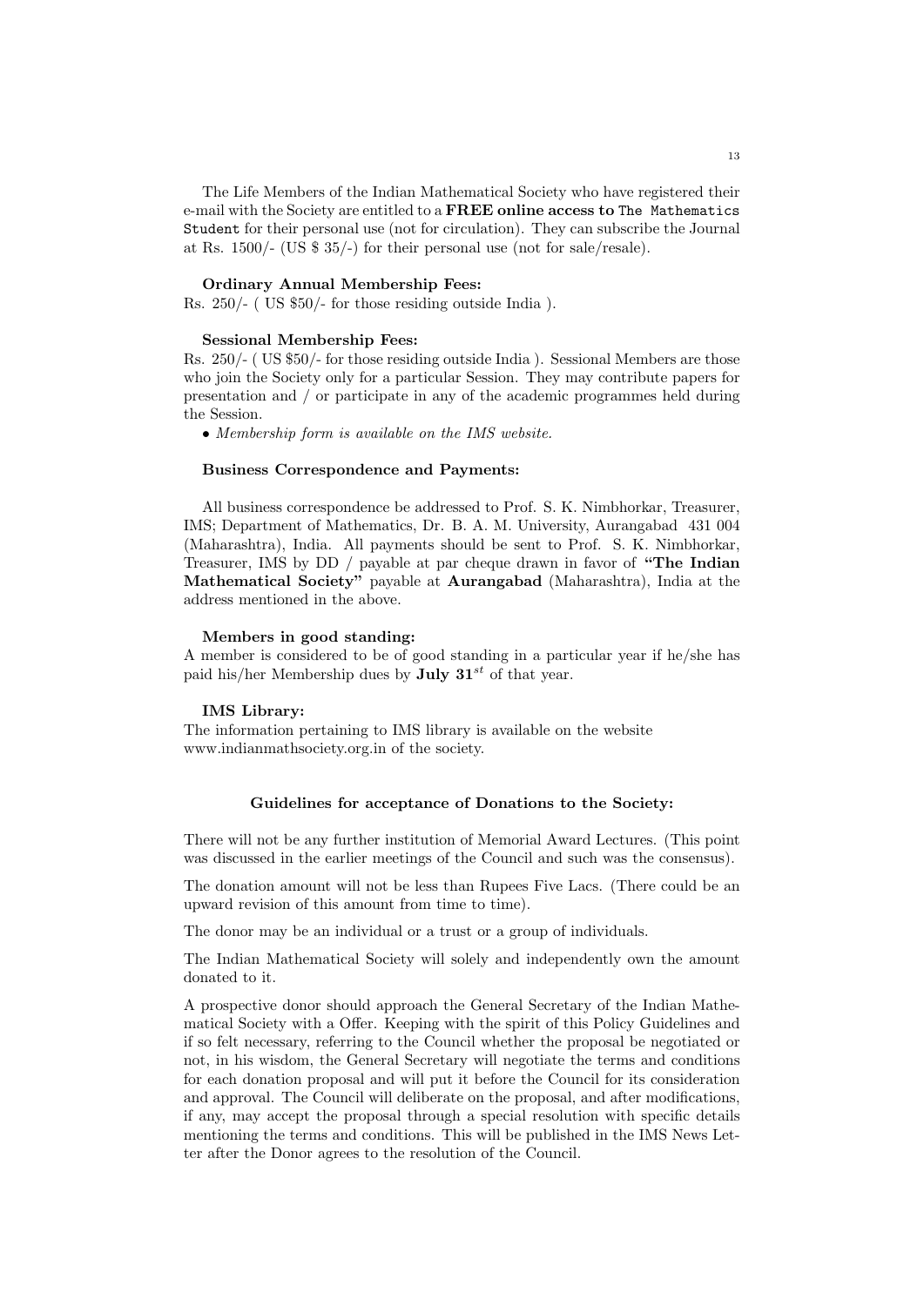The Life Members of the Indian Mathematical Society who have registered their e-mail with the Society are entitled to a **FREE online access to** The Mathematics Student for their personal use (not for circulation). They can subscribe the Journal at Rs. 1500/- (US $ 35/-) for their personal use (not for sale/resale).

**Ordinary Annual Membership Fees:**
Rs. 250/- ( US $50/- for those residing outside India ).

**Sessional Membership Fees:**
Rs. 250/- ( US $50/- for those residing outside India ). Sessional Members are those who join the Society only for a particular Session. They may contribute papers for presentation and / or participate in any of the academic programmes held during the Session.

- *Membership form is available on the IMS website.*

**Business Correspondence and Payments:**

All business correspondence be addressed to Prof. S. K. Nimbhorkar, Treasurer, IMS; Department of Mathematics, Dr. B. A. M. University, Aurangabad 431 004 (Maharashtra), India. All payments should be sent to Prof. S. K. Nimbhorkar, Treasurer, IMS by DD / payable at par cheque drawn in favor of **"The Indian Mathematical Society"** payable at **Aurangabad** (Maharashtra), India at the address mentioned in the above.

**Members in good standing:**
A member is considered to be of good standing in a particular year if he/she has paid his/her Membership dues by **July 31**$^{st}$ of that year.

**IMS Library:**
The information pertaining to IMS library is available on the website www.indianmathsociety.org.in of the society.

### Guidelines for acceptance of Donations to the Society:

There will not be any further institution of Memorial Award Lectures. (This point was discussed in the earlier meetings of the Council and such was the consensus).

The donation amount will not be less than Rupees Five Lacs. (There could be an upward revision of this amount from time to time).

The donor may be an individual or a trust or a group of individuals.

The Indian Mathematical Society will solely and independently own the amount donated to it.

A prospective donor should approach the General Secretary of the Indian Mathematical Society with a Offer. Keeping with the spirit of this Policy Guidelines and if so felt necessary, referring to the Council whether the proposal be negotiated or not, in his wisdom, the General Secretary will negotiate the terms and conditions for each donation proposal and will put it before the Council for its consideration and approval. The Council will deliberate on the proposal, and after modifications, if any, may accept the proposal through a special resolution with specific details mentioning the terms and conditions. This will be published in the IMS News Letter after the Donor agrees to the resolution of the Council.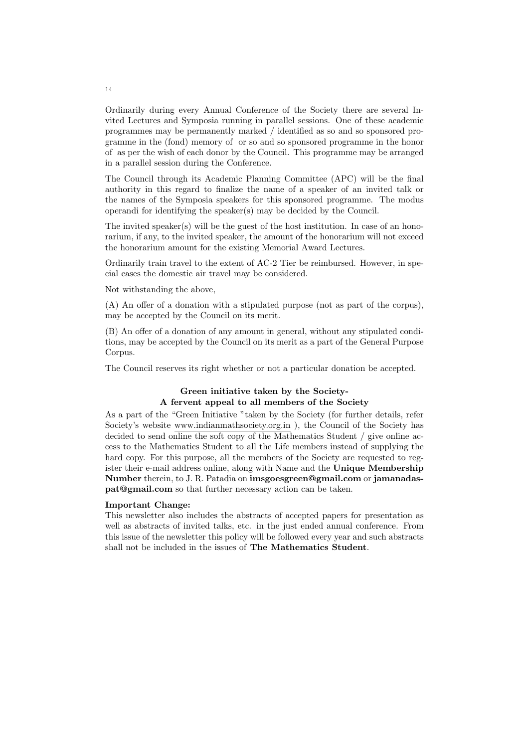Ordinarily during every Annual Conference of the Society there are several Invited Lectures and Symposia running in parallel sessions. One of these academic programmes may be permanently marked / identified as so and so sponsored programme in the (fond) memory of  or so and so sponsored programme in the honor of  as per the wish of each donor by the Council. This programme may be arranged in a parallel session during the Conference.

The Council through its Academic Planning Committee (APC) will be the final authority in this regard to finalize the name of a speaker of an invited talk or the names of the Symposia speakers for this sponsored programme. The modus operandi for identifying the speaker(s) may be decided by the Council.

The invited speaker(s) will be the guest of the host institution. In case of an honorarium, if any, to the invited speaker, the amount of the honorarium will not exceed the honorarium amount for the existing Memorial Award Lectures.

Ordinarily train travel to the extent of AC-2 Tier be reimbursed. However, in special cases the domestic air travel may be considered.

Not withstanding the above,

(A) An offer of a donation with a stipulated purpose (not as part of the corpus), may be accepted by the Council on its merit.

(B) An offer of a donation of any amount in general, without any stipulated conditions, may be accepted by the Council on its merit as a part of the General Purpose Corpus.

The Council reserves its right whether or not a particular donation be accepted.

**Green initiative taken by the Society-**
**A fervent appeal to all members of the Society**

As a part of the "Green Initiative "taken by the Society (for further details, refer Society's website www.indianmathsociety.org.in ), the Council of the Society has decided to send online the soft copy of the Mathematics Student / give online access to the Mathematics Student to all the Life members instead of supplying the hard copy. For this purpose, all the members of the Society are requested to register their e-mail address online, along with Name and the **Unique Membership Number** therein, to J. R. Patadia on **imsgoesgreen@gmail.com** or **jamanadaspat@gmail.com** so that further necessary action can be taken.

**Important Change:**
This newsletter also includes the abstracts of accepted papers for presentation as well as abstracts of invited talks, etc. in the just ended annual conference. From this issue of the newsletter this policy will be followed every year and such abstracts shall not be included in the issues of **The Mathematics Student**.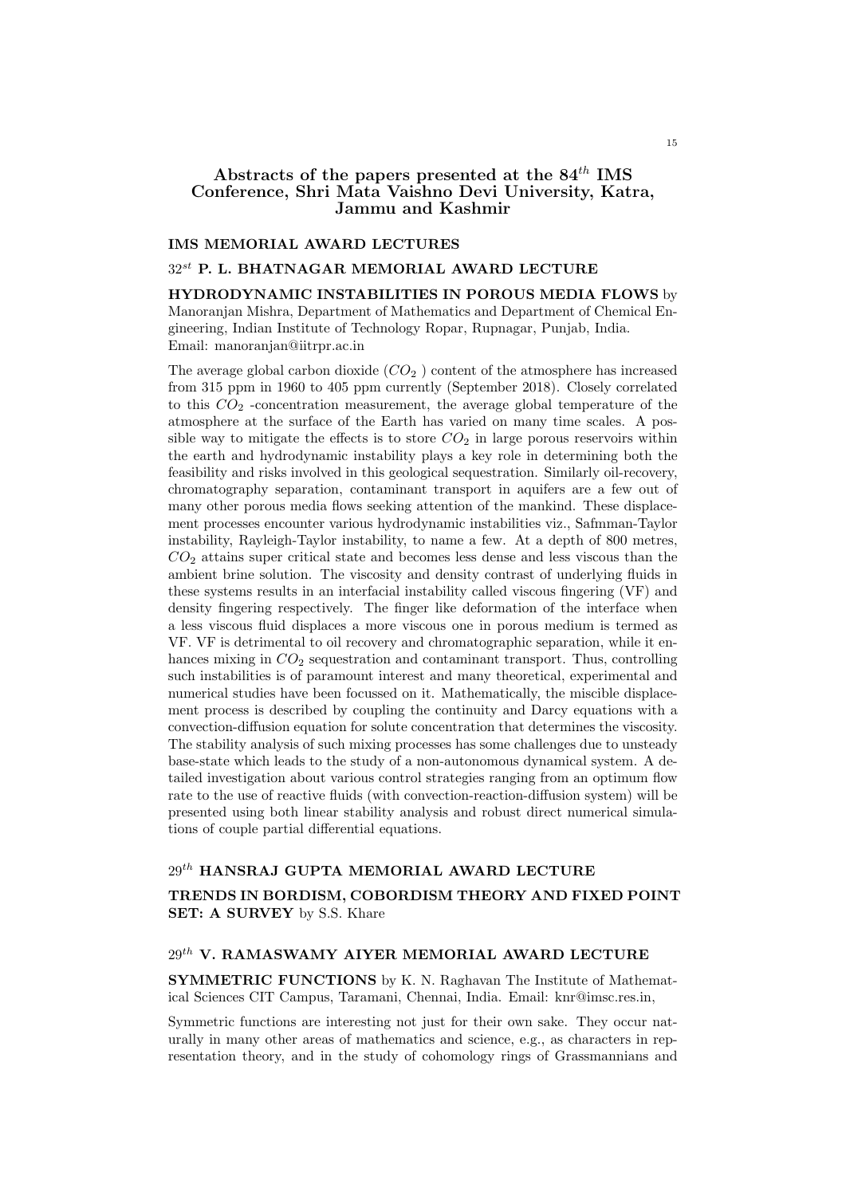# Abstracts of the papers presented at the 84$^{th}$ IMS Conference, Shri Mata Vaishno Devi University, Katra, Jammu and Kashmir

## IMS MEMORIAL AWARD LECTURES

### 32$^{st}$ P. L. BHATNAGAR MEMORIAL AWARD LECTURE

**HYDRODYNAMIC INSTABILITIES IN POROUS MEDIA FLOWS** by Manoranjan Mishra, Department of Mathematics and Department of Chemical Engineering, Indian Institute of Technology Ropar, Rupnagar, Punjab, India. Email: manoranjan@iitrpr.ac.in

The average global carbon dioxide ($CO_2$ ) content of the atmosphere has increased from 315 ppm in 1960 to 405 ppm currently (September 2018). Closely correlated to this $CO_2$ -concentration measurement, the average global temperature of the atmosphere at the surface of the Earth has varied on many time scales. A possible way to mitigate the effects is to store $CO_2$ in large porous reservoirs within the earth and hydrodynamic instability plays a key role in determining both the feasibility and risks involved in this geological sequestration. Similarly oil-recovery, chromatography separation, contaminant transport in aquifers are a few out of many other porous media flows seeking attention of the mankind. These displacement processes encounter various hydrodynamic instabilities viz., Safmman-Taylor instability, Rayleigh-Taylor instability, to name a few. At a depth of 800 metres, $CO_2$ attains super critical state and becomes less dense and less viscous than the ambient brine solution. The viscosity and density contrast of underlying fluids in these systems results in an interfacial instability called viscous fingering (VF) and density fingering respectively. The finger like deformation of the interface when a less viscous fluid displaces a more viscous one in porous medium is termed as VF. VF is detrimental to oil recovery and chromatographic separation, while it enhances mixing in $CO_2$ sequestration and contaminant transport. Thus, controlling such instabilities is of paramount interest and many theoretical, experimental and numerical studies have been focussed on it. Mathematically, the miscible displacement process is described by coupling the continuity and Darcy equations with a convection-diffusion equation for solute concentration that determines the viscosity. The stability analysis of such mixing processes has some challenges due to unsteady base-state which leads to the study of a non-autonomous dynamical system. A detailed investigation about various control strategies ranging from an optimum flow rate to the use of reactive fluids (with convection-reaction-diffusion system) will be presented using both linear stability analysis and robust direct numerical simulations of couple partial differential equations.

### 29$^{th}$ HANSRAJ GUPTA MEMORIAL AWARD LECTURE

**TRENDS IN BORDISM, COBORDISM THEORY AND FIXED POINT SET: A SURVEY** by S.S. Khare

### 29$^{th}$ V. RAMASWAMY AIYER MEMORIAL AWARD LECTURE

**SYMMETRIC FUNCTIONS** by K. N. Raghavan The Institute of Mathematical Sciences CIT Campus, Taramani, Chennai, India. Email: knr@imsc.res.in,

Symmetric functions are interesting not just for their own sake. They occur naturally in many other areas of mathematics and science, e.g., as characters in representation theory, and in the study of cohomology rings of Grassmannians and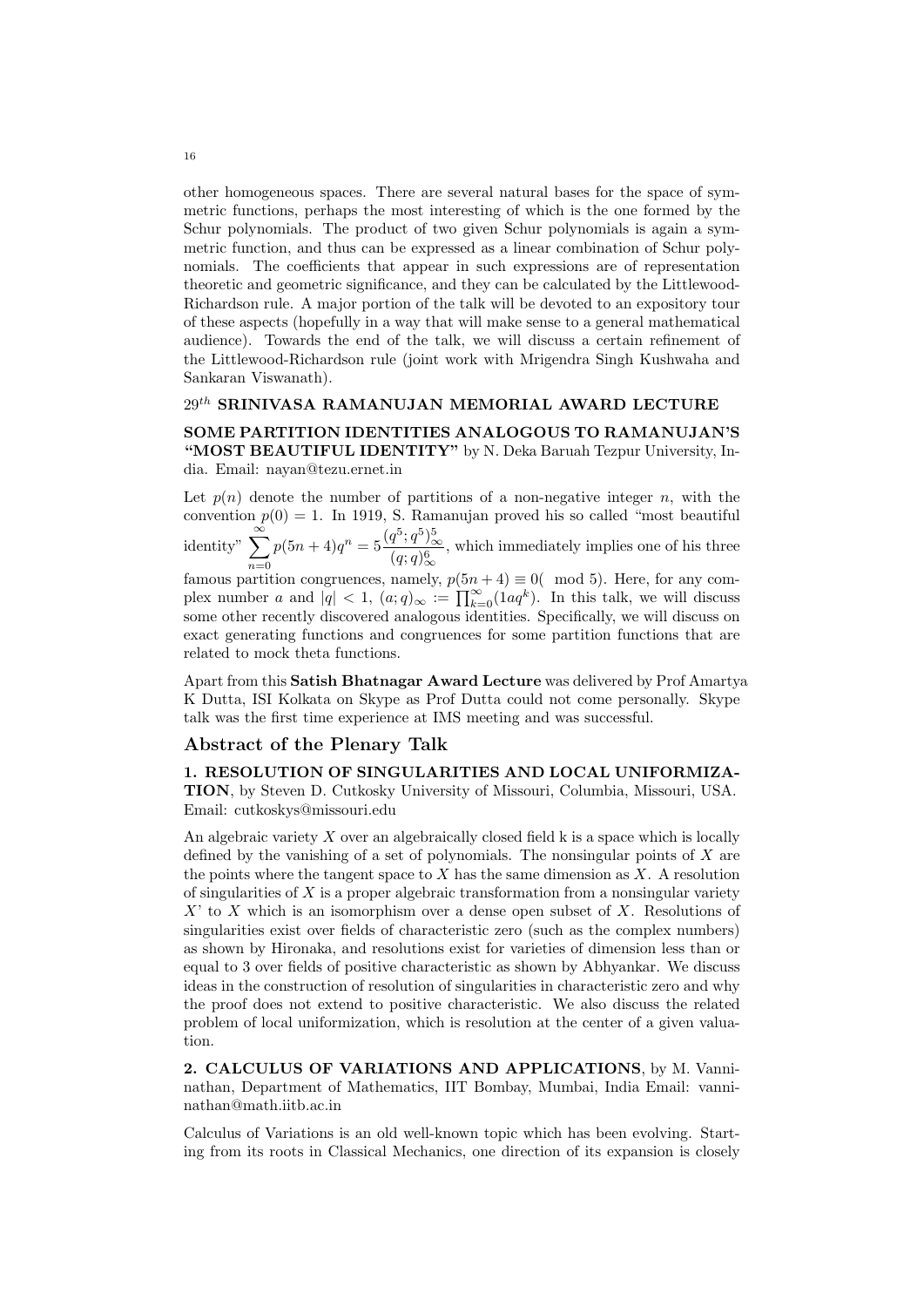other homogeneous spaces. There are several natural bases for the space of symmetric functions, perhaps the most interesting of which is the one formed by the Schur polynomials. The product of two given Schur polynomials is again a symmetric function, and thus can be expressed as a linear combination of Schur polynomials. The coefficients that appear in such expressions are of representation theoretic and geometric significance, and they can be calculated by the Littlewood-Richardson rule. A major portion of the talk will be devoted to an expository tour of these aspects (hopefully in a way that will make sense to a general mathematical audience). Towards the end of the talk, we will discuss a certain refinement of the Littlewood-Richardson rule (joint work with Mrigendra Singh Kushwaha and Sankaran Viswanath).

### $29^{th}$ SRINIVASA RAMANUJAN MEMORIAL AWARD LECTURE

**SOME PARTITION IDENTITIES ANALOGOUS TO RAMANUJAN'S "MOST BEAUTIFUL IDENTITY"** by N. Deka Baruah Tezpur University, India. Email: nayan@tezu.ernet.in

Let $p(n)$ denote the number of partitions of a non-negative integer $n$, with the convention $p(0) = 1$. In 1919, S. Ramanujan proved his so called "most beautiful identity" $\sum_{n=0}^{\infty} p(5n+4)q^n = 5\frac{(q^5;q^5)_\infty^5}{(q;q)_\infty^6}$, which immediately implies one of his three famous partition congruences, namely, $p(5n+4) \equiv 0(\mod 5)$. Here, for any complex number $a$ and $|q| < 1$, $(a;q)_\infty := \prod_{k=0}^{\infty}(1aq^k)$. In this talk, we will discuss some other recently discovered analogous identities. Specifically, we will discuss on exact generating functions and congruences for some partition functions that are related to mock theta functions.

Apart from this **Satish Bhatnagar Award Lecture** was delivered by Prof Amartya K Dutta, ISI Kolkata on Skype as Prof Dutta could not come personally. Skype talk was the first time experience at IMS meeting and was successful.

## Abstract of the Plenary Talk

**1. RESOLUTION OF SINGULARITIES AND LOCAL UNIFORMIZATION**, by Steven D. Cutkosky University of Missouri, Columbia, Missouri, USA. Email: cutkoskys@missouri.edu

An algebraic variety $X$ over an algebraically closed field k is a space which is locally defined by the vanishing of a set of polynomials. The nonsingular points of $X$ are the points where the tangent space to $X$ has the same dimension as $X$. A resolution of singularities of $X$ is a proper algebraic transformation from a nonsingular variety $X$' to $X$ which is an isomorphism over a dense open subset of $X$. Resolutions of singularities exist over fields of characteristic zero (such as the complex numbers) as shown by Hironaka, and resolutions exist for varieties of dimension less than or equal to 3 over fields of positive characteristic as shown by Abhyankar. We discuss ideas in the construction of resolution of singularities in characteristic zero and why the proof does not extend to positive characteristic. We also discuss the related problem of local uniformization, which is resolution at the center of a given valuation.

**2. CALCULUS OF VARIATIONS AND APPLICATIONS**, by M. Vanninathan, Department of Mathematics, IIT Bombay, Mumbai, India Email: vanninathan@math.iitb.ac.in

Calculus of Variations is an old well-known topic which has been evolving. Starting from its roots in Classical Mechanics, one direction of its expansion is closely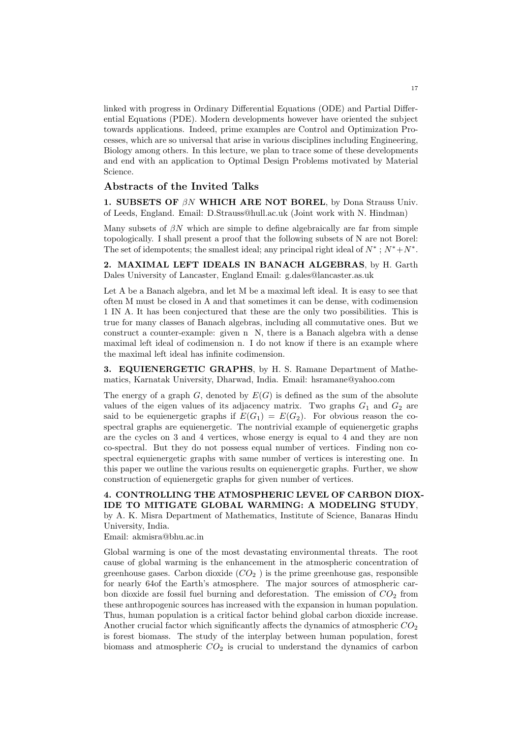linked with progress in Ordinary Differential Equations (ODE) and Partial Differential Equations (PDE). Modern developments however have oriented the subject towards applications. Indeed, prime examples are Control and Optimization Processes, which are so universal that arise in various disciplines including Engineering, Biology among others. In this lecture, we plan to trace some of these developments and end with an application to Optimal Design Problems motivated by Material Science.

## Abstracts of the Invited Talks

**1. SUBSETS OF $\beta N$ WHICH ARE NOT BOREL**, by Dona Strauss Univ. of Leeds, England. Email: D.Strauss@hull.ac.uk (Joint work with N. Hindman)

Many subsets of $\beta N$ which are simple to define algebraically are far from simple topologically. I shall present a proof that the following subsets of N are not Borel: The set of idempotents; the smallest ideal; any principal right ideal of $N^*$ ; $N^*+N^*$.

**2. MAXIMAL LEFT IDEALS IN BANACH ALGEBRAS**, by H. Garth Dales University of Lancaster, England Email: g.dales@lancaster.as.uk

Let A be a Banach algebra, and let M be a maximal left ideal. It is easy to see that often M must be closed in A and that sometimes it can be dense, with codimension 1 IN A. It has been conjectured that these are the only two possibilities. This is true for many classes of Banach algebras, including all commutative ones. But we construct a counter-example: given n  N, there is a Banach algebra with a dense maximal left ideal of codimension n. I do not know if there is an example where the maximal left ideal has infinite codimension.

**3. EQUIENERGETIC GRAPHS**, by H. S. Ramane Department of Mathematics, Karnatak University, Dharwad, India. Email: hsramane@yahoo.com

The energy of a graph $G$, denoted by $E(G)$ is defined as the sum of the absolute values of the eigen values of its adjacency matrix. Two graphs $G_1$ and $G_2$ are said to be equienergetic graphs if $E(G_1) = E(G_2)$. For obvious reason the co-spectral graphs are equienergetic. The nontrivial example of equienergetic graphs are the cycles on 3 and 4 vertices, whose energy is equal to 4 and they are non co-spectral. But they do not possess equal number of vertices. Finding non co-spectral equienergetic graphs with same number of vertices is interesting one. In this paper we outline the various results on equienergetic graphs. Further, we show construction of equienergetic graphs for given number of vertices.

**4. CONTROLLING THE ATMOSPHERIC LEVEL OF CARBON DIOXIDE TO MITIGATE GLOBAL WARMING: A MODELING STUDY**, by A. K. Misra Department of Mathematics, Institute of Science, Banaras Hindu University, India.
Email: akmisra@bhu.ac.in

Global warming is one of the most devastating environmental threats. The root cause of global warming is the enhancement in the atmospheric concentration of greenhouse gases. Carbon dioxide ($CO_2$ ) is the prime greenhouse gas, responsible for nearly 64of the Earth's atmosphere. The major sources of atmospheric carbon dioxide are fossil fuel burning and deforestation. The emission of $CO_2$ from these anthropogenic sources has increased with the expansion in human population. Thus, human population is a critical factor behind global carbon dioxide increase. Another crucial factor which significantly affects the dynamics of atmospheric $CO_2$ is forest biomass. The study of the interplay between human population, forest biomass and atmospheric $CO_2$ is crucial to understand the dynamics of carbon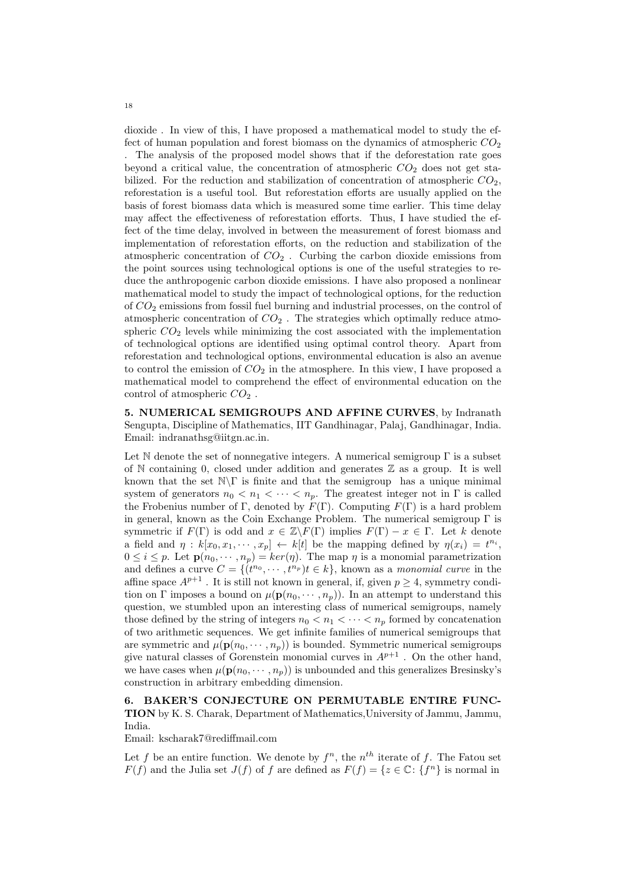dioxide . In view of this, I have proposed a mathematical model to study the effect of human population and forest biomass on the dynamics of atmospheric $CO_2$ . The analysis of the proposed model shows that if the deforestation rate goes beyond a critical value, the concentration of atmospheric $CO_2$ does not get stabilized. For the reduction and stabilization of concentration of atmospheric $CO_2$, reforestation is a useful tool. But reforestation efforts are usually applied on the basis of forest biomass data which is measured some time earlier. This time delay may affect the effectiveness of reforestation efforts. Thus, I have studied the effect of the time delay, involved in between the measurement of forest biomass and implementation of reforestation efforts, on the reduction and stabilization of the atmospheric concentration of $CO_2$ . Curbing the carbon dioxide emissions from the point sources using technological options is one of the useful strategies to reduce the anthropogenic carbon dioxide emissions. I have also proposed a nonlinear mathematical model to study the impact of technological options, for the reduction of $CO_2$ emissions from fossil fuel burning and industrial processes, on the control of atmospheric concentration of $CO_2$ . The strategies which optimally reduce atmospheric $CO_2$ levels while minimizing the cost associated with the implementation of technological options are identified using optimal control theory. Apart from reforestation and technological options, environmental education is also an avenue to control the emission of $CO_2$ in the atmosphere. In this view, I have proposed a mathematical model to comprehend the effect of environmental education on the control of atmospheric $CO_2$ .

**5. NUMERICAL SEMIGROUPS AND AFFINE CURVES**, by Indranath Sengupta, Discipline of Mathematics, IIT Gandhinagar, Palaj, Gandhinagar, India. Email: indranathsg@iitgn.ac.in.

Let $\mathbb{N}$ denote the set of nonnegative integers. A numerical semigroup $\Gamma$ is a subset of $\mathbb{N}$ containing 0, closed under addition and generates $\mathbb{Z}$ as a group. It is well known that the set $\mathbb{N}\backslash\Gamma$ is finite and that the semigroup has a unique minimal system of generators $n_0 < n_1 < \cdots < n_p$. The greatest integer not in $\Gamma$ is called the Frobenius number of $\Gamma$, denoted by $F(\Gamma)$. Computing $F(\Gamma)$ is a hard problem in general, known as the Coin Exchange Problem. The numerical semigroup $\Gamma$ is symmetric if $F(\Gamma)$ is odd and $x \in \mathbb{Z}\backslash F(\Gamma)$ implies $F(\Gamma) - x \in \Gamma$. Let $k$ denote a field and $\eta : k[x_0, x_1, \cdots, x_p] \leftarrow k[t]$ be the mapping defined by $\eta(x_i) = t^{n_i}$, $0 \leq i \leq p$. Let $\mathbf{p}(n_0, \cdots, n_p) = ker(\eta)$. The map $\eta$ is a monomial parametrization and defines a curve $C = \{(t^{n_0}, \cdots, t^{n_p})t \in k\}$, known as a *monomial curve* in the affine space $A^{p+1}$ . It is still not known in general, if, given $p \geq 4$, symmetry condition on $\Gamma$ imposes a bound on $\mu(\mathbf{p}(n_0, \cdots, n_p))$. In an attempt to understand this question, we stumbled upon an interesting class of numerical semigroups, namely those defined by the string of integers $n_0 < n_1 < \cdots < n_p$ formed by concatenation of two arithmetic sequences. We get infinite families of numerical semigroups that are symmetric and $\mu(\mathbf{p}(n_0, \cdots, n_p))$ is bounded. Symmetric numerical semigroups give natural classes of Gorenstein monomial curves in $A^{p+1}$ . On the other hand, we have cases when $\mu(\mathbf{p}(n_0, \cdots, n_p))$ is unbounded and this generalizes Bresinsky's construction in arbitrary embedding dimension.

**6. BAKER'S CONJECTURE ON PERMUTABLE ENTIRE FUNCTION** by K. S. Charak, Department of Mathematics,University of Jammu, Jammu, India.
Email: kscharak7@rediffmail.com

Let $f$ be an entire function. We denote by $f^n$, the $n^{th}$ iterate of $f$. The Fatou set $F(f)$ and the Julia set $J(f)$ of $f$ are defined as $F(f) = \{z \in \mathbb{C}$: $\{f^n\}$ is normal in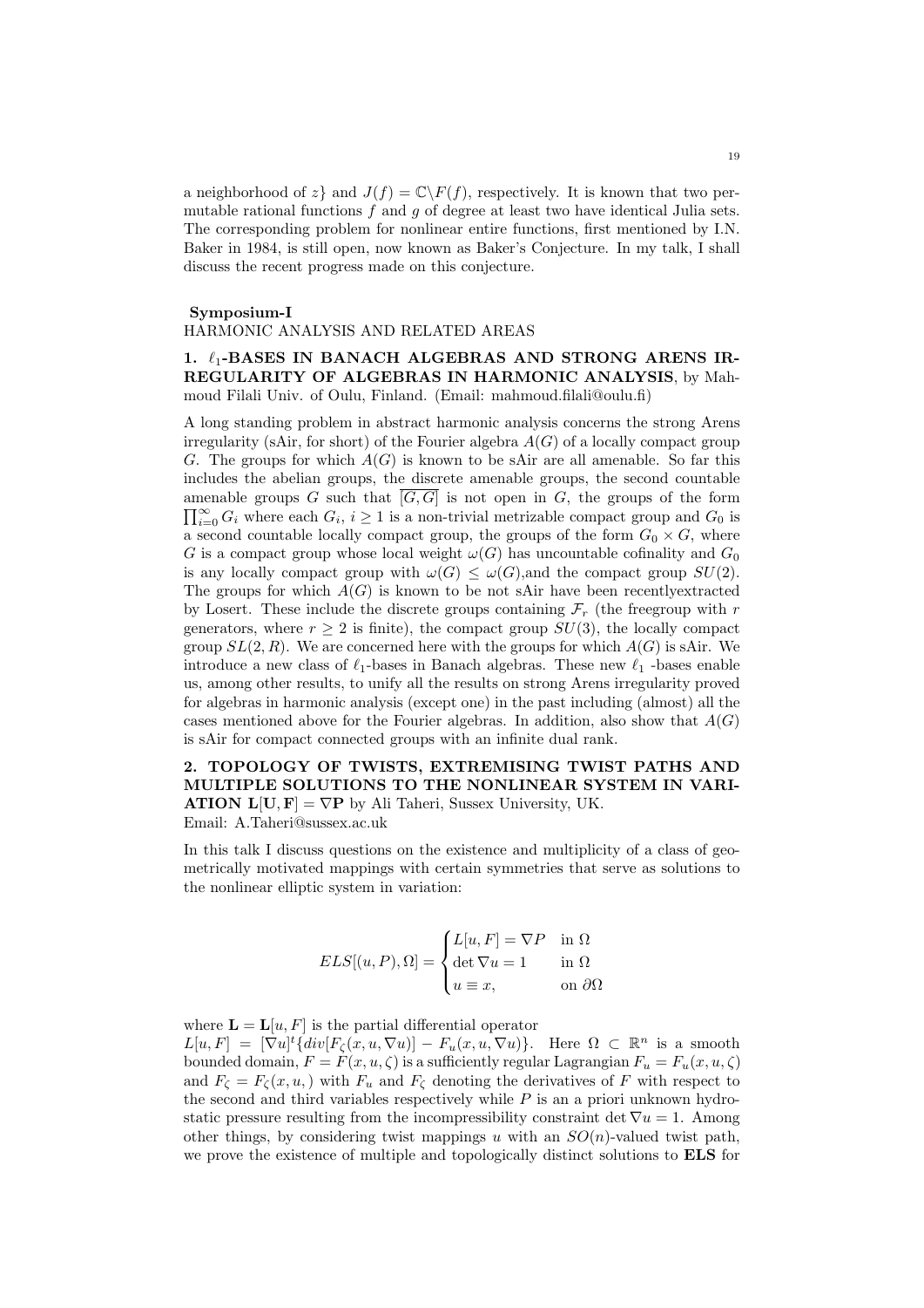a neighborhood of $z\}$ and $J(f) = \mathbb{C}\backslash F(f)$, respectively. It is known that two permutable rational functions $f$ and $g$ of degree at least two have identical Julia sets. The corresponding problem for nonlinear entire functions, first mentioned by I.N. Baker in 1984, is still open, now known as Baker's Conjecture. In my talk, I shall discuss the recent progress made on this conjecture.

**Symposium-I**

HARMONIC ANALYSIS AND RELATED AREAS

**1. $\ell_1$-BASES IN BANACH ALGEBRAS AND STRONG ARENS IRREGULARITY OF ALGEBRAS IN HARMONIC ANALYSIS**, by Mahmoud Filali Univ. of Oulu, Finland. (Email: mahmoud.filali@oulu.fi)

A long standing problem in abstract harmonic analysis concerns the strong Arens irregularity (sAir, for short) of the Fourier algebra $A(G)$ of a locally compact group $G$. The groups for which $A(G)$ is known to be sAir are all amenable. So far this includes the abelian groups, the discrete amenable groups, the second countable amenable groups $G$ such that $\overline{[G,G]}$ is not open in $G$, the groups of the form $\prod_{i=0}^{\infty} G_i$ where each $G_i$, $i \geq 1$ is a non-trivial metrizable compact group and $G_0$ is a second countable locally compact group, the groups of the form $G_0 \times G$, where $G$ is a compact group whose local weight $\omega(G)$ has uncountable cofinality and $G_0$ is any locally compact group with $\omega(G) \leq \omega(G)$,and the compact group $SU(2)$. The groups for which $A(G)$ is known to be not sAir have been recentlyextracted by Losert. These include the discrete groups containing $\mathcal{F}_r$ (the freegroup with $r$ generators, where $r \geq 2$ is finite), the compact group $SU(3)$, the locally compact group $SL(2,R)$. We are concerned here with the groups for which $A(G)$ is sAir. We introduce a new class of $\ell_1$-bases in Banach algebras. These new $\ell_1$ -bases enable us, among other results, to unify all the results on strong Arens irregularity proved for algebras in harmonic analysis (except one) in the past including (almost) all the cases mentioned above for the Fourier algebras. In addition, also show that $A(G)$ is sAir for compact connected groups with an infinite dual rank.

**2. TOPOLOGY OF TWISTS, EXTREMISING TWIST PATHS AND MULTIPLE SOLUTIONS TO THE NONLINEAR SYSTEM IN VARIATION $\mathbf{L[U,F]} = \nabla\mathbf{P}$** by Ali Taheri, Sussex University, UK.
Email: A.Taheri@sussex.ac.uk

In this talk I discuss questions on the existence and multiplicity of a class of geometrically motivated mappings with certain symmetries that serve as solutions to the nonlinear elliptic system in variation:

$$ELS[(u,P),\Omega] = \begin{cases} L[u,F] = \nabla P & \text{in } \Omega \\ \det \nabla u = 1 & \text{in } \Omega \\ u \equiv x, & \text{on } \partial\Omega \end{cases}$$

where $\mathbf{L} = \mathbf{L}[u,F]$ is the partial differential operator
$L[u,F] = [\nabla u]^t\{div[F_\zeta(x,u,\nabla u)] - F_u(x,u,\nabla u)\}$. Here $\Omega \subset \mathbb{R}^n$ is a smooth bounded domain, $F = F(x,u,\zeta)$ is a sufficiently regular Lagrangian $F_u = F_u(x,u,\zeta)$ and $F_\zeta = F_\zeta(x,u,)$ with $F_u$ and $F_\zeta$ denoting the derivatives of $F$ with respect to the second and third variables respectively while $P$ is an a priori unknown hydrostatic pressure resulting from the incompressibility constraint $\det \nabla u = 1$. Among other things, by considering twist mappings $u$ with an $SO(n)$-valued twist path, we prove the existence of multiple and topologically distinct solutions to **ELS** for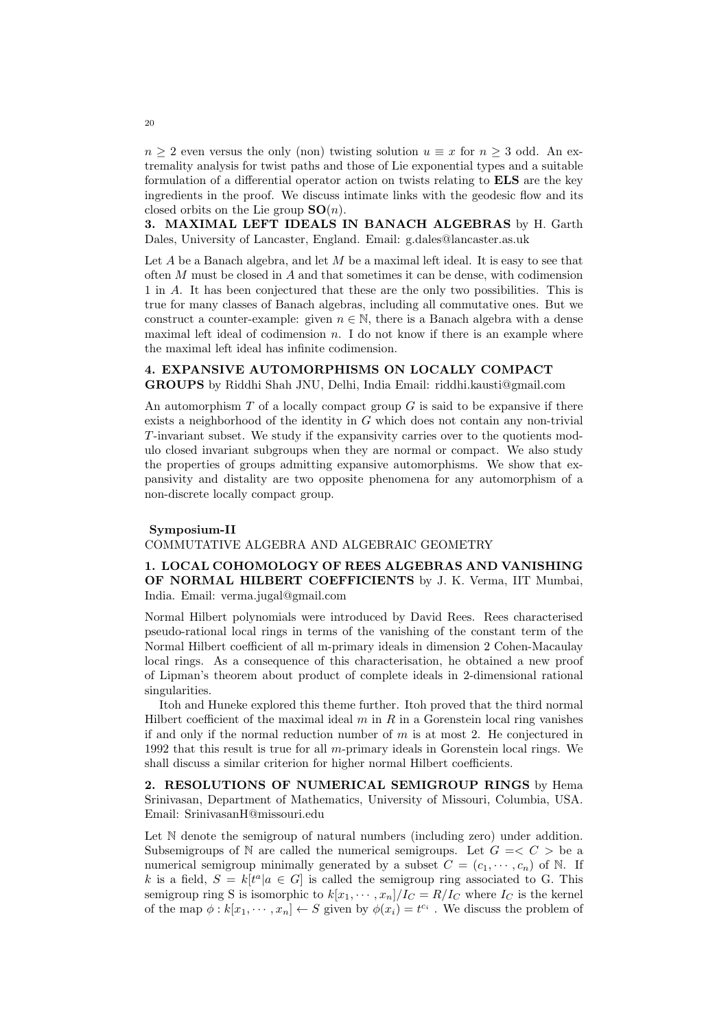$n \geq 2$ even versus the only (non) twisting solution $u \equiv x$ for $n \geq 3$ odd. An extremality analysis for twist paths and those of Lie exponential types and a suitable formulation of a differential operator action on twists relating to **ELS** are the key ingredients in the proof. We discuss intimate links with the geodesic flow and its closed orbits on the Lie group $\mathbf{SO}(n)$.

**3. MAXIMAL LEFT IDEALS IN BANACH ALGEBRAS** by H. Garth Dales, University of Lancaster, England. Email: g.dales@lancaster.as.uk

Let $A$ be a Banach algebra, and let $M$ be a maximal left ideal. It is easy to see that often $M$ must be closed in $A$ and that sometimes it can be dense, with codimension 1 in $A$. It has been conjectured that these are the only two possibilities. This is true for many classes of Banach algebras, including all commutative ones. But we construct a counter-example: given $n \in \mathbb{N}$, there is a Banach algebra with a dense maximal left ideal of codimension $n$. I do not know if there is an example where the maximal left ideal has infinite codimension.

**4. EXPANSIVE AUTOMORPHISMS ON LOCALLY COMPACT GROUPS** by Riddhi Shah JNU, Delhi, India Email: riddhi.kausti@gmail.com

An automorphism $T$ of a locally compact group $G$ is said to be expansive if there exists a neighborhood of the identity in $G$ which does not contain any non-trivial $T$-invariant subset. We study if the expansivity carries over to the quotients modulo closed invariant subgroups when they are normal or compact. We also study the properties of groups admitting expansive automorphisms. We show that expansivity and distality are two opposite phenomena for any automorphism of a non-discrete locally compact group.

## Symposium-II

COMMUTATIVE ALGEBRA AND ALGEBRAIC GEOMETRY

**1. LOCAL COHOMOLOGY OF REES ALGEBRAS AND VANISHING OF NORMAL HILBERT COEFFICIENTS** by J. K. Verma, IIT Mumbai, India. Email: verma.jugal@gmail.com

Normal Hilbert polynomials were introduced by David Rees. Rees characterised pseudo-rational local rings in terms of the vanishing of the constant term of the Normal Hilbert coefficient of all m-primary ideals in dimension 2 Cohen-Macaulay local rings. As a consequence of this characterisation, he obtained a new proof of Lipman's theorem about product of complete ideals in 2-dimensional rational singularities.

Itoh and Huneke explored this theme further. Itoh proved that the third normal Hilbert coefficient of the maximal ideal $m$ in $R$ in a Gorenstein local ring vanishes if and only if the normal reduction number of $m$ is at most 2. He conjectured in 1992 that this result is true for all $m$-primary ideals in Gorenstein local rings. We shall discuss a similar criterion for higher normal Hilbert coefficients.

**2. RESOLUTIONS OF NUMERICAL SEMIGROUP RINGS** by Hema Srinivasan, Department of Mathematics, University of Missouri, Columbia, USA. Email: SrinivasanH@missouri.edu

Let $\mathbb{N}$ denote the semigroup of natural numbers (including zero) under addition. Subsemigroups of $\mathbb{N}$ are called the numerical semigroups. Let $G = < C >$ be a numerical semigroup minimally generated by a subset $C = (c_1, \cdots, c_n)$ of $\mathbb{N}$. If $k$ is a field, $S = k[t^a | a \in G]$ is called the semigroup ring associated to G. This semigroup ring S is isomorphic to $k[x_1, \cdots, x_n]/I_C = R/I_C$ where $I_C$ is the kernel of the map $\phi : k[x_1, \cdots, x_n] \leftarrow S$ given by $\phi(x_i) = t^{c_i}$ . We discuss the problem of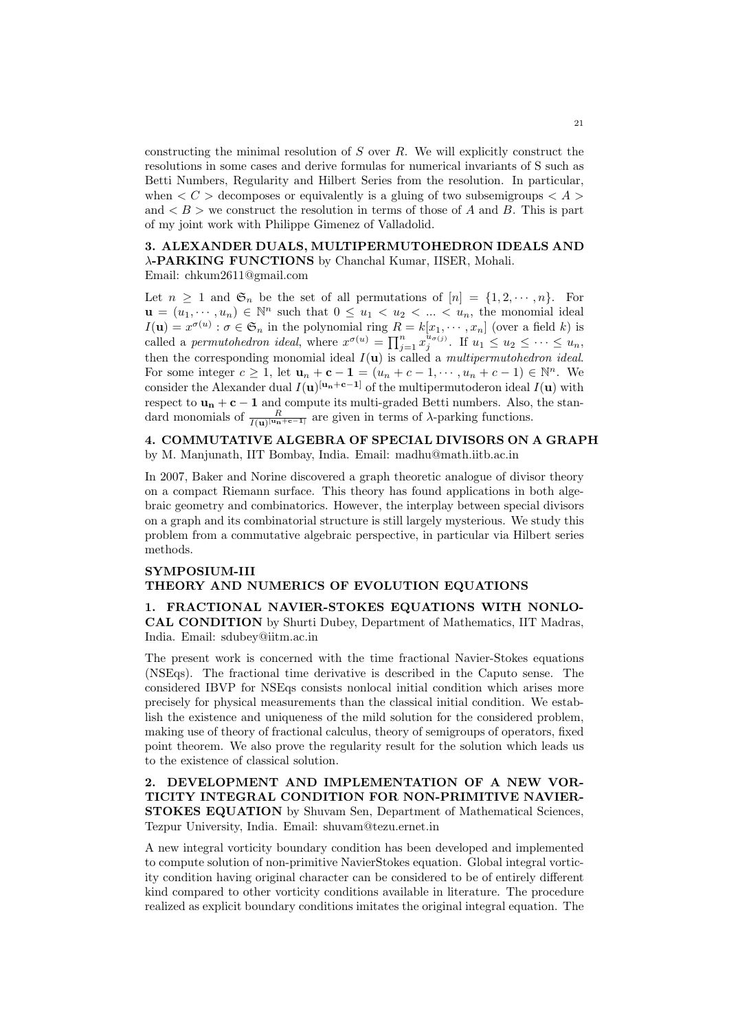constructing the minimal resolution of $S$ over $R$. We will explicitly construct the resolutions in some cases and derive formulas for numerical invariants of S such as Betti Numbers, Regularity and Hilbert Series from the resolution. In particular, when $< C >$ decomposes or equivalently is a gluing of two subsemigroups $< A >$ and $< B >$ we construct the resolution in terms of those of $A$ and $B$. This is part of my joint work with Philippe Gimenez of Valladolid.

### 3. ALEXANDER DUALS, MULTIPERMUTOHEDRON IDEALS AND $\lambda$-PARKING FUNCTIONS by Chanchal Kumar, IISER, Mohali.

Email: chkum2611@gmail.com

Let $n \geq 1$ and $\mathfrak{S}_n$ be the set of all permutations of $[n] = \{1, 2, \cdots, n\}$. For $\mathbf{u} = (u_1, \cdots, u_n) \in \mathbb{N}^n$ such that $0 \leq u_1 < u_2 < ... < u_n$, the monomial ideal $I(\mathbf{u}) = x^{\sigma(u)} : \sigma \in \mathfrak{S}_n$ in the polynomial ring $R = k[x_1, \cdots, x_n]$ (over a field $k$) is called a *permutohedron ideal*, where $x^{\sigma(u)} = \prod_{j=1}^{n} x_j^{u_{\sigma(j)}}$. If $u_1 \leq u_2 \leq \cdots \leq u_n$, then the corresponding monomial ideal $I(\mathbf{u})$ is called a *multipermutohedron ideal*. For some integer $c \geq 1$, let $\mathbf{u}_n + \mathbf{c} - \mathbf{1} = (u_n + c - 1, \cdots, u_n + c - 1) \in \mathbb{N}^n$. We consider the Alexander dual $I(\mathbf{u})^{[\mathbf{u_n+c-1}]}$ of the multipermutoderon ideal $I(\mathbf{u})$ with respect to $\mathbf{u_n} + \mathbf{c} - \mathbf{1}$ and compute its multi-graded Betti numbers. Also, the standard monomials of $\frac{R}{I(\mathbf{u})^{[\mathbf{u_n+c-1}]}}$ are given in terms of $\lambda$-parking functions.

### 4. COMMUTATIVE ALGEBRA OF SPECIAL DIVISORS ON A GRAPH by M. Manjunath, IIT Bombay, India. Email: madhu@math.iitb.ac.in

In 2007, Baker and Norine discovered a graph theoretic analogue of divisor theory on a compact Riemann surface. This theory has found applications in both algebraic geometry and combinatorics. However, the interplay between special divisors on a graph and its combinatorial structure is still largely mysterious. We study this problem from a commutative algebraic perspective, in particular via Hilbert series methods.

## SYMPOSIUM-III
## THEORY AND NUMERICS OF EVOLUTION EQUATIONS

### 1. FRACTIONAL NAVIER-STOKES EQUATIONS WITH NONLOCAL CONDITION by Shurti Dubey, Department of Mathematics, IIT Madras, India. Email: sdubey@iitm.ac.in

The present work is concerned with the time fractional Navier-Stokes equations (NSEqs). The fractional time derivative is described in the Caputo sense. The considered IBVP for NSEqs consists nonlocal initial condition which arises more precisely for physical measurements than the classical initial condition. We establish the existence and uniqueness of the mild solution for the considered problem, making use of theory of fractional calculus, theory of semigroups of operators, fixed point theorem. We also prove the regularity result for the solution which leads us to the existence of classical solution.

### 2. DEVELOPMENT AND IMPLEMENTATION OF A NEW VORTICITY INTEGRAL CONDITION FOR NON-PRIMITIVE NAVIER-STOKES EQUATION by Shuvam Sen, Department of Mathematical Sciences, Tezpur University, India. Email: shuvam@tezu.ernet.in

A new integral vorticity boundary condition has been developed and implemented to compute solution of non-primitive NavierStokes equation. Global integral vorticity condition having original character can be considered to be of entirely different kind compared to other vorticity conditions available in literature. The procedure realized as explicit boundary conditions imitates the original integral equation. The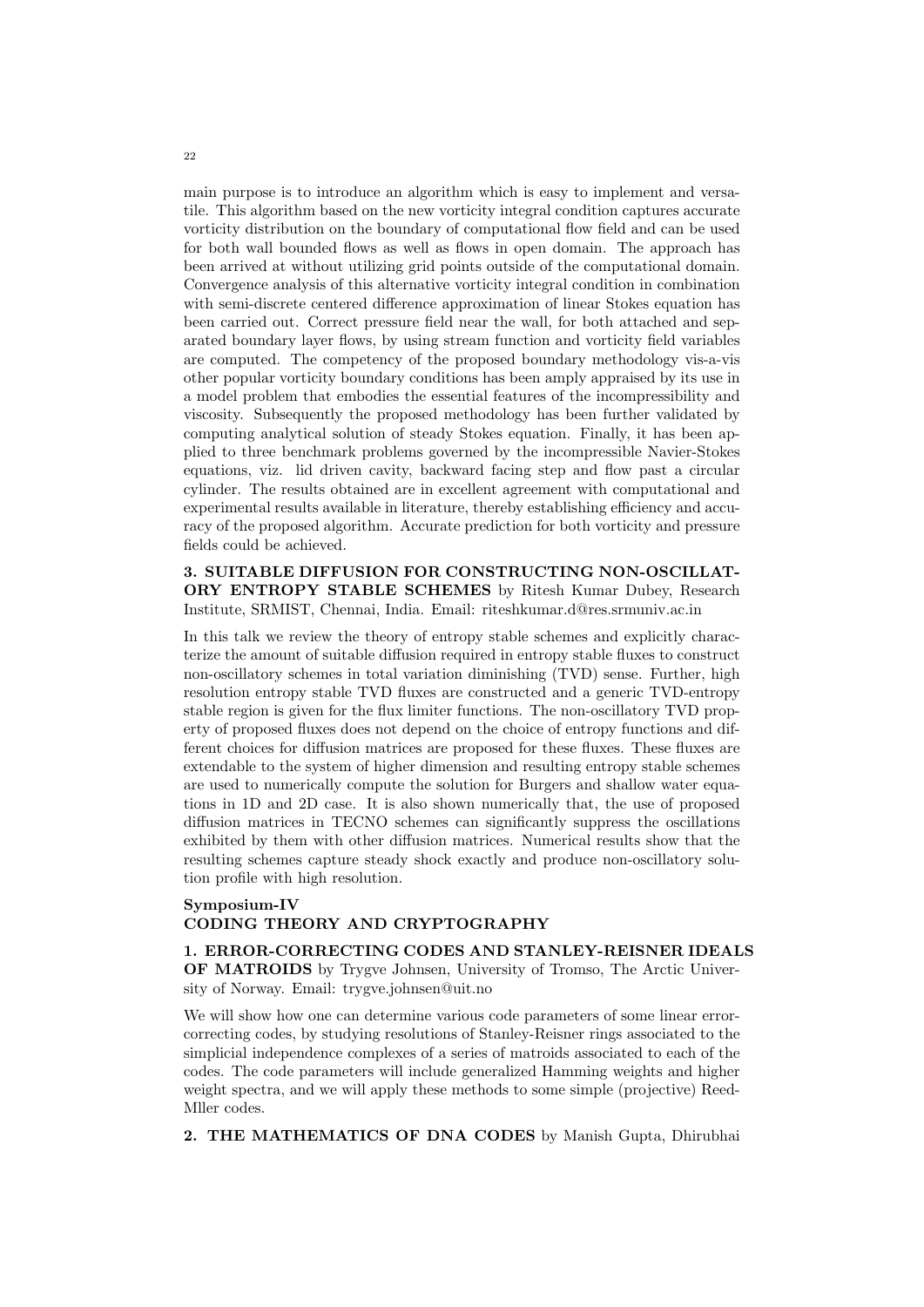main purpose is to introduce an algorithm which is easy to implement and versatile. This algorithm based on the new vorticity integral condition captures accurate vorticity distribution on the boundary of computational flow field and can be used for both wall bounded flows as well as flows in open domain. The approach has been arrived at without utilizing grid points outside of the computational domain. Convergence analysis of this alternative vorticity integral condition in combination with semi-discrete centered difference approximation of linear Stokes equation has been carried out. Correct pressure field near the wall, for both attached and separated boundary layer flows, by using stream function and vorticity field variables are computed. The competency of the proposed boundary methodology vis-a-vis other popular vorticity boundary conditions has been amply appraised by its use in a model problem that embodies the essential features of the incompressibility and viscosity. Subsequently the proposed methodology has been further validated by computing analytical solution of steady Stokes equation. Finally, it has been applied to three benchmark problems governed by the incompressible Navier-Stokes equations, viz. lid driven cavity, backward facing step and flow past a circular cylinder. The results obtained are in excellent agreement with computational and experimental results available in literature, thereby establishing efficiency and accuracy of the proposed algorithm. Accurate prediction for both vorticity and pressure fields could be achieved.

**3. SUITABLE DIFFUSION FOR CONSTRUCTING NON-OSCILLATORY ENTROPY STABLE SCHEMES** by Ritesh Kumar Dubey, Research Institute, SRMIST, Chennai, India. Email: riteshkumar.d@res.srmuniv.ac.in

In this talk we review the theory of entropy stable schemes and explicitly characterize the amount of suitable diffusion required in entropy stable fluxes to construct non-oscillatory schemes in total variation diminishing (TVD) sense. Further, high resolution entropy stable TVD fluxes are constructed and a generic TVD-entropy stable region is given for the flux limiter functions. The non-oscillatory TVD property of proposed fluxes does not depend on the choice of entropy functions and different choices for diffusion matrices are proposed for these fluxes. These fluxes are extendable to the system of higher dimension and resulting entropy stable schemes are used to numerically compute the solution for Burgers and shallow water equations in 1D and 2D case. It is also shown numerically that, the use of proposed diffusion matrices in TECNO schemes can significantly suppress the oscillations exhibited by them with other diffusion matrices. Numerical results show that the resulting schemes capture steady shock exactly and produce non-oscillatory solution profile with high resolution.

## Symposium-IV
## CODING THEORY AND CRYPTOGRAPHY

**1. ERROR-CORRECTING CODES AND STANLEY-REISNER IDEALS OF MATROIDS** by Trygve Johnsen, University of Tromso, The Arctic University of Norway. Email: trygve.johnsen@uit.no

We will show how one can determine various code parameters of some linear error-correcting codes, by studying resolutions of Stanley-Reisner rings associated to the simplicial independence complexes of a series of matroids associated to each of the codes. The code parameters will include generalized Hamming weights and higher weight spectra, and we will apply these methods to some simple (projective) Reed-Mller codes.

**2. THE MATHEMATICS OF DNA CODES** by Manish Gupta, Dhirubhai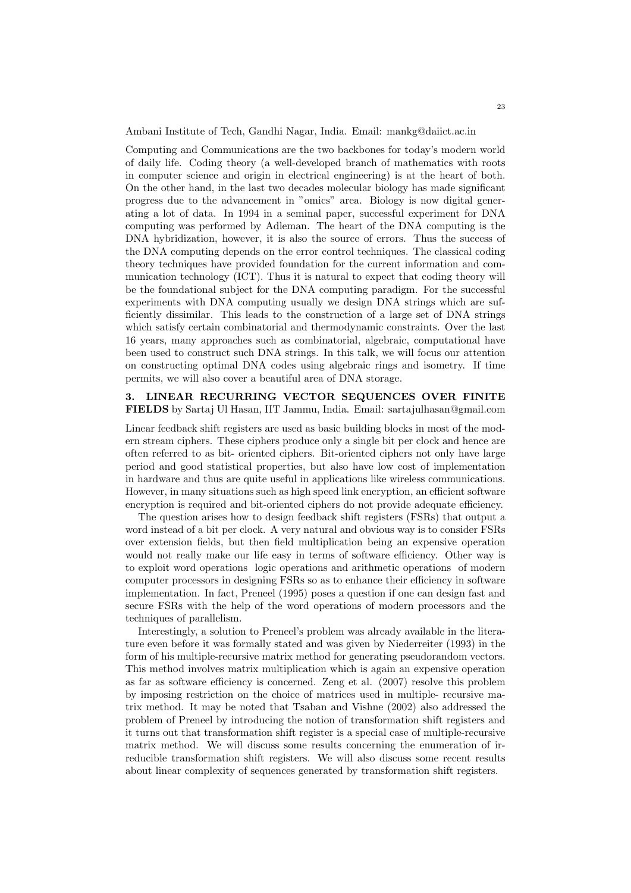Ambani Institute of Tech, Gandhi Nagar, India. Email: mankg@daiict.ac.in

Computing and Communications are the two backbones for today's modern world of daily life. Coding theory (a well-developed branch of mathematics with roots in computer science and origin in electrical engineering) is at the heart of both. On the other hand, in the last two decades molecular biology has made significant progress due to the advancement in "omics" area. Biology is now digital generating a lot of data. In 1994 in a seminal paper, successful experiment for DNA computing was performed by Adleman. The heart of the DNA computing is the DNA hybridization, however, it is also the source of errors. Thus the success of the DNA computing depends on the error control techniques. The classical coding theory techniques have provided foundation for the current information and communication technology (ICT). Thus it is natural to expect that coding theory will be the foundational subject for the DNA computing paradigm. For the successful experiments with DNA computing usually we design DNA strings which are sufficiently dissimilar. This leads to the construction of a large set of DNA strings which satisfy certain combinatorial and thermodynamic constraints. Over the last 16 years, many approaches such as combinatorial, algebraic, computational have been used to construct such DNA strings. In this talk, we will focus our attention on constructing optimal DNA codes using algebraic rings and isometry. If time permits, we will also cover a beautiful area of DNA storage.

**3. LINEAR RECURRING VECTOR SEQUENCES OVER FINITE FIELDS** by Sartaj Ul Hasan, IIT Jammu, India. Email: sartajulhasan@gmail.com

Linear feedback shift registers are used as basic building blocks in most of the modern stream ciphers. These ciphers produce only a single bit per clock and hence are often referred to as bit- oriented ciphers. Bit-oriented ciphers not only have large period and good statistical properties, but also have low cost of implementation in hardware and thus are quite useful in applications like wireless communications. However, in many situations such as high speed link encryption, an efficient software encryption is required and bit-oriented ciphers do not provide adequate efficiency.

The question arises how to design feedback shift registers (FSRs) that output a word instead of a bit per clock. A very natural and obvious way is to consider FSRs over extension fields, but then field multiplication being an expensive operation would not really make our life easy in terms of software efficiency. Other way is to exploit word operations logic operations and arithmetic operations of modern computer processors in designing FSRs so as to enhance their efficiency in software implementation. In fact, Preneel (1995) poses a question if one can design fast and secure FSRs with the help of the word operations of modern processors and the techniques of parallelism.

Interestingly, a solution to Preneel's problem was already available in the literature even before it was formally stated and was given by Niederreiter (1993) in the form of his multiple-recursive matrix method for generating pseudorandom vectors. This method involves matrix multiplication which is again an expensive operation as far as software efficiency is concerned. Zeng et al. (2007) resolve this problem by imposing restriction on the choice of matrices used in multiple- recursive matrix method. It may be noted that Tsaban and Vishne (2002) also addressed the problem of Preneel by introducing the notion of transformation shift registers and it turns out that transformation shift register is a special case of multiple-recursive matrix method. We will discuss some results concerning the enumeration of irreducible transformation shift registers. We will also discuss some recent results about linear complexity of sequences generated by transformation shift registers.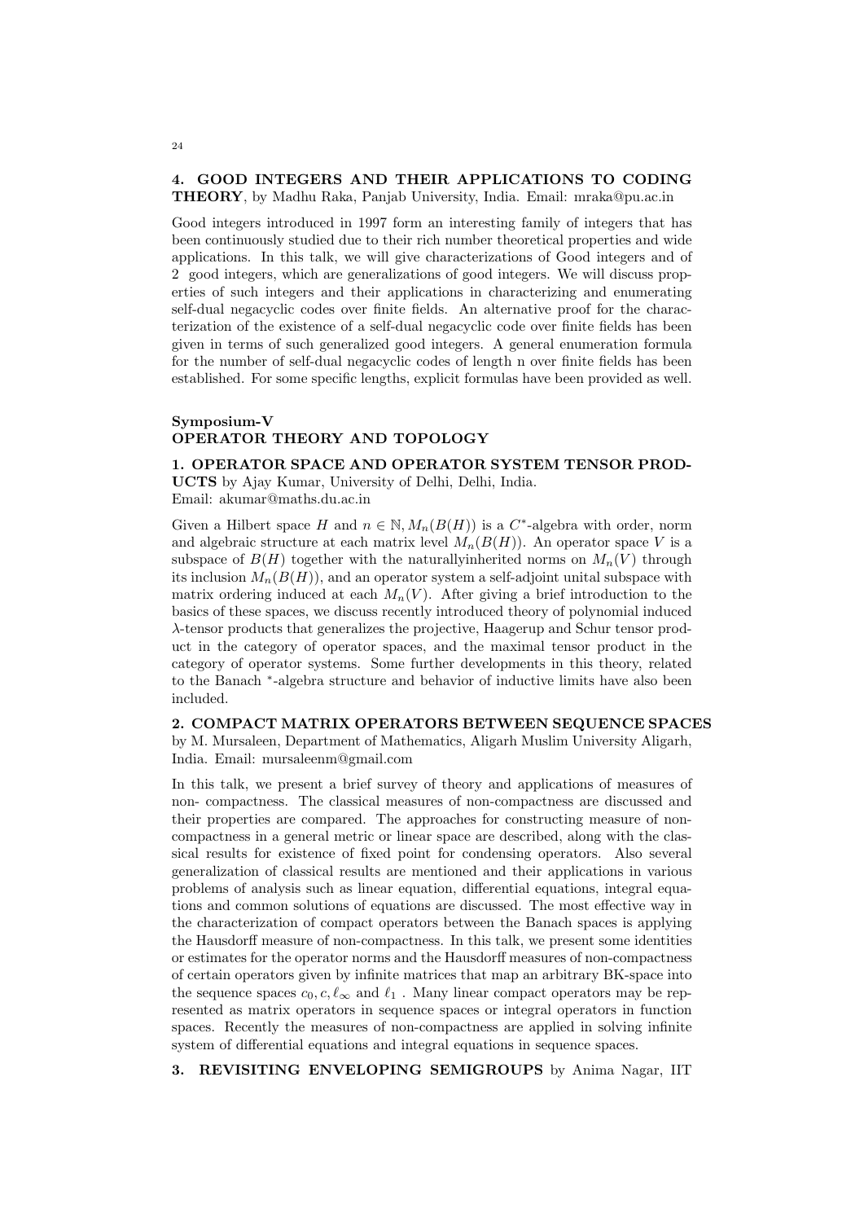**4. GOOD INTEGERS AND THEIR APPLICATIONS TO CODING THEORY**, by Madhu Raka, Panjab University, India. Email: mraka@pu.ac.in

Good integers introduced in 1997 form an interesting family of integers that has been continuously studied due to their rich number theoretical properties and wide applications. In this talk, we will give characterizations of Good integers and of 2 good integers, which are generalizations of good integers. We will discuss properties of such integers and their applications in characterizing and enumerating self-dual negacyclic codes over finite fields. An alternative proof for the characterization of the existence of a self-dual negacyclic code over finite fields has been given in terms of such generalized good integers. A general enumeration formula for the number of self-dual negacyclic codes of length n over finite fields has been established. For some specific lengths, explicit formulas have been provided as well.

## Symposium-V
## OPERATOR THEORY AND TOPOLOGY

**1. OPERATOR SPACE AND OPERATOR SYSTEM TENSOR PRODUCTS** by Ajay Kumar, University of Delhi, Delhi, India.
Email: akumar@maths.du.ac.in

Given a Hilbert space $H$ and $n \in \mathbb{N}, M_n(B(H))$ is a $C^*$-algebra with order, norm and algebraic structure at each matrix level $M_n(B(H))$. An operator space $V$ is a subspace of $B(H)$ together with the naturallyinherited norms on $M_n(V)$ through its inclusion $M_n(B(H))$, and an operator system a self-adjoint unital subspace with matrix ordering induced at each $M_n(V)$. After giving a brief introduction to the basics of these spaces, we discuss recently introduced theory of polynomial induced $\lambda$-tensor products that generalizes the projective, Haagerup and Schur tensor product in the category of operator spaces, and the maximal tensor product in the category of operator systems. Some further developments in this theory, related to the Banach $^*$-algebra structure and behavior of inductive limits have also been included.

**2. COMPACT MATRIX OPERATORS BETWEEN SEQUENCE SPACES** by M. Mursaleen, Department of Mathematics, Aligarh Muslim University Aligarh, India. Email: mursaleenm@gmail.com

In this talk, we present a brief survey of theory and applications of measures of non- compactness. The classical measures of non-compactness are discussed and their properties are compared. The approaches for constructing measure of non-compactness in a general metric or linear space are described, along with the classical results for existence of fixed point for condensing operators. Also several generalization of classical results are mentioned and their applications in various problems of analysis such as linear equation, differential equations, integral equations and common solutions of equations are discussed. The most effective way in the characterization of compact operators between the Banach spaces is applying the Hausdorff measure of non-compactness. In this talk, we present some identities or estimates for the operator norms and the Hausdorff measures of non-compactness of certain operators given by infinite matrices that map an arbitrary BK-space into the sequence spaces $c_0, c, \ell_\infty$ and $\ell_1$ . Many linear compact operators may be represented as matrix operators in sequence spaces or integral operators in function spaces. Recently the measures of non-compactness are applied in solving infinite system of differential equations and integral equations in sequence spaces.

**3. REVISITING ENVELOPING SEMIGROUPS** by Anima Nagar, IIT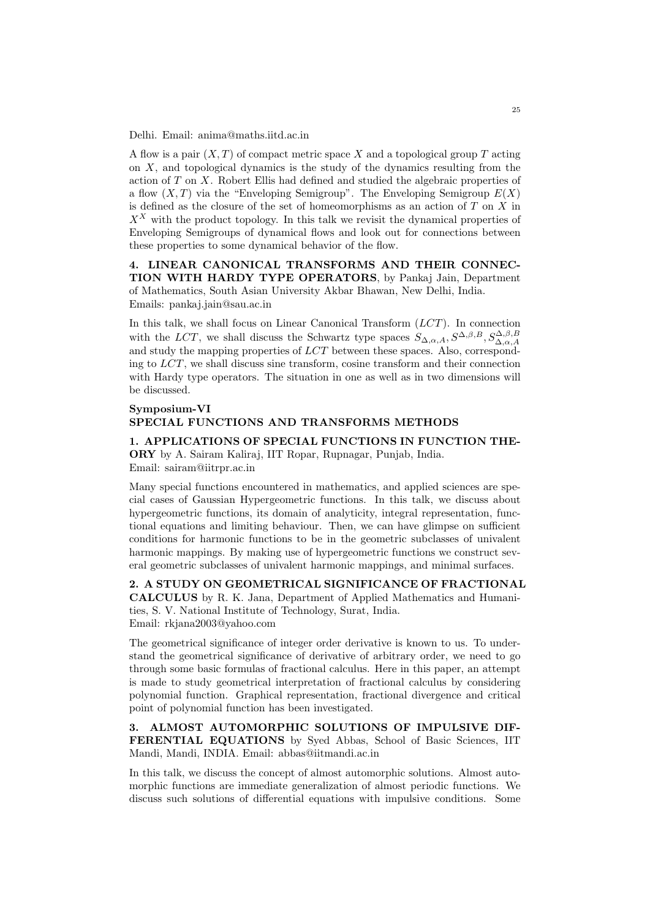Delhi. Email: anima@maths.iitd.ac.in

A flow is a pair $(X, T)$ of compact metric space $X$ and a topological group $T$ acting on $X$, and topological dynamics is the study of the dynamics resulting from the action of $T$ on $X$. Robert Ellis had defined and studied the algebraic properties of a flow $(X, T)$ via the "Enveloping Semigroup". The Enveloping Semigroup $E(X)$ is defined as the closure of the set of homeomorphisms as an action of $T$ on $X$ in $X^X$ with the product topology. In this talk we revisit the dynamical properties of Enveloping Semigroups of dynamical flows and look out for connections between these properties to some dynamical behavior of the flow.

**4. LINEAR CANONICAL TRANSFORMS AND THEIR CONNECTION WITH HARDY TYPE OPERATORS**, by Pankaj Jain, Department of Mathematics, South Asian University Akbar Bhawan, New Delhi, India. Emails: pankaj.jain@sau.ac.in

In this talk, we shall focus on Linear Canonical Transform ($LCT$). In connection with the $LCT$, we shall discuss the Schwartz type spaces $S_{\Delta,\alpha,A}, S^{\Delta,\beta,B}, S^{\Delta,\beta,B}_{\Delta,\alpha,A}$ and study the mapping properties of $LCT$ between these spaces. Also, corresponding to $LCT$, we shall discuss sine transform, cosine transform and their connection with Hardy type operators. The situation in one as well as in two dimensions will be discussed.

## Symposium-VI
## SPECIAL FUNCTIONS AND TRANSFORMS METHODS

**1. APPLICATIONS OF SPECIAL FUNCTIONS IN FUNCTION THEORY** by A. Sairam Kaliraj, IIT Ropar, Rupnagar, Punjab, India. Email: sairam@iitrpr.ac.in

Many special functions encountered in mathematics, and applied sciences are special cases of Gaussian Hypergeometric functions. In this talk, we discuss about hypergeometric functions, its domain of analyticity, integral representation, functional equations and limiting behaviour. Then, we can have glimpse on sufficient conditions for harmonic functions to be in the geometric subclasses of univalent harmonic mappings. By making use of hypergeometric functions we construct several geometric subclasses of univalent harmonic mappings, and minimal surfaces.

**2. A STUDY ON GEOMETRICAL SIGNIFICANCE OF FRACTIONAL CALCULUS** by R. K. Jana, Department of Applied Mathematics and Humanities, S. V. National Institute of Technology, Surat, India. Email: rkjana2003@yahoo.com

The geometrical significance of integer order derivative is known to us. To understand the geometrical significance of derivative of arbitrary order, we need to go through some basic formulas of fractional calculus. Here in this paper, an attempt is made to study geometrical interpretation of fractional calculus by considering polynomial function. Graphical representation, fractional divergence and critical point of polynomial function has been investigated.

**3. ALMOST AUTOMORPHIC SOLUTIONS OF IMPULSIVE DIFFERENTIAL EQUATIONS** by Syed Abbas, School of Basic Sciences, IIT Mandi, Mandi, INDIA. Email: abbas@iitmandi.ac.in

In this talk, we discuss the concept of almost automorphic solutions. Almost automorphic functions are immediate generalization of almost periodic functions. We discuss such solutions of differential equations with impulsive conditions. Some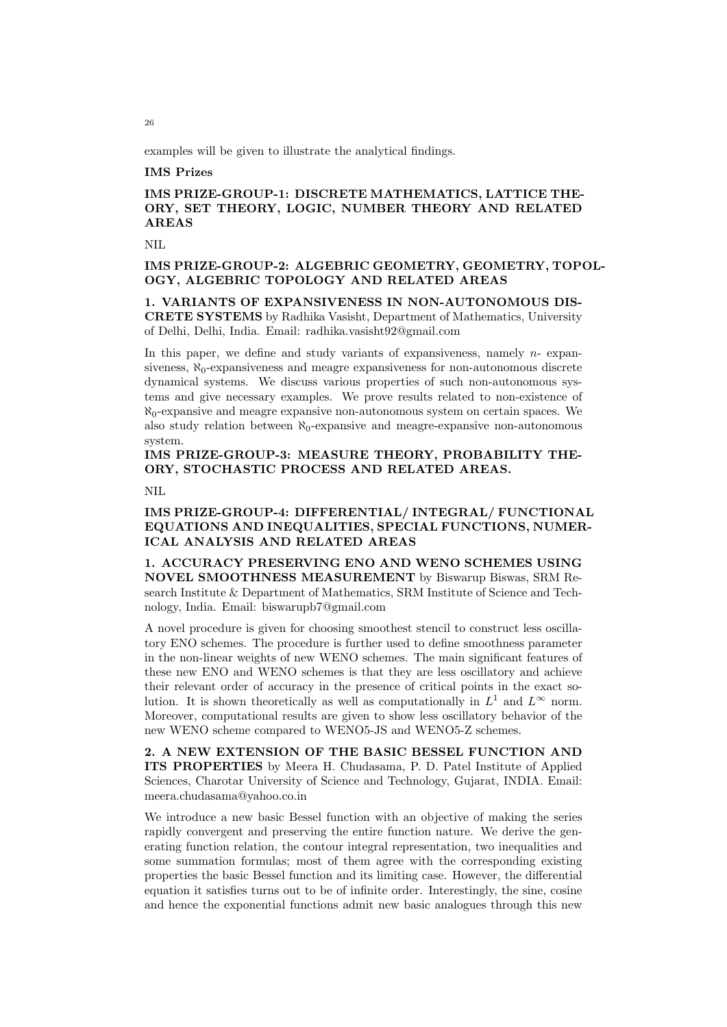examples will be given to illustrate the analytical findings.

**IMS Prizes**

**IMS PRIZE-GROUP-1: DISCRETE MATHEMATICS, LATTICE THEORY, SET THEORY, LOGIC, NUMBER THEORY AND RELATED AREAS**

NIL

**IMS PRIZE-GROUP-2: ALGEBRIC GEOMETRY, GEOMETRY, TOPOLOGY, ALGEBRIC TOPOLOGY AND RELATED AREAS**

**1. VARIANTS OF EXPANSIVENESS IN NON-AUTONOMOUS DISCRETE SYSTEMS** by Radhika Vasisht, Department of Mathematics, University of Delhi, Delhi, India. Email: radhika.vasisht92@gmail.com

In this paper, we define and study variants of expansiveness, namely $n$- expansiveness, $\aleph_0$-expansiveness and meagre expansiveness for non-autonomous discrete dynamical systems. We discuss various properties of such non-autonomous systems and give necessary examples. We prove results related to non-existence of $\aleph_0$-expansive and meagre expansive non-autonomous system on certain spaces. We also study relation between $\aleph_0$-expansive and meagre-expansive non-autonomous system.

**IMS PRIZE-GROUP-3: MEASURE THEORY, PROBABILITY THEORY, STOCHASTIC PROCESS AND RELATED AREAS.**

NIL

**IMS PRIZE-GROUP-4: DIFFERENTIAL/ INTEGRAL/ FUNCTIONAL EQUATIONS AND INEQUALITIES, SPECIAL FUNCTIONS, NUMERICAL ANALYSIS AND RELATED AREAS**

**1. ACCURACY PRESERVING ENO AND WENO SCHEMES USING NOVEL SMOOTHNESS MEASUREMENT** by Biswarup Biswas, SRM Research Institute & Department of Mathematics, SRM Institute of Science and Technology, India. Email: biswarupb7@gmail.com

A novel procedure is given for choosing smoothest stencil to construct less oscillatory ENO schemes. The procedure is further used to define smoothness parameter in the non-linear weights of new WENO schemes. The main significant features of these new ENO and WENO schemes is that they are less oscillatory and achieve their relevant order of accuracy in the presence of critical points in the exact solution. It is shown theoretically as well as computationally in $L^1$ and $L^\infty$ norm. Moreover, computational results are given to show less oscillatory behavior of the new WENO scheme compared to WENO5-JS and WENO5-Z schemes.

**2. A NEW EXTENSION OF THE BASIC BESSEL FUNCTION AND ITS PROPERTIES** by Meera H. Chudasama, P. D. Patel Institute of Applied Sciences, Charotar University of Science and Technology, Gujarat, INDIA. Email: meera.chudasama@yahoo.co.in

We introduce a new basic Bessel function with an objective of making the series rapidly convergent and preserving the entire function nature. We derive the generating function relation, the contour integral representation, two inequalities and some summation formulas; most of them agree with the corresponding existing properties the basic Bessel function and its limiting case. However, the differential equation it satisfies turns out to be of infinite order. Interestingly, the sine, cosine and hence the exponential functions admit new basic analogues through this new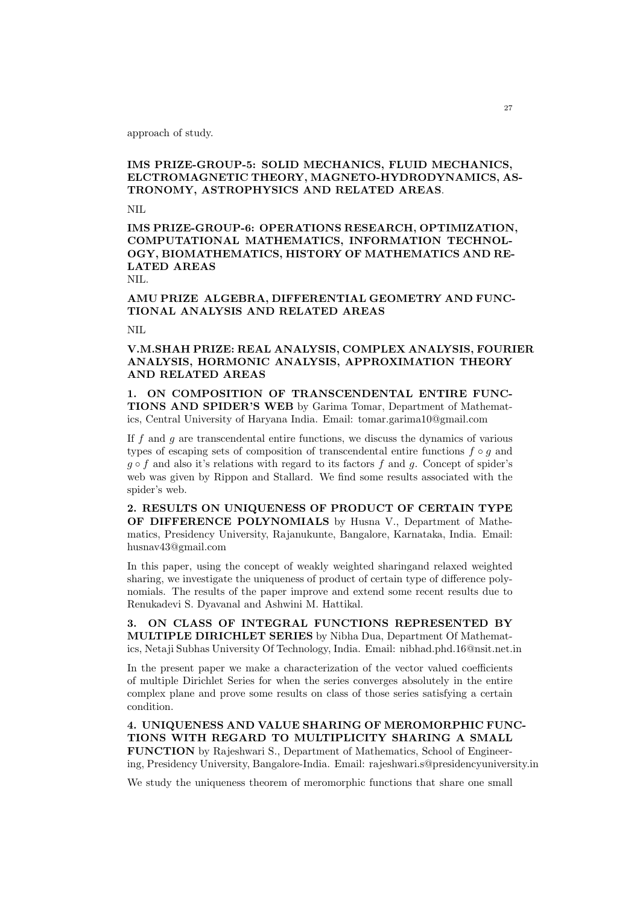approach of study.

**IMS PRIZE-GROUP-5: SOLID MECHANICS, FLUID MECHANICS, ELCTROMAGNETIC THEORY, MAGNETO-HYDRODYNAMICS, ASTRONOMY, ASTROPHYSICS AND RELATED AREAS**.

NIL

**IMS PRIZE-GROUP-6: OPERATIONS RESEARCH, OPTIMIZATION, COMPUTATIONAL MATHEMATICS, INFORMATION TECHNOLOGY, BIOMATHEMATICS, HISTORY OF MATHEMATICS AND RELATED AREAS**

NIL.

**AMU PRIZE ALGEBRA, DIFFERENTIAL GEOMETRY AND FUNCTIONAL ANALYSIS AND RELATED AREAS**

NIL

**V.M.SHAH PRIZE: REAL ANALYSIS, COMPLEX ANALYSIS, FOURIER ANALYSIS, HORMONIC ANALYSIS, APPROXIMATION THEORY AND RELATED AREAS**

**1. ON COMPOSITION OF TRANSCENDENTAL ENTIRE FUNCTIONS AND SPIDER'S WEB** by Garima Tomar, Department of Mathematics, Central University of Haryana India. Email: tomar.garima10@gmail.com

If $f$ and $g$ are transcendental entire functions, we discuss the dynamics of various types of escaping sets of composition of transcendental entire functions $f \circ g$ and $g \circ f$ and also it's relations with regard to its factors $f$ and $g$. Concept of spider's web was given by Rippon and Stallard. We find some results associated with the spider's web.

**2. RESULTS ON UNIQUENESS OF PRODUCT OF CERTAIN TYPE OF DIFFERENCE POLYNOMIALS** by Husna V., Department of Mathematics, Presidency University, Rajanukunte, Bangalore, Karnataka, India. Email: husnav43@gmail.com

In this paper, using the concept of weakly weighted sharingand relaxed weighted sharing, we investigate the uniqueness of product of certain type of difference polynomials. The results of the paper improve and extend some recent results due to Renukadevi S. Dyavanal and Ashwini M. Hattikal.

**3. ON CLASS OF INTEGRAL FUNCTIONS REPRESENTED BY MULTIPLE DIRICHLET SERIES** by Nibha Dua, Department Of Mathematics, Netaji Subhas University Of Technology, India. Email: nibhad.phd.16@nsit.net.in

In the present paper we make a characterization of the vector valued coefficients of multiple Dirichlet Series for when the series converges absolutely in the entire complex plane and prove some results on class of those series satisfying a certain condition.

**4. UNIQUENESS AND VALUE SHARING OF MEROMORPHIC FUNCTIONS WITH REGARD TO MULTIPLICITY SHARING A SMALL FUNCTION** by Rajeshwari S., Department of Mathematics, School of Engineering, Presidency University, Bangalore-India. Email: rajeshwari.s@presidencyuniversity.in

We study the uniqueness theorem of meromorphic functions that share one small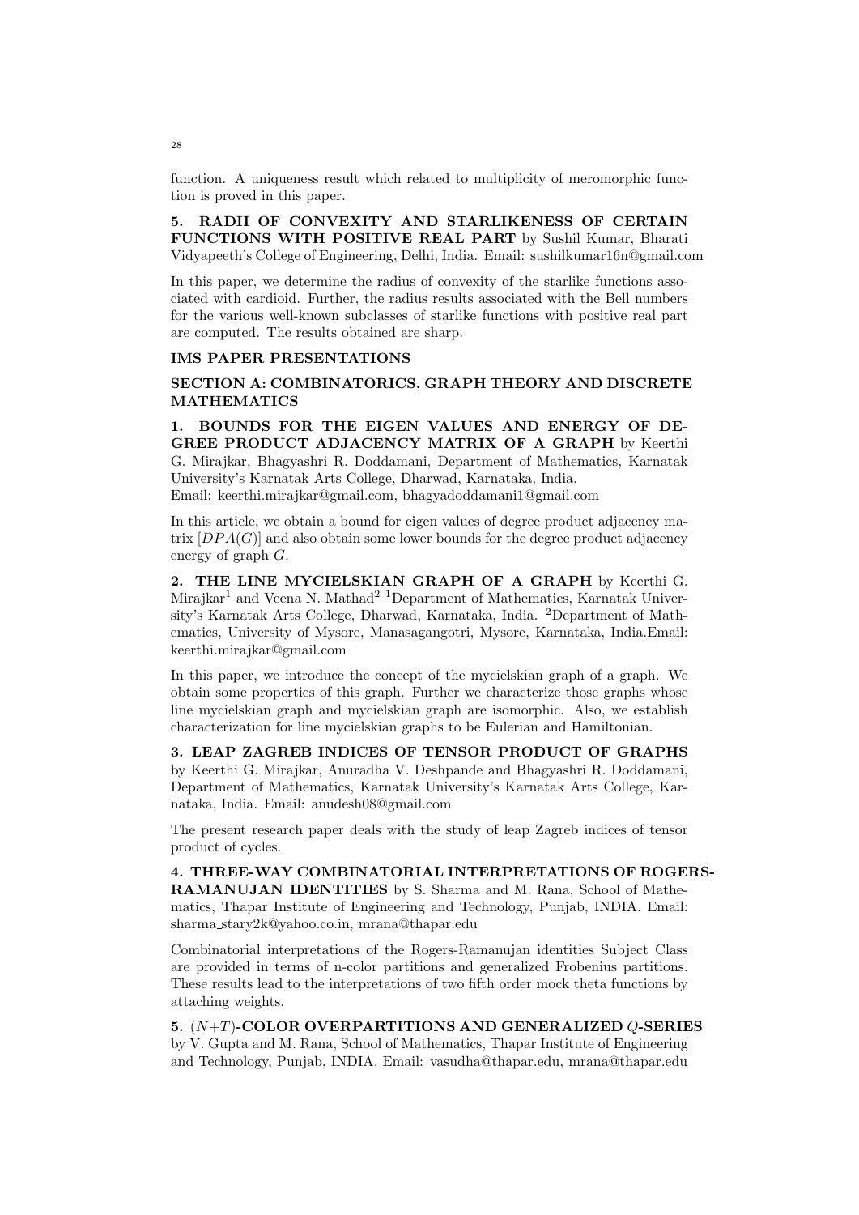function. A uniqueness result which related to multiplicity of meromorphic function is proved in this paper.

**5. RADII OF CONVEXITY AND STARLIKENESS OF CERTAIN FUNCTIONS WITH POSITIVE REAL PART** by Sushil Kumar, Bharati Vidyapeeth's College of Engineering, Delhi, India. Email: sushilkumar16n@gmail.com

In this paper, we determine the radius of convexity of the starlike functions associated with cardioid. Further, the radius results associated with the Bell numbers for the various well-known subclasses of starlike functions with positive real part are computed. The results obtained are sharp.

## IMS PAPER PRESENTATIONS

### SECTION A: COMBINATORICS, GRAPH THEORY AND DISCRETE MATHEMATICS

**1. BOUNDS FOR THE EIGEN VALUES AND ENERGY OF DEGREE PRODUCT ADJACENCY MATRIX OF A GRAPH** by Keerthi G. Mirajkar, Bhagyashri R. Doddamani, Department of Mathematics, Karnatak University's Karnatak Arts College, Dharwad, Karnataka, India.
Email: keerthi.mirajkar@gmail.com, bhagyadoddamani1@gmail.com

In this article, we obtain a bound for eigen values of degree product adjacency matrix $[DPA(G)]$ and also obtain some lower bounds for the degree product adjacency energy of graph $G$.

**2. THE LINE MYCIELSKIAN GRAPH OF A GRAPH** by Keerthi G. Mirajkar[1] and Veena N. Mathad[2] [1]Department of Mathematics, Karnatak University's Karnatak Arts College, Dharwad, Karnataka, India. [2]Department of Mathematics, University of Mysore, Manasagangotri, Mysore, Karnataka, India.Email: keerthi.mirajkar@gmail.com

In this paper, we introduce the concept of the mycielskian graph of a graph. We obtain some properties of this graph. Further we characterize those graphs whose line mycielskian graph and mycielskian graph are isomorphic. Also, we establish characterization for line mycielskian graphs to be Eulerian and Hamiltonian.

**3. LEAP ZAGREB INDICES OF TENSOR PRODUCT OF GRAPHS** by Keerthi G. Mirajkar, Anuradha V. Deshpande and Bhagyashri R. Doddamani, Department of Mathematics, Karnatak University's Karnatak Arts College, Karnataka, India. Email: anudesh08@gmail.com

The present research paper deals with the study of leap Zagreb indices of tensor product of cycles.

**4. THREE-WAY COMBINATORIAL INTERPRETATIONS OF ROGERS-RAMANUJAN IDENTITIES** by S. Sharma and M. Rana, School of Mathematics, Thapar Institute of Engineering and Technology, Punjab, INDIA. Email: sharma_stary2k@yahoo.co.in, mrana@thapar.edu

Combinatorial interpretations of the Rogers-Ramanujan identities Subject Class are provided in terms of n-color partitions and generalized Frobenius partitions. These results lead to the interpretations of two fifth order mock theta functions by attaching weights.

**5. $(N+T)$-COLOR OVERPARTITIONS AND GENERALIZED $Q$-SERIES** by V. Gupta and M. Rana, School of Mathematics, Thapar Institute of Engineering and Technology, Punjab, INDIA. Email: vasudha@thapar.edu, mrana@thapar.edu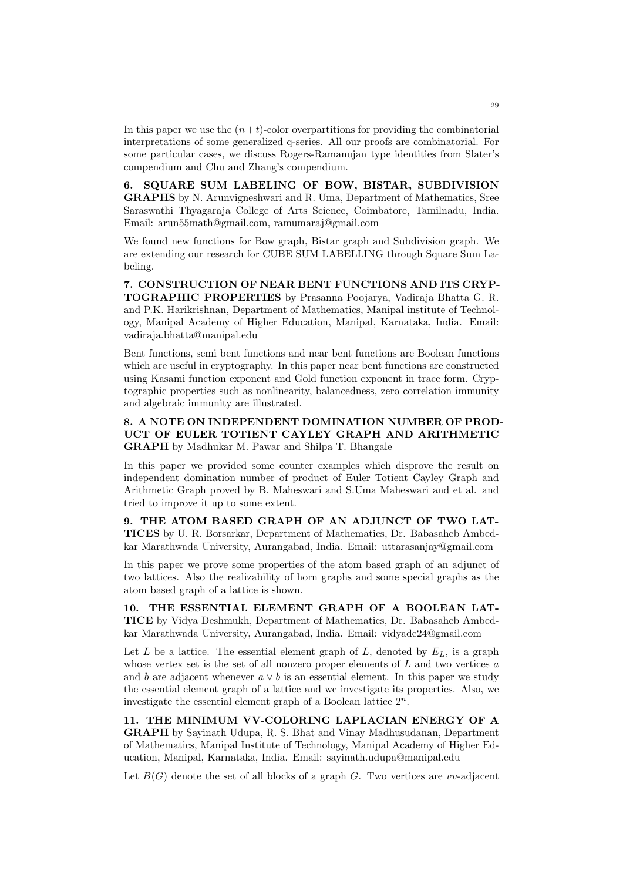In this paper we use the $(n+t)$-color overpartitions for providing the combinatorial interpretations of some generalized q-series. All our proofs are combinatorial. For some particular cases, we discuss Rogers-Ramanujan type identities from Slater's compendium and Chu and Zhang's compendium.

**6. SQUARE SUM LABELING OF BOW, BISTAR, SUBDIVISION GRAPHS** by N. Arunvigneshwari and R. Uma, Department of Mathematics, Sree Saraswathi Thyagaraja College of Arts Science, Coimbatore, Tamilnadu, India. Email: arun55math@gmail.com, ramumaraj@gmail.com

We found new functions for Bow graph, Bistar graph and Subdivision graph. We are extending our research for CUBE SUM LABELLING through Square Sum Labeling.

**7. CONSTRUCTION OF NEAR BENT FUNCTIONS AND ITS CRYPTOGRAPHIC PROPERTIES** by Prasanna Poojarya, Vadiraja Bhatta G. R. and P.K. Harikrishnan, Department of Mathematics, Manipal institute of Technology, Manipal Academy of Higher Education, Manipal, Karnataka, India. Email: vadiraja.bhatta@manipal.edu

Bent functions, semi bent functions and near bent functions are Boolean functions which are useful in cryptography. In this paper near bent functions are constructed using Kasami function exponent and Gold function exponent in trace form. Cryptographic properties such as nonlinearity, balancedness, zero correlation immunity and algebraic immunity are illustrated.

**8. A NOTE ON INDEPENDENT DOMINATION NUMBER OF PRODUCT OF EULER TOTIENT CAYLEY GRAPH AND ARITHMETIC GRAPH** by Madhukar M. Pawar and Shilpa T. Bhangale

In this paper we provided some counter examples which disprove the result on independent domination number of product of Euler Totient Cayley Graph and Arithmetic Graph proved by B. Maheswari and S.Uma Maheswari and et al. and tried to improve it up to some extent.

**9. THE ATOM BASED GRAPH OF AN ADJUNCT OF TWO LATTICES** by U. R. Borsarkar, Department of Mathematics, Dr. Babasaheb Ambedkar Marathwada University, Aurangabad, India. Email: uttarasanjay@gmail.com

In this paper we prove some properties of the atom based graph of an adjunct of two lattices. Also the realizability of horn graphs and some special graphs as the atom based graph of a lattice is shown.

**10. THE ESSENTIAL ELEMENT GRAPH OF A BOOLEAN LATTICE** by Vidya Deshmukh, Department of Mathematics, Dr. Babasaheb Ambedkar Marathwada University, Aurangabad, India. Email: vidyade24@gmail.com

Let $L$ be a lattice. The essential element graph of $L$, denoted by $E_L$, is a graph whose vertex set is the set of all nonzero proper elements of $L$ and two vertices $a$ and $b$ are adjacent whenever $a \vee b$ is an essential element. In this paper we study the essential element graph of a lattice and we investigate its properties. Also, we investigate the essential element graph of a Boolean lattice $2^n$.

**11. THE MINIMUM VV-COLORING LAPLACIAN ENERGY OF A GRAPH** by Sayinath Udupa, R. S. Bhat and Vinay Madhusudanan, Department of Mathematics, Manipal Institute of Technology, Manipal Academy of Higher Education, Manipal, Karnataka, India. Email: sayinath.udupa@manipal.edu

Let $B(G)$ denote the set of all blocks of a graph $G$. Two vertices are $vv$-adjacent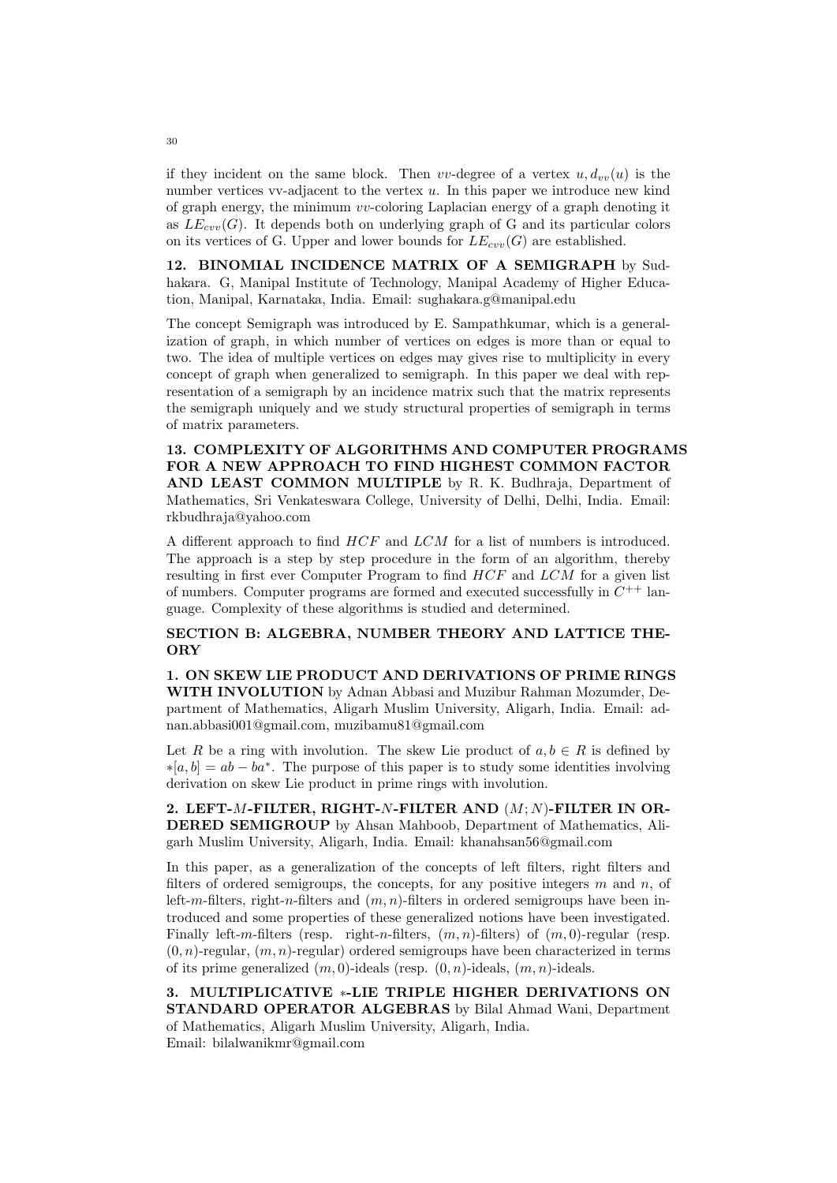if they incident on the same block. Then $vv$-degree of a vertex $u, d_{vv}(u)$ is the number vertices vv-adjacent to the vertex $u$. In this paper we introduce new kind of graph energy, the minimum $vv$-coloring Laplacian energy of a graph denoting it as $LE_{cvv}(G)$. It depends both on underlying graph of G and its particular colors on its vertices of G. Upper and lower bounds for $LE_{cvv}(G)$ are established.

**12. BINOMIAL INCIDENCE MATRIX OF A SEMIGRAPH** by Sudhakara. G, Manipal Institute of Technology, Manipal Academy of Higher Education, Manipal, Karnataka, India. Email: sughakara.g@manipal.edu

The concept Semigraph was introduced by E. Sampathkumar, which is a generalization of graph, in which number of vertices on edges is more than or equal to two. The idea of multiple vertices on edges may gives rise to multiplicity in every concept of graph when generalized to semigraph. In this paper we deal with representation of a semigraph by an incidence matrix such that the matrix represents the semigraph uniquely and we study structural properties of semigraph in terms of matrix parameters.

**13. COMPLEXITY OF ALGORITHMS AND COMPUTER PROGRAMS FOR A NEW APPROACH TO FIND HIGHEST COMMON FACTOR AND LEAST COMMON MULTIPLE** by R. K. Budhraja, Department of Mathematics, Sri Venkateswara College, University of Delhi, Delhi, India. Email: rkbudhraja@yahoo.com

A different approach to find $HCF$ and $LCM$ for a list of numbers is introduced. The approach is a step by step procedure in the form of an algorithm, thereby resulting in first ever Computer Program to find $HCF$ and $LCM$ for a given list of numbers. Computer programs are formed and executed successfully in $C^{++}$ language. Complexity of these algorithms is studied and determined.

## SECTION B: ALGEBRA, NUMBER THEORY AND LATTICE THEORY

**1. ON SKEW LIE PRODUCT AND DERIVATIONS OF PRIME RINGS WITH INVOLUTION** by Adnan Abbasi and Muzibur Rahman Mozumder, Department of Mathematics, Aligarh Muslim University, Aligarh, India. Email: adnan.abbasi001@gmail.com, muzibamu81@gmail.com

Let $R$ be a ring with involution. The skew Lie product of $a, b \in R$ is defined by $*[a, b] = ab - ba^*$. The purpose of this paper is to study some identities involving derivation on skew Lie product in prime rings with involution.

**2. LEFT-$M$-FILTER, RIGHT-$N$-FILTER AND $(M; N)$-FILTER IN ORDERED SEMIGROUP** by Ahsan Mahboob, Department of Mathematics, Aligarh Muslim University, Aligarh, India. Email: khanahsan56@gmail.com

In this paper, as a generalization of the concepts of left filters, right filters and filters of ordered semigroups, the concepts, for any positive integers $m$ and $n$, of left-$m$-filters, right-$n$-filters and $(m, n)$-filters in ordered semigroups have been introduced and some properties of these generalized notions have been investigated. Finally left-$m$-filters (resp. right-$n$-filters, $(m, n)$-filters) of $(m, 0)$-regular (resp. $(0, n)$-regular, $(m, n)$-regular) ordered semigroups have been characterized in terms of its prime generalized $(m, 0)$-ideals (resp. $(0, n)$-ideals, $(m, n)$-ideals.

**3. MULTIPLICATIVE $*$-LIE TRIPLE HIGHER DERIVATIONS ON STANDARD OPERATOR ALGEBRAS** by Bilal Ahmad Wani, Department of Mathematics, Aligarh Muslim University, Aligarh, India.
Email: bilalwanikmr@gmail.com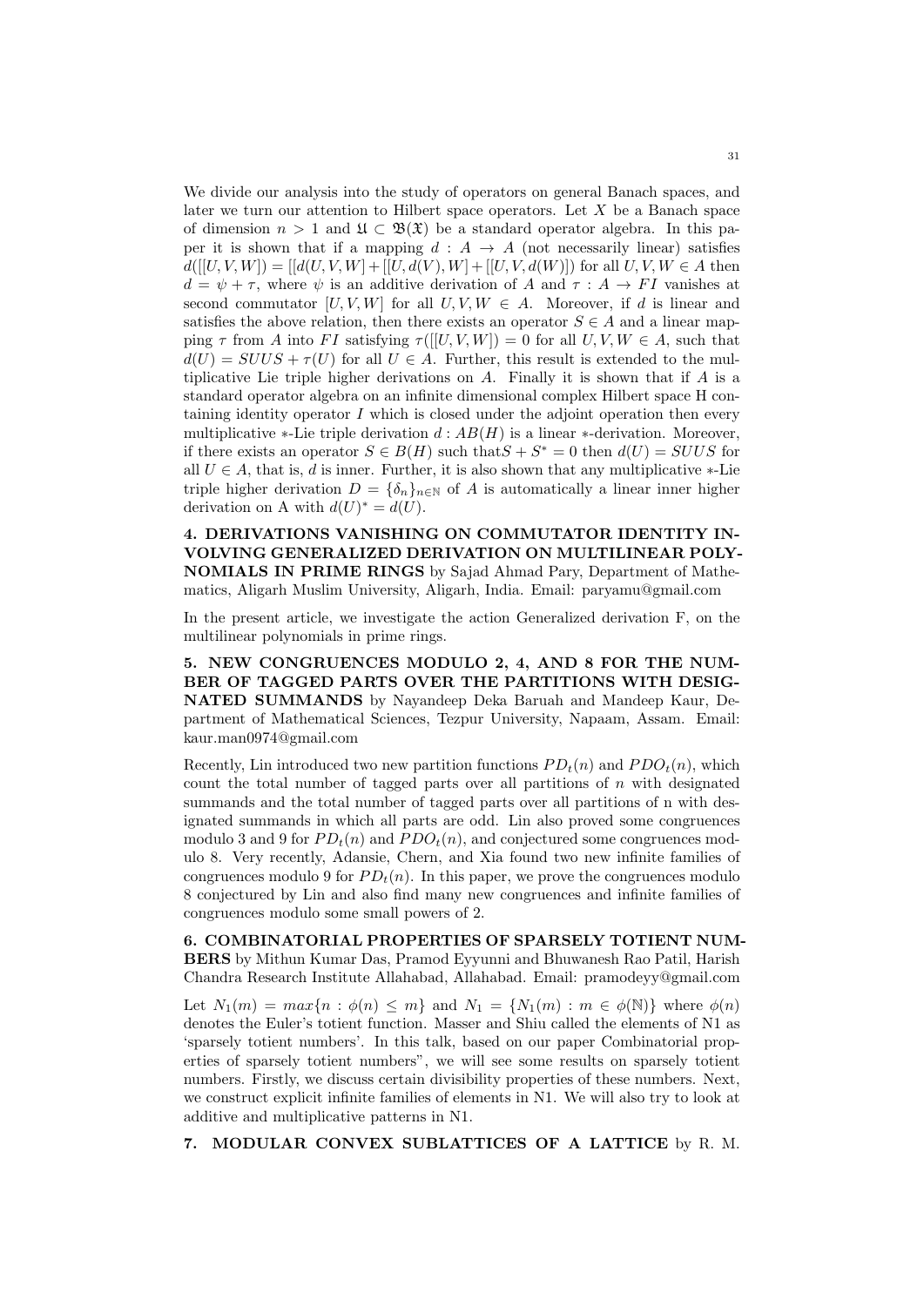We divide our analysis into the study of operators on general Banach spaces, and later we turn our attention to Hilbert space operators. Let $X$ be a Banach space of dimension $n > 1$ and $\mathfrak{U} \subset \mathfrak{B}(\mathfrak{X})$ be a standard operator algebra. In this paper it is shown that if a mapping $d : A \to A$ (not necessarily linear) satisfies $d([[U, V, W]) = [[d(U, V, W] + [[U, d(V), W] + [[U, V, d(W)])$ for all $U, V, W \in A$ then $d = \psi + \tau$, where $\psi$ is an additive derivation of $A$ and $\tau : A \to FI$ vanishes at second commutator $[U, V, W]$ for all $U, V, W \in A$. Moreover, if $d$ is linear and satisfies the above relation, then there exists an operator $S \in A$ and a linear mapping $\tau$ from $A$ into $FI$ satisfying $\tau([[U, V, W]) = 0$ for all $U, V, W \in A$, such that $d(U) = SUUS + \tau(U)$ for all $U \in A$. Further, this result is extended to the multiplicative Lie triple higher derivations on $A$. Finally it is shown that if $A$ is a standard operator algebra on an infinite dimensional complex Hilbert space H containing identity operator $I$ which is closed under the adjoint operation then every multiplicative $*$-Lie triple derivation $d : AB(H)$ is a linear $*$-derivation. Moreover, if there exists an operator $S \in B(H)$ such that$S + S^* = 0$ then $d(U) = SUUS$ for all $U \in A$, that is, $d$ is inner. Further, it is also shown that any multiplicative $*$-Lie triple higher derivation $D = \{\delta_n\}_{n \in \mathbb{N}}$ of $A$ is automatically a linear inner higher derivation on A with $d(U)^* = d(U)$.

**4. DERIVATIONS VANISHING ON COMMUTATOR IDENTITY INVOLVING GENERALIZED DERIVATION ON MULTILINEAR POLYNOMIALS IN PRIME RINGS** by Sajad Ahmad Pary, Department of Mathematics, Aligarh Muslim University, Aligarh, India. Email: paryamu@gmail.com

In the present article, we investigate the action Generalized derivation F, on the multilinear polynomials in prime rings.

**5. NEW CONGRUENCES MODULO 2, 4, AND 8 FOR THE NUMBER OF TAGGED PARTS OVER THE PARTITIONS WITH DESIGNATED SUMMANDS** by Nayandeep Deka Baruah and Mandeep Kaur, Department of Mathematical Sciences, Tezpur University, Napaam, Assam. Email: kaur.man0974@gmail.com

Recently, Lin introduced two new partition functions $PD_t(n)$ and $PDO_t(n)$, which count the total number of tagged parts over all partitions of $n$ with designated summands and the total number of tagged parts over all partitions of n with designated summands in which all parts are odd. Lin also proved some congruences modulo 3 and 9 for $PD_t(n)$ and $PDO_t(n)$, and conjectured some congruences modulo 8. Very recently, Adansie, Chern, and Xia found two new infinite families of congruences modulo 9 for $PD_t(n)$. In this paper, we prove the congruences modulo 8 conjectured by Lin and also find many new congruences and infinite families of congruences modulo some small powers of 2.

**6. COMBINATORIAL PROPERTIES OF SPARSELY TOTIENT NUMBERS** by Mithun Kumar Das, Pramod Eyyunni and Bhuwanesh Rao Patil, Harish Chandra Research Institute Allahabad, Allahabad. Email: pramodeyy@gmail.com

Let $N_1(m) = max\{n : \phi(n) \leq m\}$ and $N_1 = \{N_1(m) : m \in \phi(\mathbb{N})\}$ where $\phi(n)$ denotes the Euler's totient function. Masser and Shiu called the elements of N1 as 'sparsely totient numbers'. In this talk, based on our paper Combinatorial properties of sparsely totient numbers", we will see some results on sparsely totient numbers. Firstly, we discuss certain divisibility properties of these numbers. Next, we construct explicit infinite families of elements in N1. We will also try to look at additive and multiplicative patterns in N1.

**7. MODULAR CONVEX SUBLATTICES OF A LATTICE** by R. M.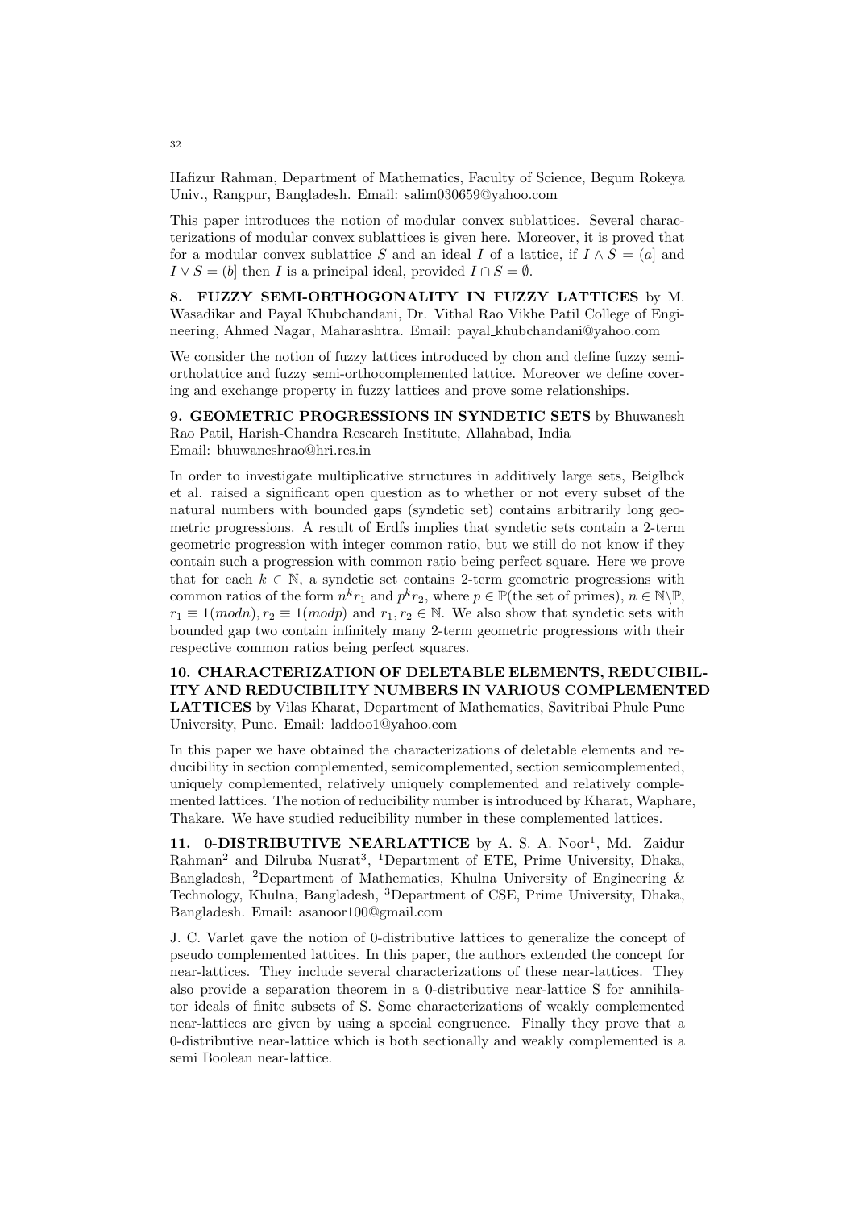Hafizur Rahman, Department of Mathematics, Faculty of Science, Begum Rokeya Univ., Rangpur, Bangladesh. Email: salim030659@yahoo.com

This paper introduces the notion of modular convex sublattices. Several characterizations of modular convex sublattices is given here. Moreover, it is proved that for a modular convex sublattice $S$ and an ideal $I$ of a lattice, if $I \wedge S = (a]$ and $I \vee S = (b]$ then $I$ is a principal ideal, provided $I \cap S = \emptyset$.

**8. FUZZY SEMI-ORTHOGONALITY IN FUZZY LATTICES** by M. Wasadikar and Payal Khubchandani, Dr. Vithal Rao Vikhe Patil College of Engineering, Ahmed Nagar, Maharashtra. Email: payal_khubchandani@yahoo.com

We consider the notion of fuzzy lattices introduced by chon and define fuzzy semi-ortholattice and fuzzy semi-orthocomplemented lattice. Moreover we define covering and exchange property in fuzzy lattices and prove some relationships.

**9. GEOMETRIC PROGRESSIONS IN SYNDETIC SETS** by Bhuwanesh Rao Patil, Harish-Chandra Research Institute, Allahabad, India
Email: bhuwaneshrao@hri.res.in

In order to investigate multiplicative structures in additively large sets, Beiglbck et al. raised a significant open question as to whether or not every subset of the natural numbers with bounded gaps (syndetic set) contains arbitrarily long geometric progressions. A result of Erdfs implies that syndetic sets contain a 2-term geometric progression with integer common ratio, but we still do not know if they contain such a progression with common ratio being perfect square. Here we prove that for each $k \in \mathbb{N}$, a syndetic set contains 2-term geometric progressions with common ratios of the form $n^k r_1$ and $p^k r_2$, where $p \in \mathbb{P}$(the set of primes), $n \in \mathbb{N} \backslash \mathbb{P}$, $r_1 \equiv 1(mod n), r_2 \equiv 1(mod p)$ and $r_1, r_2 \in \mathbb{N}$. We also show that syndetic sets with bounded gap two contain infinitely many 2-term geometric progressions with their respective common ratios being perfect squares.

**10. CHARACTERIZATION OF DELETABLE ELEMENTS, REDUCIBILITY AND REDUCIBILITY NUMBERS IN VARIOUS COMPLEMENTED LATTICES** by Vilas Kharat, Department of Mathematics, Savitribai Phule Pune University, Pune. Email: laddoo1@yahoo.com

In this paper we have obtained the characterizations of deletable elements and reducibility in section complemented, semicomplemented, section semicomplemented, uniquely complemented, relatively uniquely complemented and relatively complemented lattices. The notion of reducibility number is introduced by Kharat, Waphare, Thakare. We have studied reducibility number in these complemented lattices.

**11. 0-DISTRIBUTIVE NEARLATTICE** by A. S. A. Noor[1], Md. Zaidur Rahman[2] and Dilruba Nusrat[3], [1]Department of ETE, Prime University, Dhaka, Bangladesh, [2]Department of Mathematics, Khulna University of Engineering & Technology, Khulna, Bangladesh, [3]Department of CSE, Prime University, Dhaka, Bangladesh. Email: asanoor100@gmail.com

J. C. Varlet gave the notion of 0-distributive lattices to generalize the concept of pseudo complemented lattices. In this paper, the authors extended the concept for near-lattices. They include several characterizations of these near-lattices. They also provide a separation theorem in a 0-distributive near-lattice S for annihilator ideals of finite subsets of S. Some characterizations of weakly complemented near-lattices are given by using a special congruence. Finally they prove that a 0-distributive near-lattice which is both sectionally and weakly complemented is a semi Boolean near-lattice.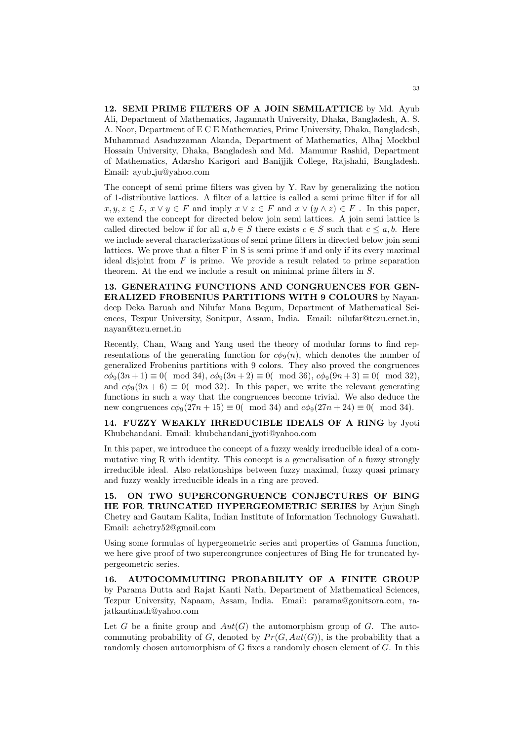**12. SEMI PRIME FILTERS OF A JOIN SEMILATTICE** by Md. Ayub Ali, Department of Mathematics, Jagannath University, Dhaka, Bangladesh, A. S. A. Noor, Department of E C E Mathematics, Prime University, Dhaka, Bangladesh, Muhammad Asaduzzaman Akanda, Department of Mathematics, Alhaj Mockbul Hossain University, Dhaka, Bangladesh and Md. Mamunur Rashid, Department of Mathematics, Adarsho Karigori and Banijjik College, Rajshahi, Bangladesh. Email: ayub_ju@yahoo.com

The concept of semi prime filters was given by Y. Rav by generalizing the notion of 1-distributive lattices. A filter of a lattice is called a semi prime filter if for all $x, y, z \in L$, $x \vee y \in F$ and imply $x \vee z \in F$ and $x \vee (y \wedge z) \in F$ . In this paper, we extend the concept for directed below join semi lattices. A join semi lattice is called directed below if for all $a, b \in S$ there exists $c \in S$ such that $c \leq a, b$. Here we include several characterizations of semi prime filters in directed below join semi lattices. We prove that a filter F in S is semi prime if and only if its every maximal ideal disjoint from $F$ is prime. We provide a result related to prime separation theorem. At the end we include a result on minimal prime filters in $S$.

**13. GENERATING FUNCTIONS AND CONGRUENCES FOR GENERALIZED FROBENIUS PARTITIONS WITH 9 COLOURS** by Nayandeep Deka Baruah and Nilufar Mana Begum, Department of Mathematical Sciences, Tezpur University, Sonitpur, Assam, India. Email: nilufar@tezu.ernet.in, nayan@tezu.ernet.in

Recently, Chan, Wang and Yang used the theory of modular forms to find representations of the generating function for $c\phi_9(n)$, which denotes the number of generalized Frobenius partitions with 9 colors. They also proved the congruences $c\phi_9(3n+1) \equiv 0(\mod 34)$, $c\phi_9(3n+2) \equiv 0(\mod 36)$, $c\phi_9(9n+3) \equiv 0(\mod 32)$, and $c\phi_9(9n+6) \equiv 0(\mod 32)$. In this paper, we write the relevant generating functions in such a way that the congruences become trivial. We also deduce the new congruences $c\phi_9(27n+15) \equiv 0(\mod 34)$ and $c\phi_9(27n+24) \equiv 0(\mod 34)$.

**14. FUZZY WEAKLY IRREDUCIBLE IDEALS OF A RING** by Jyoti Khubchandani. Email: khubchandani_jyoti@yahoo.com

In this paper, we introduce the concept of a fuzzy weakly irreducible ideal of a commutative ring R with identity. This concept is a generalisation of a fuzzy strongly irreducible ideal. Also relationships between fuzzy maximal, fuzzy quasi primary and fuzzy weakly irreducible ideals in a ring are proved.

**15. ON TWO SUPERCONGRUENCE CONJECTURES OF BING HE FOR TRUNCATED HYPERGEOMETRIC SERIES** by Arjun Singh Chetry and Gautam Kalita, Indian Institute of Information Technology Guwahati. Email: achetry52@gmail.com

Using some formulas of hypergeometric series and properties of Gamma function, we here give proof of two supercongrunce conjectures of Bing He for truncated hypergeometric series.

**16. AUTOCOMMUTING PROBABILITY OF A FINITE GROUP** by Parama Dutta and Rajat Kanti Nath, Department of Mathematical Sciences, Tezpur University, Napaam, Assam, India. Email: parama@gonitsora.com, rajatkantinath@yahoo.com

Let $G$ be a finite group and $Aut(G)$ the automorphism group of $G$. The autocommuting probability of $G$, denoted by $Pr(G, Aut(G))$, is the probability that a randomly chosen automorphism of G fixes a randomly chosen element of $G$. In this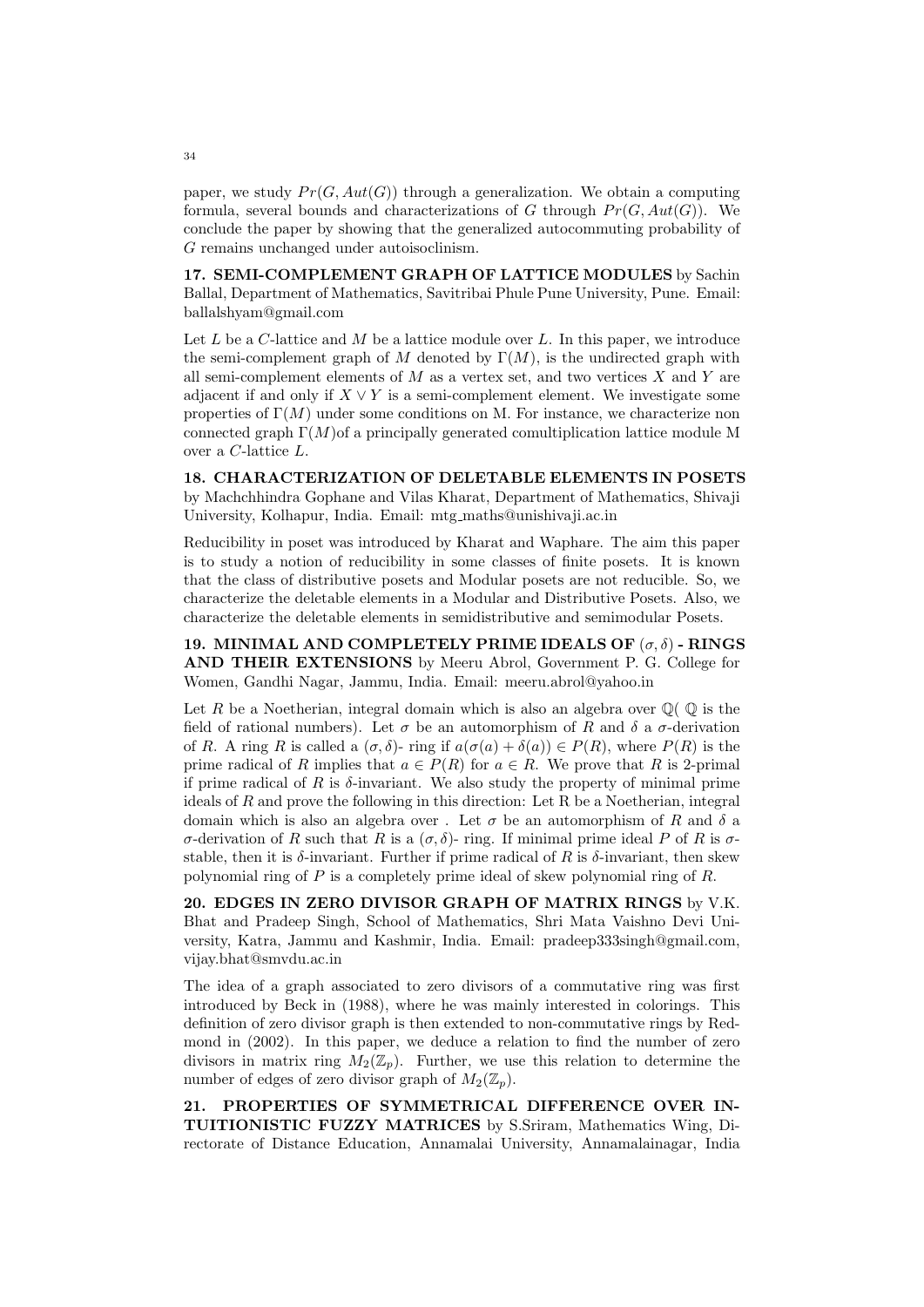paper, we study $Pr(G, Aut(G))$ through a generalization. We obtain a computing formula, several bounds and characterizations of $G$ through $Pr(G, Aut(G))$. We conclude the paper by showing that the generalized autocommuting probability of $G$ remains unchanged under autoisoclinism.

**17. SEMI-COMPLEMENT GRAPH OF LATTICE MODULES** by Sachin Ballal, Department of Mathematics, Savitribai Phule Pune University, Pune. Email: ballalshyam@gmail.com

Let $L$ be a $C$-lattice and $M$ be a lattice module over $L$. In this paper, we introduce the semi-complement graph of $M$ denoted by $\Gamma(M)$, is the undirected graph with all semi-complement elements of $M$ as a vertex set, and two vertices $X$ and $Y$ are adjacent if and only if $X \vee Y$ is a semi-complement element. We investigate some properties of $\Gamma(M)$ under some conditions on M. For instance, we characterize non connected graph $\Gamma(M)$of a principally generated comultiplication lattice module M over a $C$-lattice $L$.

**18. CHARACTERIZATION OF DELETABLE ELEMENTS IN POSETS** by Machchhindra Gophane and Vilas Kharat, Department of Mathematics, Shivaji University, Kolhapur, India. Email: mtg_maths@unishivaji.ac.in

Reducibility in poset was introduced by Kharat and Waphare. The aim this paper is to study a notion of reducibility in some classes of finite posets. It is known that the class of distributive posets and Modular posets are not reducible. So, we characterize the deletable elements in a Modular and Distributive Posets. Also, we characterize the deletable elements in semidistributive and semimodular Posets.

**19. MINIMAL AND COMPLETELY PRIME IDEALS OF $(\sigma, \delta)$ - RINGS AND THEIR EXTENSIONS** by Meeru Abrol, Government P. G. College for Women, Gandhi Nagar, Jammu, India. Email: meeru.abrol@yahoo.in

Let $R$ be a Noetherian, integral domain which is also an algebra over $\mathbb{Q}$( $\mathbb{Q}$ is the field of rational numbers). Let $\sigma$ be an automorphism of $R$ and $\delta$ a $\sigma$-derivation of $R$. A ring $R$ is called a $(\sigma, \delta)$- ring if $a(\sigma(a) + \delta(a)) \in P(R)$, where $P(R)$ is the prime radical of $R$ implies that $a \in P(R)$ for $a \in R$. We prove that $R$ is 2-primal if prime radical of $R$ is $\delta$-invariant. We also study the property of minimal prime ideals of $R$ and prove the following in this direction: Let R be a Noetherian, integral domain which is also an algebra over . Let $\sigma$ be an automorphism of $R$ and $\delta$ a $\sigma$-derivation of $R$ such that $R$ is a $(\sigma, \delta)$- ring. If minimal prime ideal $P$ of $R$ is $\sigma$-stable, then it is $\delta$-invariant. Further if prime radical of $R$ is $\delta$-invariant, then skew polynomial ring of $P$ is a completely prime ideal of skew polynomial ring of $R$.

**20. EDGES IN ZERO DIVISOR GRAPH OF MATRIX RINGS** by V.K. Bhat and Pradeep Singh, School of Mathematics, Shri Mata Vaishno Devi University, Katra, Jammu and Kashmir, India. Email: pradeep333singh@gmail.com, vijay.bhat@smvdu.ac.in

The idea of a graph associated to zero divisors of a commutative ring was first introduced by Beck in (1988), where he was mainly interested in colorings. This definition of zero divisor graph is then extended to non-commutative rings by Redmond in (2002). In this paper, we deduce a relation to find the number of zero divisors in matrix ring $M_2(\mathbb{Z}_p)$. Further, we use this relation to determine the number of edges of zero divisor graph of $M_2(\mathbb{Z}_p)$.

**21. PROPERTIES OF SYMMETRICAL DIFFERENCE OVER INTUITIONISTIC FUZZY MATRICES** by S.Sriram, Mathematics Wing, Directorate of Distance Education, Annamalai University, Annamalainagar, India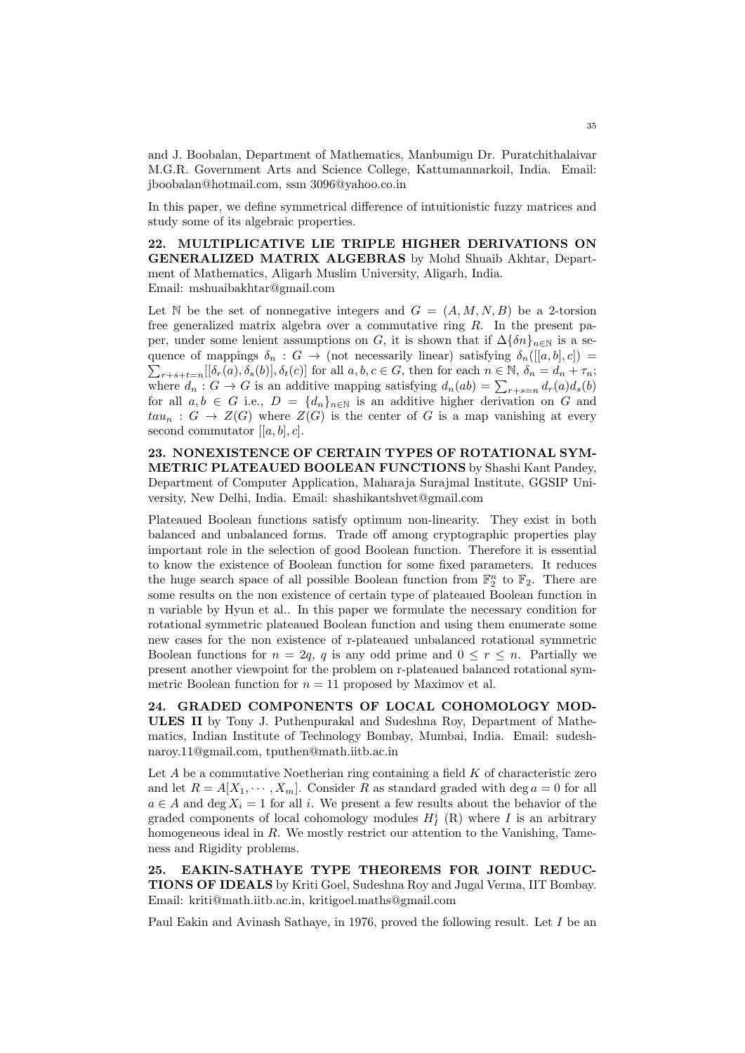and J. Boobalan, Department of Mathematics, Manbumigu Dr. Puratchithalaivar M.G.R. Government Arts and Science College, Kattumannarkoil, India. Email: jboobalan@hotmail.com, ssm 3096@yahoo.co.in

In this paper, we define symmetrical difference of intuitionistic fuzzy matrices and study some of its algebraic properties.

**22. MULTIPLICATIVE LIE TRIPLE HIGHER DERIVATIONS ON GENERALIZED MATRIX ALGEBRAS** by Mohd Shuaib Akhtar, Department of Mathematics, Aligarh Muslim University, Aligarh, India. Email: mshuaibakhtar@gmail.com

Let $\mathbb{N}$ be the set of nonnegative integers and $G = (A, M, N, B)$ be a 2-torsion free generalized matrix algebra over a commutative ring $R$. In the present paper, under some lenient assumptions on $G$, it is shown that if $\Delta\{\delta n\}_{n\in\mathbb{N}}$ is a sequence of mappings $\delta_n : G \to$ (not necessarily linear) satisfying $\delta_n([[a, b], c]) = \sum_{r+s+t=n}[[\delta_r(a), \delta_s(b)], \delta_t(c)]$ for all $a, b, c \in G$, then for each $n \in \mathbb{N}$, $\delta_n = d_n + \tau_n$; where $d_n : G \to G$ is an additive mapping satisfying $d_n(ab) = \sum_{r+s=n} d_r(a)d_s(b)$ for all $a, b \in G$ i.e., $D = \{d_n\}_{n\in\mathbb{N}}$ is an additive higher derivation on $G$ and $tau_n : G \to Z(G)$ where $Z(G)$ is the center of $G$ is a map vanishing at every second commutator $[[a, b], c]$.

**23. NONEXISTENCE OF CERTAIN TYPES OF ROTATIONAL SYMMETRIC PLATEAUED BOOLEAN FUNCTIONS** by Shashi Kant Pandey, Department of Computer Application, Maharaja Surajmal Institute, GGSIP University, New Delhi, India. Email: shashikantshvet@gmail.com

Plateaued Boolean functions satisfy optimum non-linearity. They exist in both balanced and unbalanced forms. Trade off among cryptographic properties play important role in the selection of good Boolean function. Therefore it is essential to know the existence of Boolean function for some fixed parameters. It reduces the huge search space of all possible Boolean function from $\mathbb{F}_2^n$ to $\mathbb{F}_2$. There are some results on the non existence of certain type of plateaued Boolean function in n variable by Hyun et al.. In this paper we formulate the necessary condition for rotational symmetric plateaued Boolean function and using them enumerate some new cases for the non existence of r-plateaued unbalanced rotational symmetric Boolean functions for $n = 2q$, $q$ is any odd prime and $0 \leq r \leq n$. Partially we present another viewpoint for the problem on r-plateaued balanced rotational symmetric Boolean function for $n = 11$ proposed by Maximov et al.

**24. GRADED COMPONENTS OF LOCAL COHOMOLOGY MODULES II** by Tony J. Puthenpurakal and Sudeshna Roy, Department of Mathematics, Indian Institute of Technology Bombay, Mumbai, India. Email: sudeshnaroy.11@gmail.com, tputhen@math.iitb.ac.in

Let $A$ be a commutative Noetherian ring containing a field $K$ of characteristic zero and let $R = A[X_1, \cdots, X_m]$. Consider $R$ as standard graded with $\deg a = 0$ for all $a \in A$ and $\deg X_i = 1$ for all $i$. We present a few results about the behavior of the graded components of local cohomology modules $H_I^i$ (R) where $I$ is an arbitrary homogeneous ideal in $R$. We mostly restrict our attention to the Vanishing, Tameness and Rigidity problems.

**25. EAKIN-SATHAYE TYPE THEOREMS FOR JOINT REDUCTIONS OF IDEALS** by Kriti Goel, Sudeshna Roy and Jugal Verma, IIT Bombay. Email: kriti@math.iitb.ac.in, kritigoel.maths@gmail.com

Paul Eakin and Avinash Sathaye, in 1976, proved the following result. Let $I$ be an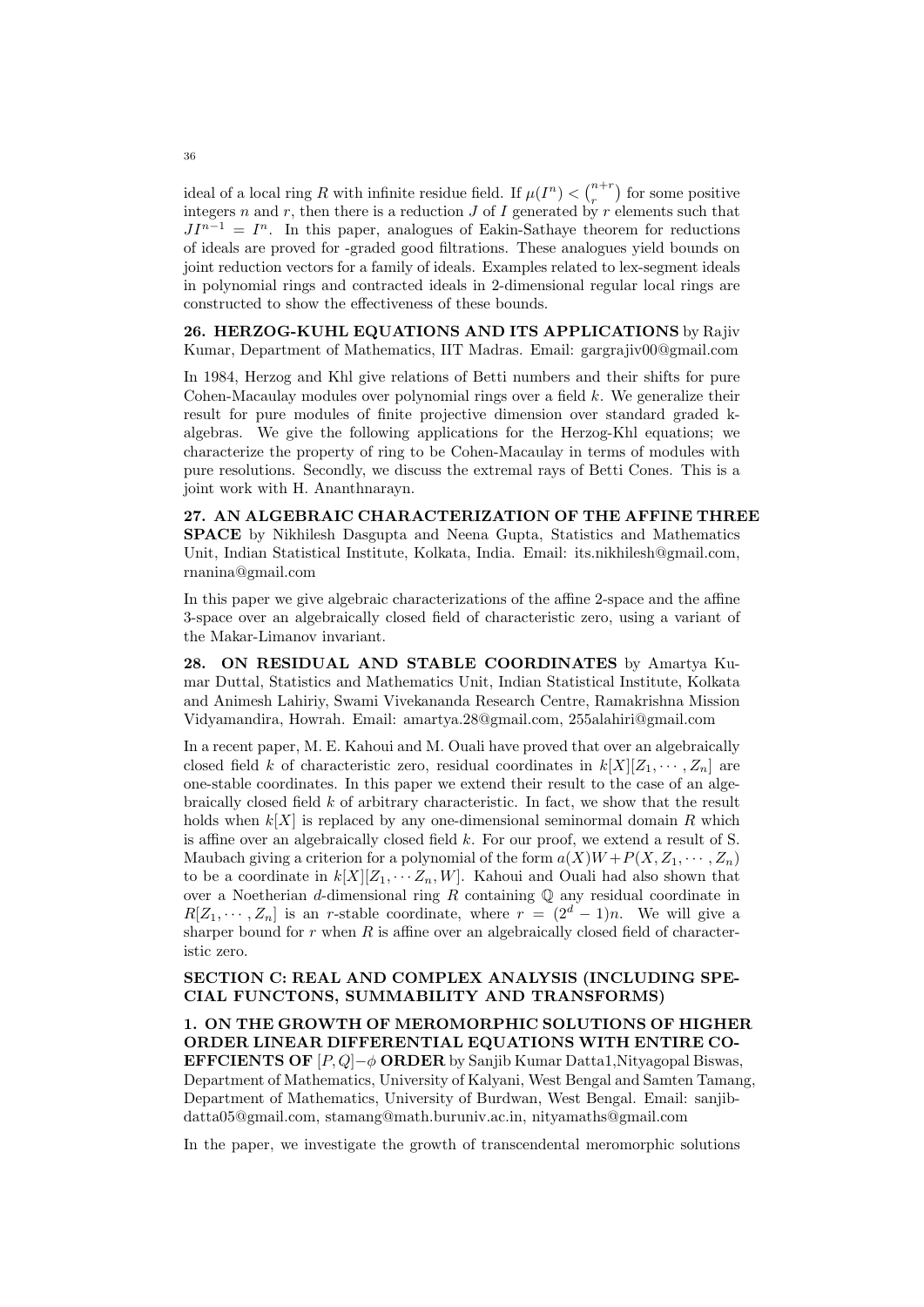ideal of a local ring $R$ with infinite residue field. If $\mu(I^n) < \binom{n+r}{r}$ for some positive integers $n$ and $r$, then there is a reduction $J$ of $I$ generated by $r$ elements such that $JI^{n-1} = I^n$. In this paper, analogues of Eakin-Sathaye theorem for reductions of ideals are proved for -graded good filtrations. These analogues yield bounds on joint reduction vectors for a family of ideals. Examples related to lex-segment ideals in polynomial rings and contracted ideals in 2-dimensional regular local rings are constructed to show the effectiveness of these bounds.

**26. HERZOG-KUHL EQUATIONS AND ITS APPLICATIONS** by Rajiv Kumar, Department of Mathematics, IIT Madras. Email: gargrajiv00@gmail.com

In 1984, Herzog and Khl give relations of Betti numbers and their shifts for pure Cohen-Macaulay modules over polynomial rings over a field $k$. We generalize their result for pure modules of finite projective dimension over standard graded k-algebras. We give the following applications for the Herzog-Khl equations; we characterize the property of ring to be Cohen-Macaulay in terms of modules with pure resolutions. Secondly, we discuss the extremal rays of Betti Cones. This is a joint work with H. Ananthnarayn.

**27. AN ALGEBRAIC CHARACTERIZATION OF THE AFFINE THREE SPACE** by Nikhilesh Dasgupta and Neena Gupta, Statistics and Mathematics Unit, Indian Statistical Institute, Kolkata, India. Email: its.nikhilesh@gmail.com, rnanina@gmail.com

In this paper we give algebraic characterizations of the affine 2-space and the affine 3-space over an algebraically closed field of characteristic zero, using a variant of the Makar-Limanov invariant.

**28. ON RESIDUAL AND STABLE COORDINATES** by Amartya Kumar Duttal, Statistics and Mathematics Unit, Indian Statistical Institute, Kolkata and Animesh Lahiriy, Swami Vivekananda Research Centre, Ramakrishna Mission Vidyamandira, Howrah. Email: amartya.28@gmail.com, 255alahiri@gmail.com

In a recent paper, M. E. Kahoui and M. Ouali have proved that over an algebraically closed field $k$ of characteristic zero, residual coordinates in $k[X][Z_1, \cdots, Z_n]$ are one-stable coordinates. In this paper we extend their result to the case of an algebraically closed field $k$ of arbitrary characteristic. In fact, we show that the result holds when $k[X]$ is replaced by any one-dimensional seminormal domain $R$ which is affine over an algebraically closed field $k$. For our proof, we extend a result of S. Maubach giving a criterion for a polynomial of the form $a(X)W + P(X, Z_1, \cdots, Z_n)$ to be a coordinate in $k[X][Z_1, \cdots Z_n, W]$. Kahoui and Ouali had also shown that over a Noetherian $d$-dimensional ring $R$ containing $\mathbb{Q}$ any residual coordinate in $R[Z_1, \cdots, Z_n]$ is an $r$-stable coordinate, where $r = (2^d - 1)n$. We will give a sharper bound for $r$ when $R$ is affine over an algebraically closed field of characteristic zero.

## SECTION C: REAL AND COMPLEX ANALYSIS (INCLUDING SPECIAL FUNCTONS, SUMMABILITY AND TRANSFORMS)

**1. ON THE GROWTH OF MEROMORPHIC SOLUTIONS OF HIGHER ORDER LINEAR DIFFERENTIAL EQUATIONS WITH ENTIRE COEFFCIENTS OF $[P,Q]-\phi$ ORDER** by Sanjib Kumar Datta1,Nityagopal Biswas, Department of Mathematics, University of Kalyani, West Bengal and Samten Tamang, Department of Mathematics, University of Burdwan, West Bengal. Email: sanjibdatta05@gmail.com, stamang@math.buruniv.ac.in, nityamaths@gmail.com

In the paper, we investigate the growth of transcendental meromorphic solutions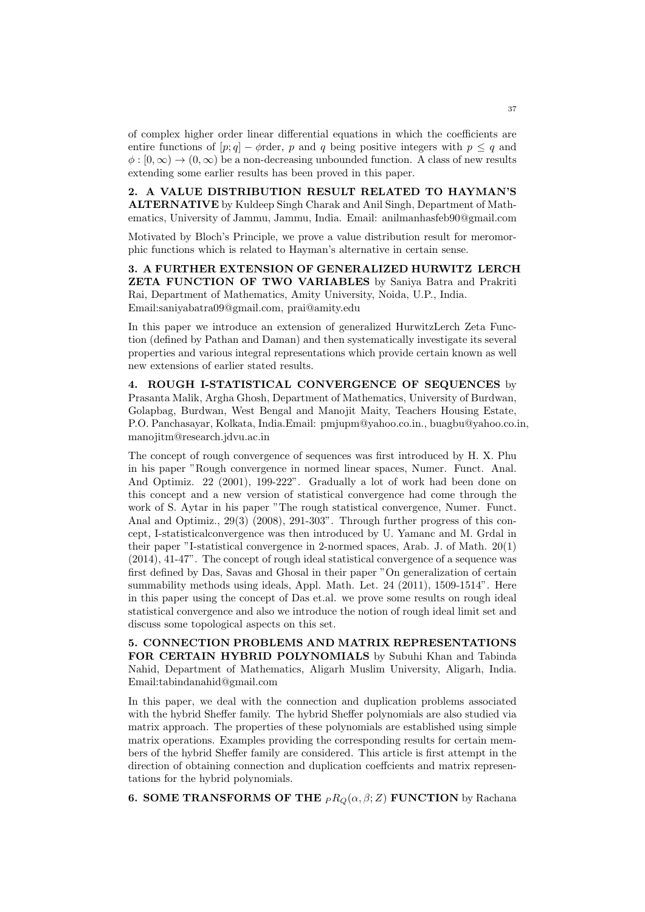of complex higher order linear differential equations in which the coefficients are entire functions of $[p;q]-\phi$rder, $p$ and $q$ being positive integers with $p \leq q$ and $\phi : [0,\infty) \to (0,\infty)$ be a non-decreasing unbounded function. A class of new results extending some earlier results has been proved in this paper.

**2. A VALUE DISTRIBUTION RESULT RELATED TO HAYMAN'S ALTERNATIVE** by Kuldeep Singh Charak and Anil Singh, Department of Mathematics, University of Jammu, Jammu, India. Email: anilmanhasfeb90@gmail.com

Motivated by Bloch's Principle, we prove a value distribution result for meromorphic functions which is related to Hayman's alternative in certain sense.

**3. A FURTHER EXTENSION OF GENERALIZED HURWITZ LERCH ZETA FUNCTION OF TWO VARIABLES** by Saniya Batra and Prakriti Rai, Department of Mathematics, Amity University, Noida, U.P., India. Email:saniyabatra09@gmail.com, prai@amity.edu

In this paper we introduce an extension of generalized HurwitzLerch Zeta Function (defined by Pathan and Daman) and then systematically investigate its several properties and various integral representations which provide certain known as well new extensions of earlier stated results.

**4. ROUGH I-STATISTICAL CONVERGENCE OF SEQUENCES** by Prasanta Malik, Argha Ghosh, Department of Mathematics, University of Burdwan, Golapbag, Burdwan, West Bengal and Manojit Maity, Teachers Housing Estate, P.O. Panchasayar, Kolkata, India.Email: pmjupm@yahoo.co.in., buagbu@yahoo.co.in, manojitm@research.jdvu.ac.in

The concept of rough convergence of sequences was first introduced by H. X. Phu in his paper "Rough convergence in normed linear spaces, Numer. Funct. Anal. And Optimiz. 22 (2001), 199-222". Gradually a lot of work had been done on this concept and a new version of statistical convergence had come through the work of S. Aytar in his paper "The rough statistical convergence, Numer. Funct. Anal and Optimiz., 29(3) (2008), 291-303". Through further progress of this concept, I-statisticalconvergence was then introduced by U. Yamanc and M. Grdal in their paper "I-statistical convergence in 2-normed spaces, Arab. J. of Math. 20(1) (2014), 41-47". The concept of rough ideal statistical convergence of a sequence was first defined by Das, Savas and Ghosal in their paper "On generalization of certain summability methods using ideals, Appl. Math. Let. 24 (2011), 1509-1514". Here in this paper using the concept of Das et.al. we prove some results on rough ideal statistical convergence and also we introduce the notion of rough ideal limit set and discuss some topological aspects on this set.

**5. CONNECTION PROBLEMS AND MATRIX REPRESENTATIONS FOR CERTAIN HYBRID POLYNOMIALS** by Subuhi Khan and Tabinda Nahid, Department of Mathematics, Aligarh Muslim University, Aligarh, India. Email:tabindanahid@gmail.com

In this paper, we deal with the connection and duplication problems associated with the hybrid Sheffer family. The hybrid Sheffer polynomials are also studied via matrix approach. The properties of these polynomials are established using simple matrix operations. Examples providing the corresponding results for certain members of the hybrid Sheffer family are considered. This article is first attempt in the direction of obtaining connection and duplication coeffcients and matrix representations for the hybrid polynomials.

**6. SOME TRANSFORMS OF THE $_PR_Q(\alpha,\beta;Z)$ FUNCTION** by Rachana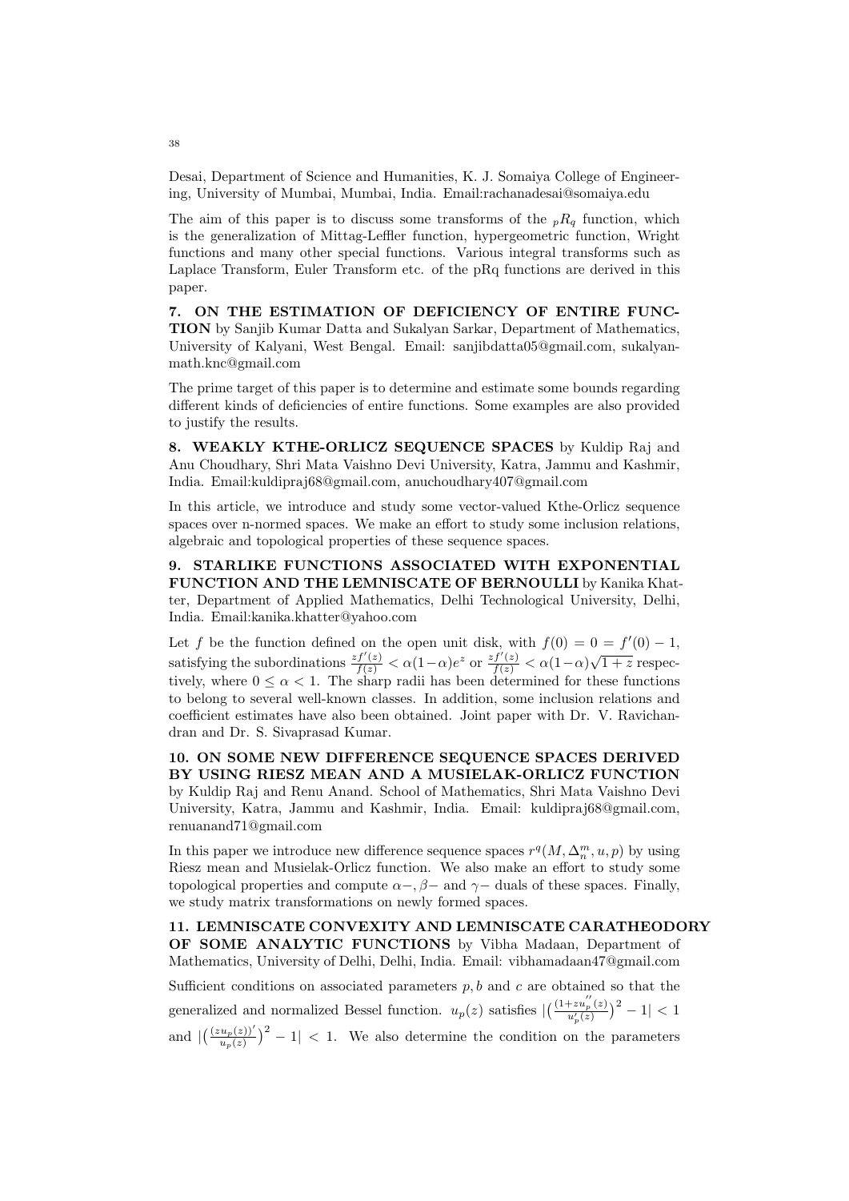Desai, Department of Science and Humanities, K. J. Somaiya College of Engineering, University of Mumbai, Mumbai, India. Email:rachanadesai@somaiya.edu

The aim of this paper is to discuss some transforms of the ${}_pR_q$ function, which is the generalization of Mittag-Leffler function, hypergeometric function, Wright functions and many other special functions. Various integral transforms such as Laplace Transform, Euler Transform etc. of the pRq functions are derived in this paper.

**7. ON THE ESTIMATION OF DEFICIENCY OF ENTIRE FUNCTION** by Sanjib Kumar Datta and Sukalyan Sarkar, Department of Mathematics, University of Kalyani, West Bengal. Email: sanjibdatta05@gmail.com, sukalyanmath.knc@gmail.com

The prime target of this paper is to determine and estimate some bounds regarding different kinds of deficiencies of entire functions. Some examples are also provided to justify the results.

**8. WEAKLY KTHE-ORLICZ SEQUENCE SPACES** by Kuldip Raj and Anu Choudhary, Shri Mata Vaishno Devi University, Katra, Jammu and Kashmir, India. Email:kuldipraj68@gmail.com, anuchoudhary407@gmail.com

In this article, we introduce and study some vector-valued Kthe-Orlicz sequence spaces over n-normed spaces. We make an effort to study some inclusion relations, algebraic and topological properties of these sequence spaces.

**9. STARLIKE FUNCTIONS ASSOCIATED WITH EXPONENTIAL FUNCTION AND THE LEMNISCATE OF BERNOULLI** by Kanika Khatter, Department of Applied Mathematics, Delhi Technological University, Delhi, India. Email:kanika.khatter@yahoo.com

Let $f$ be the function defined on the open unit disk, with $f(0) = 0 = f'(0) - 1$, satisfying the subordinations $\frac{zf'(z)}{f(z)} \prec \alpha(1-\alpha)e^z$ or $\frac{zf'(z)}{f(z)} \prec \alpha(1-\alpha)\sqrt{1+z}$ respectively, where $0 \leq \alpha < 1$. The sharp radii has been determined for these functions to belong to several well-known classes. In addition, some inclusion relations and coefficient estimates have also been obtained. Joint paper with Dr. V. Ravichandran and Dr. S. Sivaprasad Kumar.

**10. ON SOME NEW DIFFERENCE SEQUENCE SPACES DERIVED BY USING RIESZ MEAN AND A MUSIELAK-ORLICZ FUNCTION** by Kuldip Raj and Renu Anand. School of Mathematics, Shri Mata Vaishno Devi University, Katra, Jammu and Kashmir, India. Email: kuldipraj68@gmail.com, renuanand71@gmail.com

In this paper we introduce new difference sequence spaces $r^q(M, \Delta_n^m, u, p)$ by using Riesz mean and Musielak-Orlicz function. We also make an effort to study some topological properties and compute $\alpha-, \beta-$ and $\gamma-$ duals of these spaces. Finally, we study matrix transformations on newly formed spaces.

**11. LEMNISCATE CONVEXITY AND LEMNISCATE CARATHEODORY OF SOME ANALYTIC FUNCTIONS** by Vibha Madaan, Department of Mathematics, University of Delhi, Delhi, India. Email: vibhamadaan47@gmail.com

Sufficient conditions on associated parameters $p, b$ and $c$ are obtained so that the generalized and normalized Bessel function. $u_p(z)$ satisfies $|\big(\frac{(1+zu_p''(z)}{u_p'(z)}\big)^2 - 1| < 1$ and $|\big(\frac{(zu_p(z))'}{u_p(z)}\big)^2 - 1| < 1$. We also determine the condition on the parameters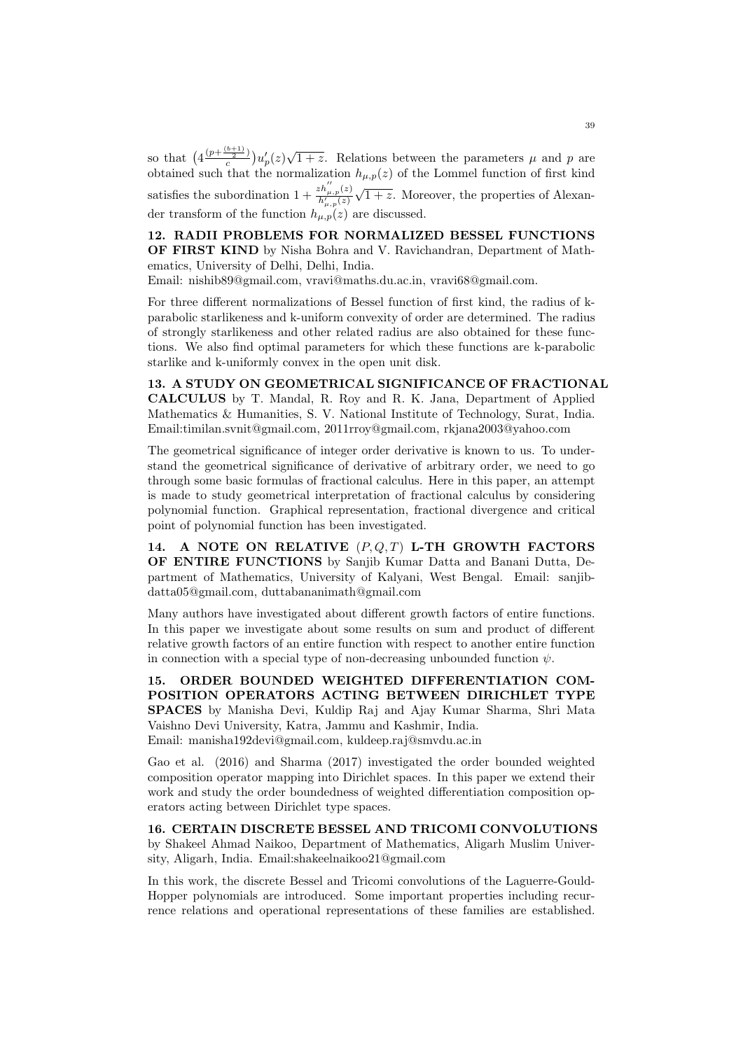so that $\left(4\frac{(p+\frac{(b+1)}{2})}{c}\right)u_p'(z)\sqrt{1+z}$. Relations between the parameters $\mu$ and $p$ are obtained such that the normalization $h_{\mu,p}(z)$ of the Lommel function of first kind satisfies the subordination $1+\frac{zh_{\mu,p}''(z)}{h_{\mu,p}'(z)}\sqrt{1+z}$. Moreover, the properties of Alexander transform of the function $h_{\mu,p}(z)$ are discussed.

**12. RADII PROBLEMS FOR NORMALIZED BESSEL FUNCTIONS OF FIRST KIND** by Nisha Bohra and V. Ravichandran, Department of Mathematics, University of Delhi, Delhi, India.
Email: nishib89@gmail.com, vravi@maths.du.ac.in, vravi68@gmail.com.

For three different normalizations of Bessel function of first kind, the radius of k-parabolic starlikeness and k-uniform convexity of order are determined. The radius of strongly starlikeness and other related radius are also obtained for these functions. We also find optimal parameters for which these functions are k-parabolic starlike and k-uniformly convex in the open unit disk.

**13. A STUDY ON GEOMETRICAL SIGNIFICANCE OF FRACTIONAL CALCULUS** by T. Mandal, R. Roy and R. K. Jana, Department of Applied Mathematics & Humanities, S. V. National Institute of Technology, Surat, India. Email:timilan.svnit@gmail.com, 2011rroy@gmail.com, rkjana2003@yahoo.com

The geometrical significance of integer order derivative is known to us. To understand the geometrical significance of derivative of arbitrary order, we need to go through some basic formulas of fractional calculus. Here in this paper, an attempt is made to study geometrical interpretation of fractional calculus by considering polynomial function. Graphical representation, fractional divergence and critical point of polynomial function has been investigated.

**14. A NOTE ON RELATIVE $(P, Q, T)$ L-TH GROWTH FACTORS OF ENTIRE FUNCTIONS** by Sanjib Kumar Datta and Banani Dutta, Department of Mathematics, University of Kalyani, West Bengal. Email: sanjibdatta05@gmail.com, duttabananimath@gmail.com

Many authors have investigated about different growth factors of entire functions. In this paper we investigate about some results on sum and product of different relative growth factors of an entire function with respect to another entire function in connection with a special type of non-decreasing unbounded function $\psi$.

**15. ORDER BOUNDED WEIGHTED DIFFERENTIATION COMPOSITION OPERATORS ACTING BETWEEN DIRICHLET TYPE SPACES** by Manisha Devi, Kuldip Raj and Ajay Kumar Sharma, Shri Mata Vaishno Devi University, Katra, Jammu and Kashmir, India.
Email: manisha192devi@gmail.com, kuldeep.raj@smvdu.ac.in

Gao et al. (2016) and Sharma (2017) investigated the order bounded weighted composition operator mapping into Dirichlet spaces. In this paper we extend their work and study the order boundedness of weighted differentiation composition operators acting between Dirichlet type spaces.

**16. CERTAIN DISCRETE BESSEL AND TRICOMI CONVOLUTIONS** by Shakeel Ahmad Naikoo, Department of Mathematics, Aligarh Muslim University, Aligarh, India. Email:shakeelnaikoo21@gmail.com

In this work, the discrete Bessel and Tricomi convolutions of the Laguerre-Gould-Hopper polynomials are introduced. Some important properties including recurrence relations and operational representations of these families are established.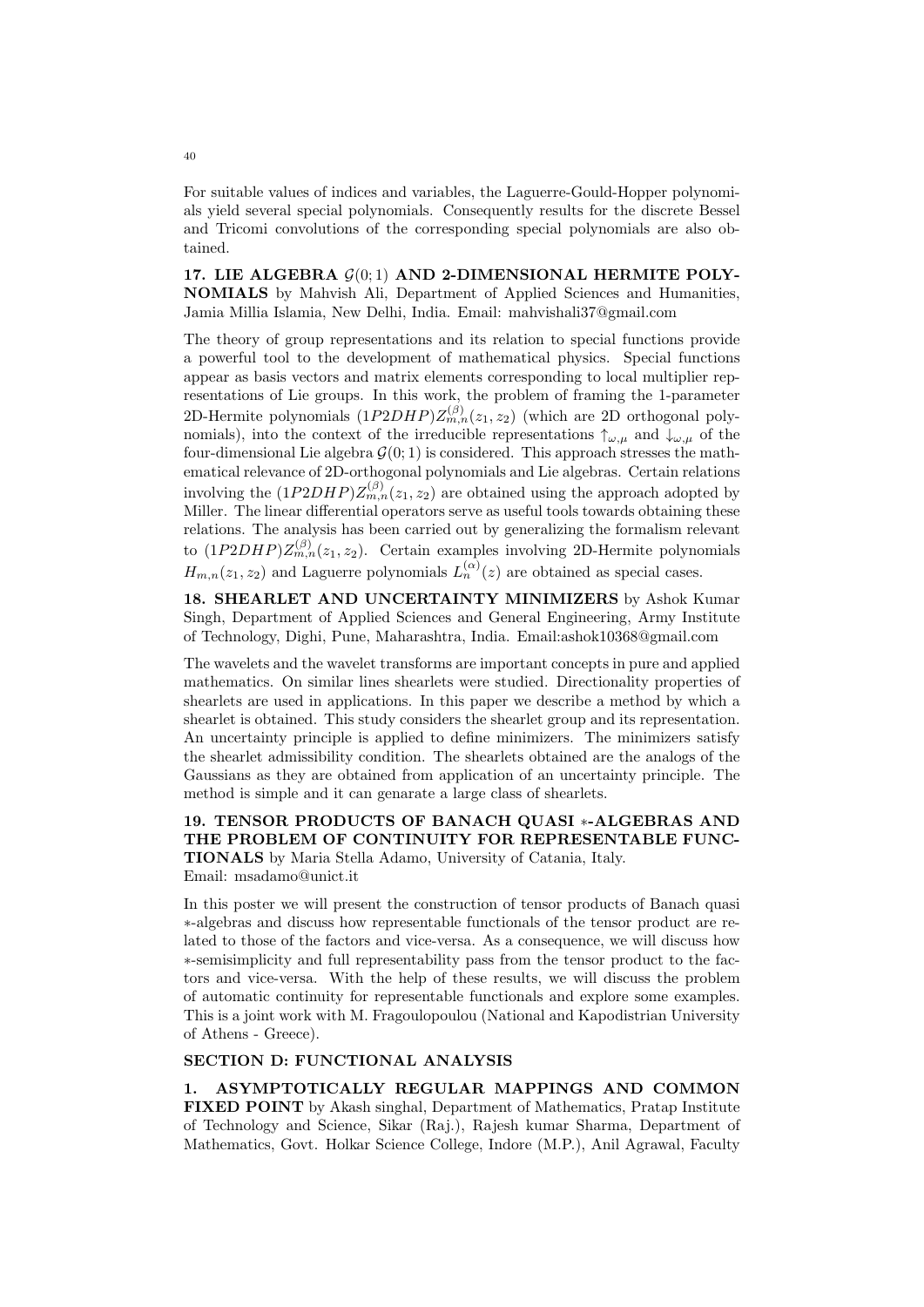For suitable values of indices and variables, the Laguerre-Gould-Hopper polynomials yield several special polynomials. Consequently results for the discrete Bessel and Tricomi convolutions of the corresponding special polynomials are also obtained.

**17. LIE ALGEBRA $\mathcal{G}(0;1)$ AND 2-DIMENSIONAL HERMITE POLYNOMIALS** by Mahvish Ali, Department of Applied Sciences and Humanities, Jamia Millia Islamia, New Delhi, India. Email: mahvishali37@gmail.com

The theory of group representations and its relation to special functions provide a powerful tool to the development of mathematical physics. Special functions appear as basis vectors and matrix elements corresponding to local multiplier representations of Lie groups. In this work, the problem of framing the 1-parameter 2D-Hermite polynomials $(1P2DHP)Z^{(\beta)}_{m,n}(z_1, z_2)$ (which are 2D orthogonal polynomials), into the context of the irreducible representations $\uparrow_{\omega,\mu}$ and $\downarrow_{\omega,\mu}$ of the four-dimensional Lie algebra $\mathcal{G}(0;1)$ is considered. This approach stresses the mathematical relevance of 2D-orthogonal polynomials and Lie algebras. Certain relations involving the $(1P2DHP)Z^{(\beta)}_{m,n}(z_1, z_2)$ are obtained using the approach adopted by Miller. The linear differential operators serve as useful tools towards obtaining these relations. The analysis has been carried out by generalizing the formalism relevant to $(1P2DHP)Z^{(\beta)}_{m,n}(z_1, z_2)$. Certain examples involving 2D-Hermite polynomials $H_{m,n}(z_1, z_2)$ and Laguerre polynomials $L^{(\alpha)}_n(z)$ are obtained as special cases.

**18. SHEARLET AND UNCERTAINTY MINIMIZERS** by Ashok Kumar Singh, Department of Applied Sciences and General Engineering, Army Institute of Technology, Dighi, Pune, Maharashtra, India. Email:ashok10368@gmail.com

The wavelets and the wavelet transforms are important concepts in pure and applied mathematics. On similar lines shearlets were studied. Directionality properties of shearlets are used in applications. In this paper we describe a method by which a shearlet is obtained. This study considers the shearlet group and its representation. An uncertainty principle is applied to define minimizers. The minimizers satisfy the shearlet admissibility condition. The shearlets obtained are the analogs of the Gaussians as they are obtained from application of an uncertainty principle. The method is simple and it can genarate a large class of shearlets.

**19. TENSOR PRODUCTS OF BANACH QUASI $*$-ALGEBRAS AND THE PROBLEM OF CONTINUITY FOR REPRESENTABLE FUNCTIONALS** by Maria Stella Adamo, University of Catania, Italy.
Email: msadamo@unict.it

In this poster we will present the construction of tensor products of Banach quasi $*$-algebras and discuss how representable functionals of the tensor product are related to those of the factors and vice-versa. As a consequence, we will discuss how $*$-semisimplicity and full representability pass from the tensor product to the factors and vice-versa. With the help of these results, we will discuss the problem of automatic continuity for representable functionals and explore some examples. This is a joint work with M. Fragoulopoulou (National and Kapodistrian University of Athens - Greece).

## SECTION D: FUNCTIONAL ANALYSIS

**1. ASYMPTOTICALLY REGULAR MAPPINGS AND COMMON FIXED POINT** by Akash singhal, Department of Mathematics, Pratap Institute of Technology and Science, Sikar (Raj.), Rajesh kumar Sharma, Department of Mathematics, Govt. Holkar Science College, Indore (M.P.), Anil Agrawal, Faculty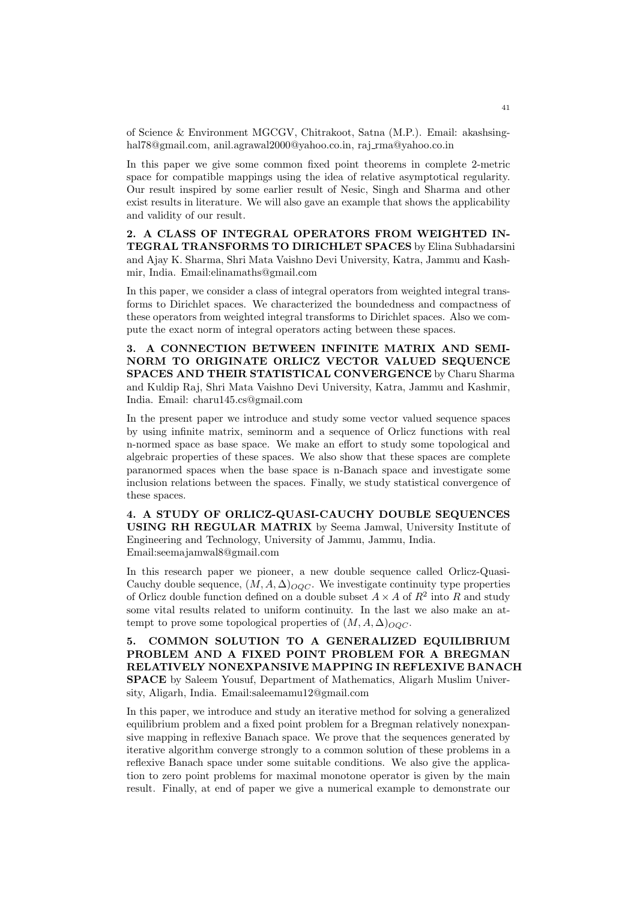of Science & Environment MGCGV, Chitrakoot, Satna (M.P.). Email: akashsinghal78@gmail.com, anil.agrawal2000@yahoo.co.in, raj_rma@yahoo.co.in

In this paper we give some common fixed point theorems in complete 2-metric space for compatible mappings using the idea of relative asymptotical regularity. Our result inspired by some earlier result of Nesic, Singh and Sharma and other exist results in literature. We will also gave an example that shows the applicability and validity of our result.

**2. A CLASS OF INTEGRAL OPERATORS FROM WEIGHTED INTEGRAL TRANSFORMS TO DIRICHLET SPACES** by Elina Subhadarsini and Ajay K. Sharma, Shri Mata Vaishno Devi University, Katra, Jammu and Kashmir, India. Email:elinamaths@gmail.com

In this paper, we consider a class of integral operators from weighted integral transforms to Dirichlet spaces. We characterized the boundedness and compactness of these operators from weighted integral transforms to Dirichlet spaces. Also we compute the exact norm of integral operators acting between these spaces.

**3. A CONNECTION BETWEEN INFINITE MATRIX AND SEMINORM TO ORIGINATE ORLICZ VECTOR VALUED SEQUENCE SPACES AND THEIR STATISTICAL CONVERGENCE** by Charu Sharma and Kuldip Raj, Shri Mata Vaishno Devi University, Katra, Jammu and Kashmir, India. Email: charu145.cs@gmail.com

In the present paper we introduce and study some vector valued sequence spaces by using infinite matrix, seminorm and a sequence of Orlicz functions with real n-normed space as base space. We make an effort to study some topological and algebraic properties of these spaces. We also show that these spaces are complete paranormed spaces when the base space is n-Banach space and investigate some inclusion relations between the spaces. Finally, we study statistical convergence of these spaces.

**4. A STUDY OF ORLICZ-QUASI-CAUCHY DOUBLE SEQUENCES USING RH REGULAR MATRIX** by Seema Jamwal, University Institute of Engineering and Technology, University of Jammu, Jammu, India. Email:seemajamwal8@gmail.com

In this research paper we pioneer, a new double sequence called Orlicz-Quasi-Cauchy double sequence, $(M, A, \Delta)_{OQC}$. We investigate continuity type properties of Orlicz double function defined on a double subset $A \times A$ of $R^2$ into $R$ and study some vital results related to uniform continuity. In the last we also make an attempt to prove some topological properties of $(M, A, \Delta)_{OQC}$.

**5. COMMON SOLUTION TO A GENERALIZED EQUILIBRIUM PROBLEM AND A FIXED POINT PROBLEM FOR A BREGMAN RELATIVELY NONEXPANSIVE MAPPING IN REFLEXIVE BANACH SPACE** by Saleem Yousuf, Department of Mathematics, Aligarh Muslim University, Aligarh, India. Email:saleemamu12@gmail.com

In this paper, we introduce and study an iterative method for solving a generalized equilibrium problem and a fixed point problem for a Bregman relatively nonexpansive mapping in reflexive Banach space. We prove that the sequences generated by iterative algorithm converge strongly to a common solution of these problems in a reflexive Banach space under some suitable conditions. We also give the application to zero point problems for maximal monotone operator is given by the main result. Finally, at end of paper we give a numerical example to demonstrate our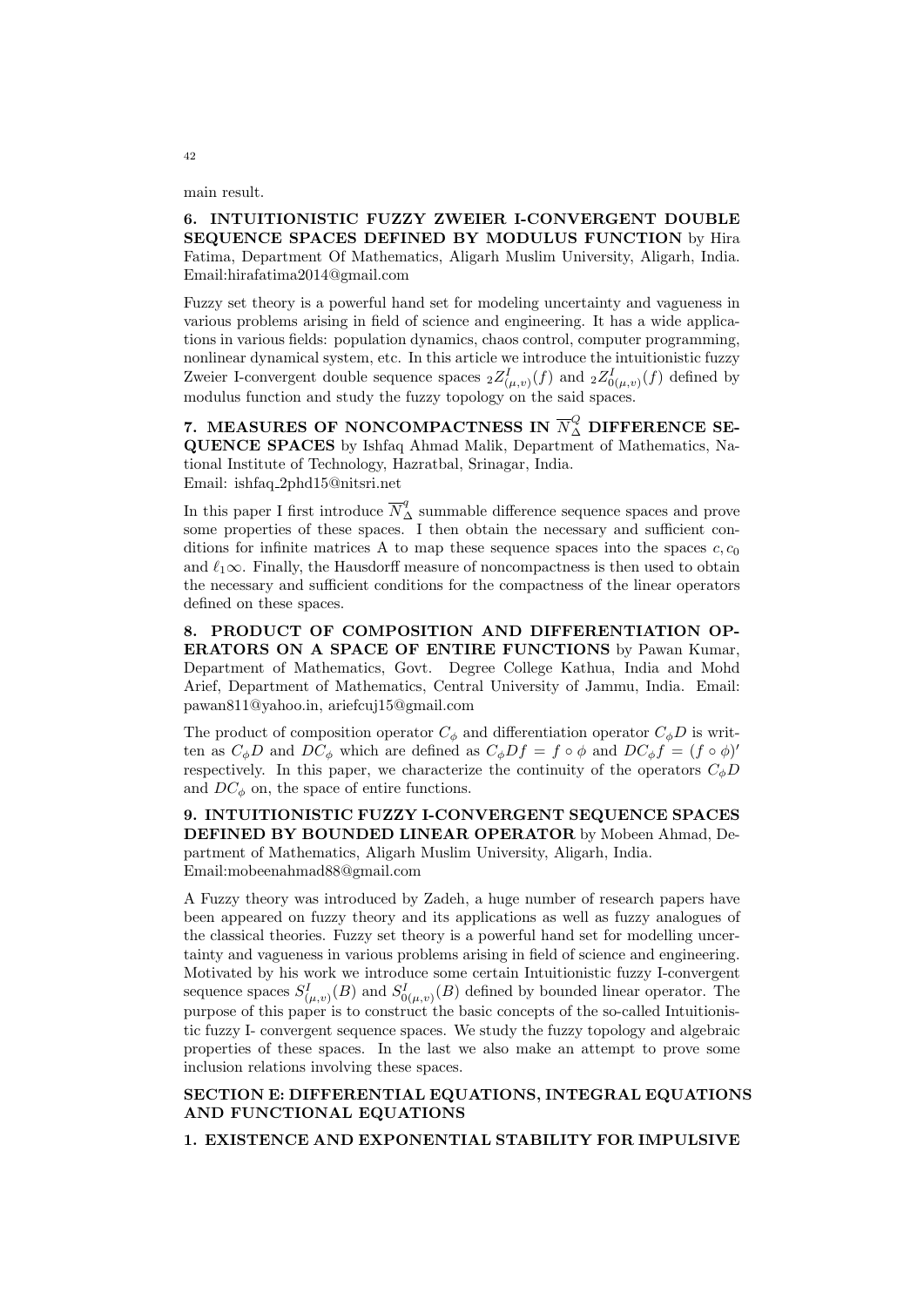main result.

**6. INTUITIONISTIC FUZZY ZWEIER I-CONVERGENT DOUBLE SEQUENCE SPACES DEFINED BY MODULUS FUNCTION** by Hira Fatima, Department Of Mathematics, Aligarh Muslim University, Aligarh, India. Email:hirafatima2014@gmail.com

Fuzzy set theory is a powerful hand set for modeling uncertainty and vagueness in various problems arising in field of science and engineering. It has a wide applications in various fields: population dynamics, chaos control, computer programming, nonlinear dynamical system, etc. In this article we introduce the intuitionistic fuzzy Zweier I-convergent double sequence spaces ${}_2Z^I_{(\mu,v)}(f)$ and ${}_2Z^I_{0(\mu,v)}(f)$ defined by modulus function and study the fuzzy topology on the said spaces.

**7. MEASURES OF NONCOMPACTNESS IN $\overline{N}^Q_\Delta$ DIFFERENCE SEQUENCE SPACES** by Ishfaq Ahmad Malik, Department of Mathematics, National Institute of Technology, Hazratbal, Srinagar, India.
Email: ishfaq_2phd15@nitsri.net

In this paper I first introduce $\overline{N}^q_\Delta$ summable difference sequence spaces and prove some properties of these spaces. I then obtain the necessary and sufficient conditions for infinite matrices A to map these sequence spaces into the spaces $c, c_0$ and $\ell_1\infty$. Finally, the Hausdorff measure of noncompactness is then used to obtain the necessary and sufficient conditions for the compactness of the linear operators defined on these spaces.

**8. PRODUCT OF COMPOSITION AND DIFFERENTIATION OPERATORS ON A SPACE OF ENTIRE FUNCTIONS** by Pawan Kumar, Department of Mathematics, Govt. Degree College Kathua, India and Mohd Arief, Department of Mathematics, Central University of Jammu, India. Email: pawan811@yahoo.in, ariefcuj15@gmail.com

The product of composition operator $C_\phi$ and differentiation operator $C_\phi D$ is written as $C_\phi D$ and $DC_\phi$ which are defined as $C_\phi Df = f \circ \phi$ and $DC_\phi f = (f \circ \phi)'$ respectively. In this paper, we characterize the continuity of the operators $C_\phi D$ and $DC_\phi$ on, the space of entire functions.

**9. INTUITIONISTIC FUZZY I-CONVERGENT SEQUENCE SPACES DEFINED BY BOUNDED LINEAR OPERATOR** by Mobeen Ahmad, Department of Mathematics, Aligarh Muslim University, Aligarh, India.
Email:mobeenahmad88@gmail.com

A Fuzzy theory was introduced by Zadeh, a huge number of research papers have been appeared on fuzzy theory and its applications as well as fuzzy analogues of the classical theories. Fuzzy set theory is a powerful hand set for modelling uncertainty and vagueness in various problems arising in field of science and engineering. Motivated by his work we introduce some certain Intuitionistic fuzzy I-convergent sequence spaces $S^I_{(\mu,v)}(B)$ and $S^I_{0(\mu,v)}(B)$ defined by bounded linear operator. The purpose of this paper is to construct the basic concepts of the so-called Intuitionistic fuzzy I- convergent sequence spaces. We study the fuzzy topology and algebraic properties of these spaces. In the last we also make an attempt to prove some inclusion relations involving these spaces.

**SECTION E: DIFFERENTIAL EQUATIONS, INTEGRAL EQUATIONS AND FUNCTIONAL EQUATIONS**

**1. EXISTENCE AND EXPONENTIAL STABILITY FOR IMPULSIVE**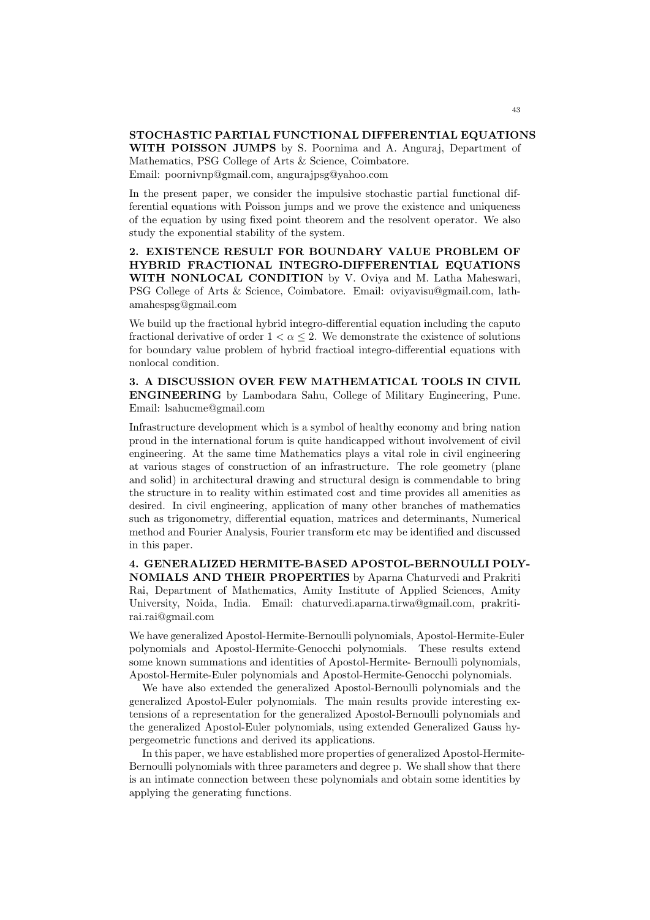**STOCHASTIC PARTIAL FUNCTIONAL DIFFERENTIAL EQUATIONS WITH POISSON JUMPS** by S. Poornima and A. Anguraj, Department of Mathematics, PSG College of Arts & Science, Coimbatore.
Email: poornivnp@gmail.com, angurajpsg@yahoo.com

In the present paper, we consider the impulsive stochastic partial functional differential equations with Poisson jumps and we prove the existence and uniqueness of the equation by using fixed point theorem and the resolvent operator. We also study the exponential stability of the system.

**2. EXISTENCE RESULT FOR BOUNDARY VALUE PROBLEM OF HYBRID FRACTIONAL INTEGRO-DIFFERENTIAL EQUATIONS WITH NONLOCAL CONDITION** by V. Oviya and M. Latha Maheswari, PSG College of Arts & Science, Coimbatore. Email: oviyavisu@gmail.com, lathamahespsg@gmail.com

We build up the fractional hybrid integro-differential equation including the caputo fractional derivative of order $1 < \alpha \leq 2$. We demonstrate the existence of solutions for boundary value problem of hybrid fractioal integro-differential equations with nonlocal condition.

**3. A DISCUSSION OVER FEW MATHEMATICAL TOOLS IN CIVIL ENGINEERING** by Lambodara Sahu, College of Military Engineering, Pune. Email: lsahucme@gmail.com

Infrastructure development which is a symbol of healthy economy and bring nation proud in the international forum is quite handicapped without involvement of civil engineering. At the same time Mathematics plays a vital role in civil engineering at various stages of construction of an infrastructure. The role geometry (plane and solid) in architectural drawing and structural design is commendable to bring the structure in to reality within estimated cost and time provides all amenities as desired. In civil engineering, application of many other branches of mathematics such as trigonometry, differential equation, matrices and determinants, Numerical method and Fourier Analysis, Fourier transform etc may be identified and discussed in this paper.

**4. GENERALIZED HERMITE-BASED APOSTOL-BERNOULLI POLYNOMIALS AND THEIR PROPERTIES** by Aparna Chaturvedi and Prakriti Rai, Department of Mathematics, Amity Institute of Applied Sciences, Amity University, Noida, India. Email: chaturvedi.aparna.tirwa@gmail.com, prakritirai.rai@gmail.com

We have generalized Apostol-Hermite-Bernoulli polynomials, Apostol-Hermite-Euler polynomials and Apostol-Hermite-Genocchi polynomials. These results extend some known summations and identities of Apostol-Hermite- Bernoulli polynomials, Apostol-Hermite-Euler polynomials and Apostol-Hermite-Genocchi polynomials.

We have also extended the generalized Apostol-Bernoulli polynomials and the generalized Apostol-Euler polynomials. The main results provide interesting extensions of a representation for the generalized Apostol-Bernoulli polynomials and the generalized Apostol-Euler polynomials, using extended Generalized Gauss hypergeometric functions and derived its applications.

In this paper, we have established more properties of generalized Apostol-Hermite-Bernoulli polynomials with three parameters and degree p. We shall show that there is an intimate connection between these polynomials and obtain some identities by applying the generating functions.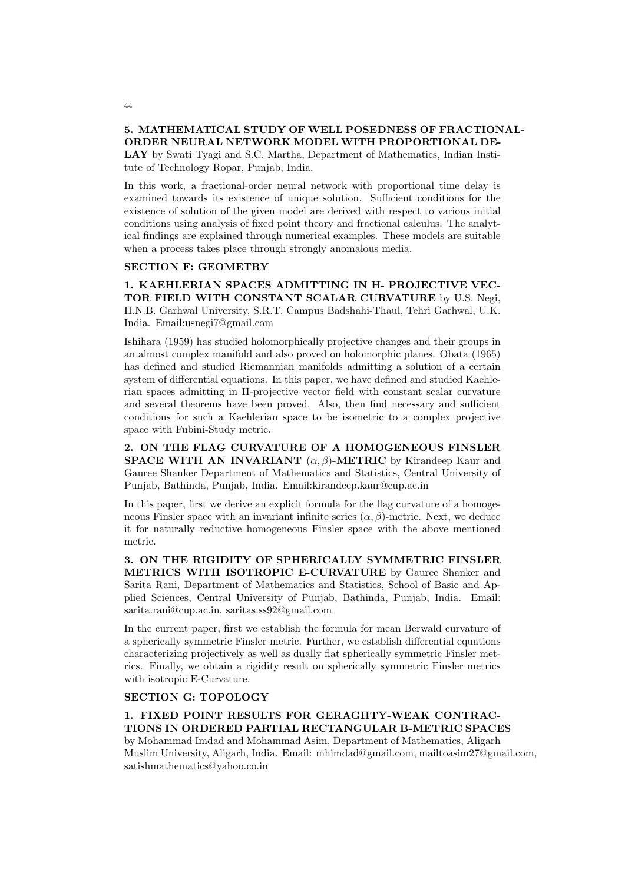**5. MATHEMATICAL STUDY OF WELL POSEDNESS OF FRACTIONAL-ORDER NEURAL NETWORK MODEL WITH PROPORTIONAL DELAY** by Swati Tyagi and S.C. Martha, Department of Mathematics, Indian Institute of Technology Ropar, Punjab, India.

In this work, a fractional-order neural network with proportional time delay is examined towards its existence of unique solution. Sufficient conditions for the existence of solution of the given model are derived with respect to various initial conditions using analysis of fixed point theory and fractional calculus. The analytical findings are explained through numerical examples. These models are suitable when a process takes place through strongly anomalous media.

## SECTION F: GEOMETRY

**1. KAEHLERIAN SPACES ADMITTING IN H- PROJECTIVE VECTOR FIELD WITH CONSTANT SCALAR CURVATURE** by U.S. Negi, H.N.B. Garhwal University, S.R.T. Campus Badshahi-Thaul, Tehri Garhwal, U.K. India. Email:usnegi7@gmail.com

Ishihara (1959) has studied holomorphically projective changes and their groups in an almost complex manifold and also proved on holomorphic planes. Obata (1965) has defined and studied Riemannian manifolds admitting a solution of a certain system of differential equations. In this paper, we have defined and studied Kaehlerian spaces admitting in H-projective vector field with constant scalar curvature and several theorems have been proved. Also, then find necessary and sufficient conditions for such a Kaehlerian space to be isometric to a complex projective space with Fubini-Study metric.

**2. ON THE FLAG CURVATURE OF A HOMOGENEOUS FINSLER SPACE WITH AN INVARIANT $(\alpha, \beta)$-METRIC** by Kirandeep Kaur and Gauree Shanker Department of Mathematics and Statistics, Central University of Punjab, Bathinda, Punjab, India. Email:kirandeep.kaur@cup.ac.in

In this paper, first we derive an explicit formula for the flag curvature of a homogeneous Finsler space with an invariant infinite series $(\alpha, \beta)$-metric. Next, we deduce it for naturally reductive homogeneous Finsler space with the above mentioned metric.

**3. ON THE RIGIDITY OF SPHERICALLY SYMMETRIC FINSLER METRICS WITH ISOTROPIC E-CURVATURE** by Gauree Shanker and Sarita Rani, Department of Mathematics and Statistics, School of Basic and Applied Sciences, Central University of Punjab, Bathinda, Punjab, India. Email: sarita.rani@cup.ac.in, saritas.ss92@gmail.com

In the current paper, first we establish the formula for mean Berwald curvature of a spherically symmetric Finsler metric. Further, we establish differential equations characterizing projectively as well as dually flat spherically symmetric Finsler metrics. Finally, we obtain a rigidity result on spherically symmetric Finsler metrics with isotropic E-Curvature.

## SECTION G: TOPOLOGY

**1. FIXED POINT RESULTS FOR GERAGHTY-WEAK CONTRACTIONS IN ORDERED PARTIAL RECTANGULAR B-METRIC SPACES** by Mohammad Imdad and Mohammad Asim, Department of Mathematics, Aligarh Muslim University, Aligarh, India. Email: mhimdad@gmail.com, mailtoasim27@gmail.com, satishmathematics@yahoo.co.in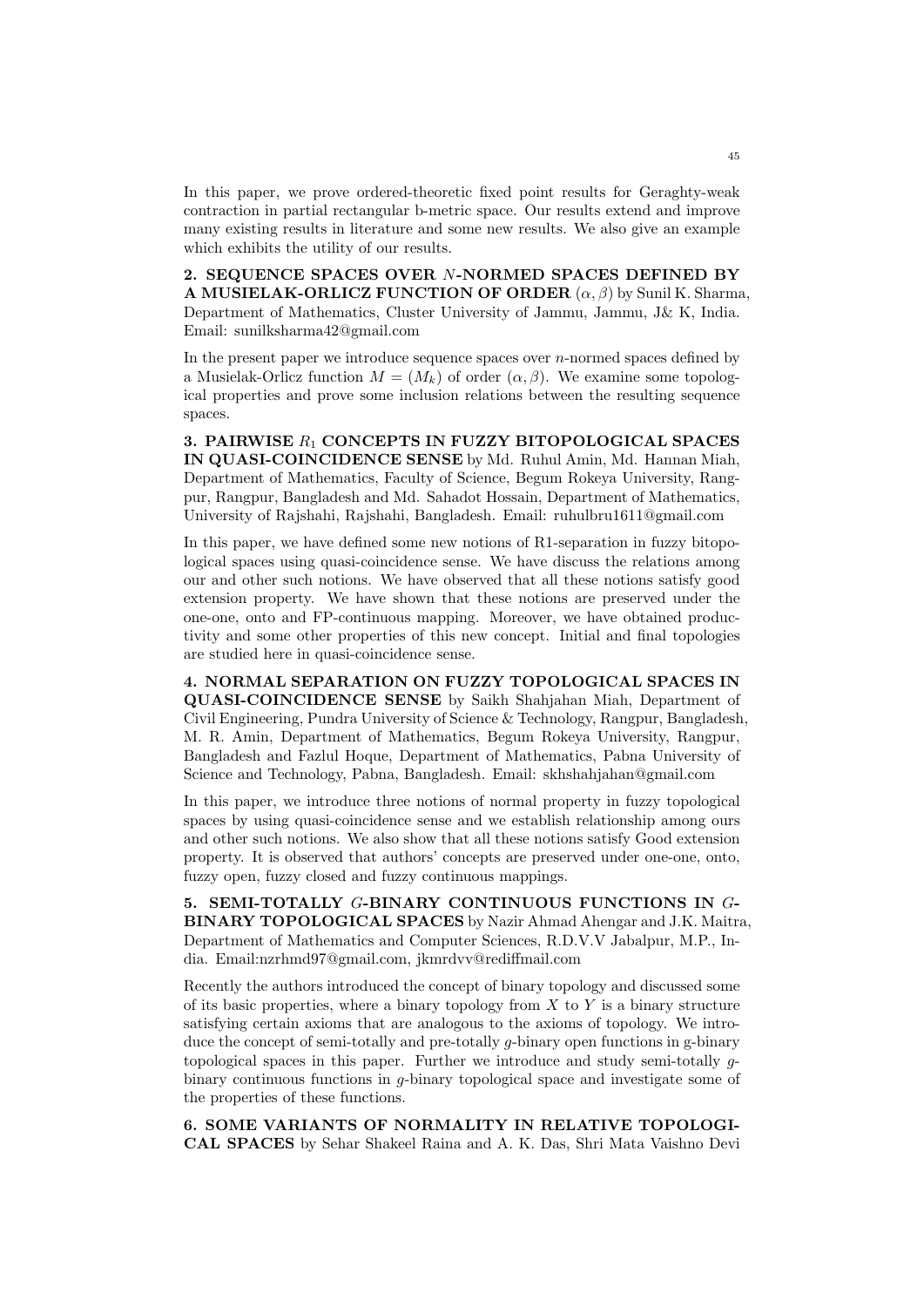In this paper, we prove ordered-theoretic fixed point results for Geraghty-weak contraction in partial rectangular b-metric space. Our results extend and improve many existing results in literature and some new results. We also give an example which exhibits the utility of our results.

**2. SEQUENCE SPACES OVER $N$-NORMED SPACES DEFINED BY A MUSIELAK-ORLICZ FUNCTION OF ORDER $(\alpha, \beta)$** by Sunil K. Sharma, Department of Mathematics, Cluster University of Jammu, Jammu, J& K, India. Email: sunilksharma42@gmail.com

In the present paper we introduce sequence spaces over $n$-normed spaces defined by a Musielak-Orlicz function $M = (M_k)$ of order $(\alpha, \beta)$. We examine some topological properties and prove some inclusion relations between the resulting sequence spaces.

**3. PAIRWISE $R_1$ CONCEPTS IN FUZZY BITOPOLOGICAL SPACES IN QUASI-COINCIDENCE SENSE** by Md. Ruhul Amin, Md. Hannan Miah, Department of Mathematics, Faculty of Science, Begum Rokeya University, Rangpur, Rangpur, Bangladesh and Md. Sahadot Hossain, Department of Mathematics, University of Rajshahi, Rajshahi, Bangladesh. Email: ruhulbru1611@gmail.com

In this paper, we have defined some new notions of R1-separation in fuzzy bitopological spaces using quasi-coincidence sense. We have discuss the relations among our and other such notions. We have observed that all these notions satisfy good extension property. We have shown that these notions are preserved under the one-one, onto and FP-continuous mapping. Moreover, we have obtained productivity and some other properties of this new concept. Initial and final topologies are studied here in quasi-coincidence sense.

**4. NORMAL SEPARATION ON FUZZY TOPOLOGICAL SPACES IN QUASI-COINCIDENCE SENSE** by Saikh Shahjahan Miah, Department of Civil Engineering, Pundra University of Science & Technology, Rangpur, Bangladesh, M. R. Amin, Department of Mathematics, Begum Rokeya University, Rangpur, Bangladesh and Fazlul Hoque, Department of Mathematics, Pabna University of Science and Technology, Pabna, Bangladesh. Email: skhshahjahan@gmail.com

In this paper, we introduce three notions of normal property in fuzzy topological spaces by using quasi-coincidence sense and we establish relationship among ours and other such notions. We also show that all these notions satisfy Good extension property. It is observed that authors' concepts are preserved under one-one, onto, fuzzy open, fuzzy closed and fuzzy continuous mappings.

**5. SEMI-TOTALLY $G$-BINARY CONTINUOUS FUNCTIONS IN $G$-BINARY TOPOLOGICAL SPACES** by Nazir Ahmad Ahengar and J.K. Maitra, Department of Mathematics and Computer Sciences, R.D.V.V Jabalpur, M.P., India. Email:nzrhmd97@gmail.com, jkmrdvv@rediffmail.com

Recently the authors introduced the concept of binary topology and discussed some of its basic properties, where a binary topology from $X$ to $Y$ is a binary structure satisfying certain axioms that are analogous to the axioms of topology. We introduce the concept of semi-totally and pre-totally $g$-binary open functions in g-binary topological spaces in this paper. Further we introduce and study semi-totally $g$-binary continuous functions in $g$-binary topological space and investigate some of the properties of these functions.

**6. SOME VARIANTS OF NORMALITY IN RELATIVE TOPOLOGICAL SPACES** by Sehar Shakeel Raina and A. K. Das, Shri Mata Vaishno Devi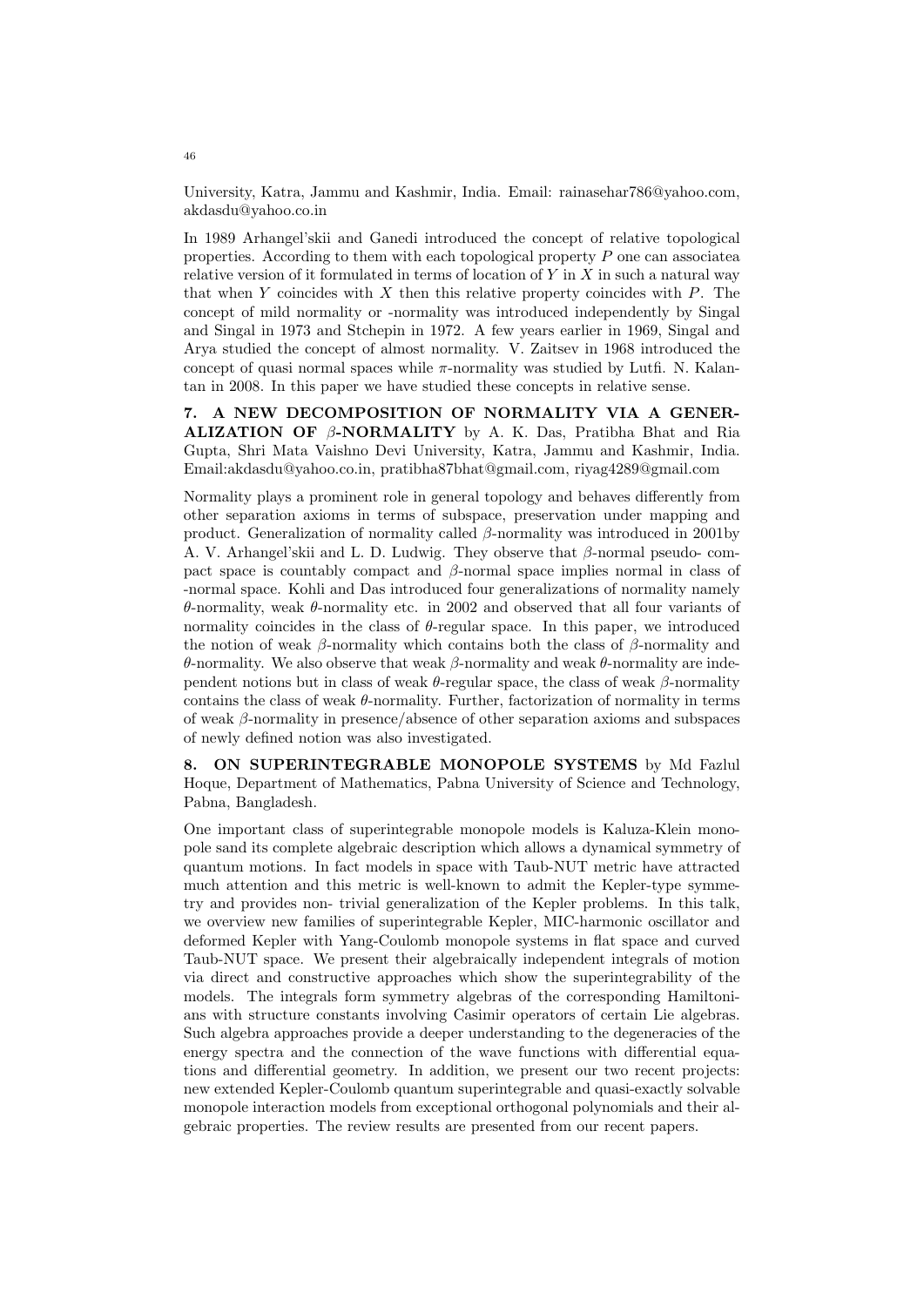University, Katra, Jammu and Kashmir, India. Email: rainasehar786@yahoo.com, akdasdu@yahoo.co.in

In 1989 Arhangel'skii and Ganedi introduced the concept of relative topological properties. According to them with each topological property $P$ one can associatea relative version of it formulated in terms of location of $Y$ in $X$ in such a natural way that when $Y$ coincides with $X$ then this relative property coincides with $P$. The concept of mild normality or -normality was introduced independently by Singal and Singal in 1973 and Stchepin in 1972. A few years earlier in 1969, Singal and Arya studied the concept of almost normality. V. Zaitsev in 1968 introduced the concept of quasi normal spaces while $\pi$-normality was studied by Lutfi. N. Kalantan in 2008. In this paper we have studied these concepts in relative sense.

**7. A NEW DECOMPOSITION OF NORMALITY VIA A GENERALIZATION OF $\beta$-NORMALITY** by A. K. Das, Pratibha Bhat and Ria Gupta, Shri Mata Vaishno Devi University, Katra, Jammu and Kashmir, India. Email:akdasdu@yahoo.co.in, pratibha87bhat@gmail.com, riyag4289@gmail.com

Normality plays a prominent role in general topology and behaves differently from other separation axioms in terms of subspace, preservation under mapping and product. Generalization of normality called $\beta$-normality was introduced in 2001by A. V. Arhangel'skii and L. D. Ludwig. They observe that $\beta$-normal pseudo- compact space is countably compact and $\beta$-normal space implies normal in class of -normal space. Kohli and Das introduced four generalizations of normality namely $\theta$-normality, weak $\theta$-normality etc. in 2002 and observed that all four variants of normality coincides in the class of $\theta$-regular space. In this paper, we introduced the notion of weak $\beta$-normality which contains both the class of $\beta$-normality and $\theta$-normality. We also observe that weak $\beta$-normality and weak $\theta$-normality are independent notions but in class of weak $\theta$-regular space, the class of weak $\beta$-normality contains the class of weak $\theta$-normality. Further, factorization of normality in terms of weak $\beta$-normality in presence/absence of other separation axioms and subspaces of newly defined notion was also investigated.

**8. ON SUPERINTEGRABLE MONOPOLE SYSTEMS** by Md Fazlul Hoque, Department of Mathematics, Pabna University of Science and Technology, Pabna, Bangladesh.

One important class of superintegrable monopole models is Kaluza-Klein monopole sand its complete algebraic description which allows a dynamical symmetry of quantum motions. In fact models in space with Taub-NUT metric have attracted much attention and this metric is well-known to admit the Kepler-type symmetry and provides non- trivial generalization of the Kepler problems. In this talk, we overview new families of superintegrable Kepler, MIC-harmonic oscillator and deformed Kepler with Yang-Coulomb monopole systems in flat space and curved Taub-NUT space. We present their algebraically independent integrals of motion via direct and constructive approaches which show the superintegrability of the models. The integrals form symmetry algebras of the corresponding Hamiltonians with structure constants involving Casimir operators of certain Lie algebras. Such algebra approaches provide a deeper understanding to the degeneracies of the energy spectra and the connection of the wave functions with differential equations and differential geometry. In addition, we present our two recent projects: new extended Kepler-Coulomb quantum superintegrable and quasi-exactly solvable monopole interaction models from exceptional orthogonal polynomials and their algebraic properties. The review results are presented from our recent papers.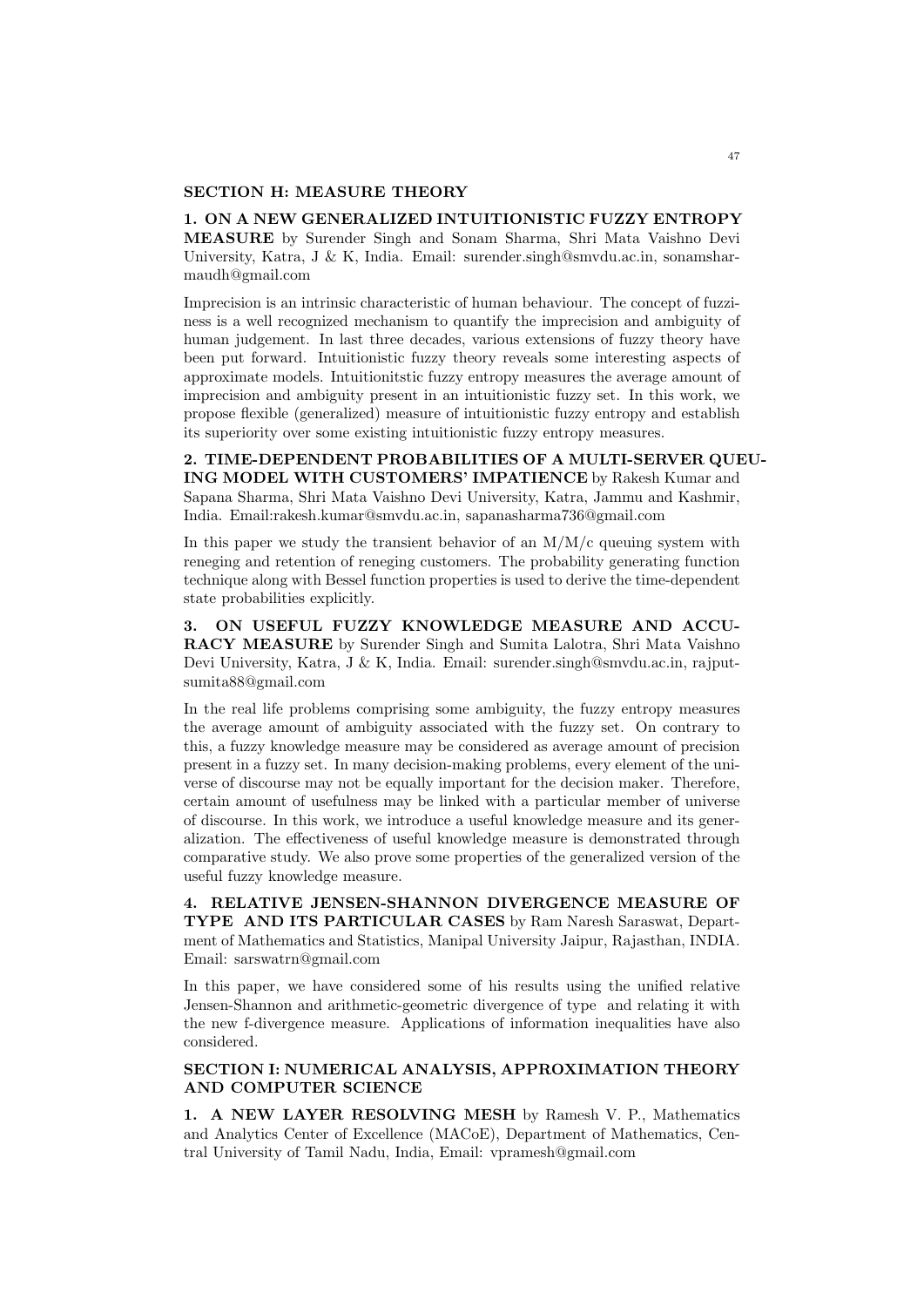## SECTION H: MEASURE THEORY

**1. ON A NEW GENERALIZED INTUITIONISTIC FUZZY ENTROPY MEASURE** by Surender Singh and Sonam Sharma, Shri Mata Vaishno Devi University, Katra, J & K, India. Email: surender.singh@smvdu.ac.in, sonamsharmaudh@gmail.com

Imprecision is an intrinsic characteristic of human behaviour. The concept of fuzziness is a well recognized mechanism to quantify the imprecision and ambiguity of human judgement. In last three decades, various extensions of fuzzy theory have been put forward. Intuitionistic fuzzy theory reveals some interesting aspects of approximate models. Intuitionitstic fuzzy entropy measures the average amount of imprecision and ambiguity present in an intuitionistic fuzzy set. In this work, we propose flexible (generalized) measure of intuitionistic fuzzy entropy and establish its superiority over some existing intuitionistic fuzzy entropy measures.

**2. TIME-DEPENDENT PROBABILITIES OF A MULTI-SERVER QUEUING MODEL WITH CUSTOMERS' IMPATIENCE** by Rakesh Kumar and Sapana Sharma, Shri Mata Vaishno Devi University, Katra, Jammu and Kashmir, India. Email:rakesh.kumar@smvdu.ac.in, sapanasharma736@gmail.com

In this paper we study the transient behavior of an M/M/c queuing system with reneging and retention of reneging customers. The probability generating function technique along with Bessel function properties is used to derive the time-dependent state probabilities explicitly.

**3. ON USEFUL FUZZY KNOWLEDGE MEASURE AND ACCURACY MEASURE** by Surender Singh and Sumita Lalotra, Shri Mata Vaishno Devi University, Katra, J & K, India. Email: surender.singh@smvdu.ac.in, rajputsumita88@gmail.com

In the real life problems comprising some ambiguity, the fuzzy entropy measures the average amount of ambiguity associated with the fuzzy set. On contrary to this, a fuzzy knowledge measure may be considered as average amount of precision present in a fuzzy set. In many decision-making problems, every element of the universe of discourse may not be equally important for the decision maker. Therefore, certain amount of usefulness may be linked with a particular member of universe of discourse. In this work, we introduce a useful knowledge measure and its generalization. The effectiveness of useful knowledge measure is demonstrated through comparative study. We also prove some properties of the generalized version of the useful fuzzy knowledge measure.

**4. RELATIVE JENSEN-SHANNON DIVERGENCE MEASURE OF TYPE AND ITS PARTICULAR CASES** by Ram Naresh Saraswat, Department of Mathematics and Statistics, Manipal University Jaipur, Rajasthan, INDIA. Email: sarswatrn@gmail.com

In this paper, we have considered some of his results using the unified relative Jensen-Shannon and arithmetic-geometric divergence of type and relating it with the new f-divergence measure. Applications of information inequalities have also considered.

## SECTION I: NUMERICAL ANALYSIS, APPROXIMATION THEORY AND COMPUTER SCIENCE

**1. A NEW LAYER RESOLVING MESH** by Ramesh V. P., Mathematics and Analytics Center of Excellence (MACoE), Department of Mathematics, Central University of Tamil Nadu, India, Email: vpramesh@gmail.com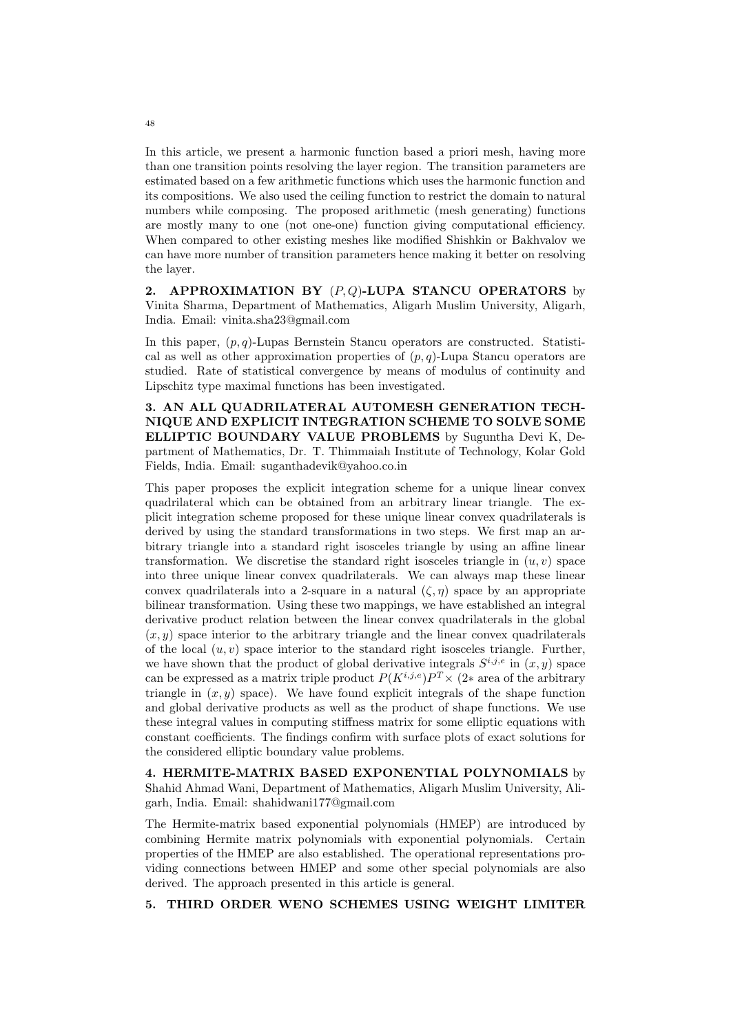In this article, we present a harmonic function based a priori mesh, having more than one transition points resolving the layer region. The transition parameters are estimated based on a few arithmetic functions which uses the harmonic function and its compositions. We also used the ceiling function to restrict the domain to natural numbers while composing. The proposed arithmetic (mesh generating) functions are mostly many to one (not one-one) function giving computational efficiency. When compared to other existing meshes like modified Shishkin or Bakhvalov we can have more number of transition parameters hence making it better on resolving the layer.

**2. APPROXIMATION BY $(P, Q)$-LUPA STANCU OPERATORS** by Vinita Sharma, Department of Mathematics, Aligarh Muslim University, Aligarh, India. Email: vinita.sha23@gmail.com

In this paper, $(p, q)$-Lupas Bernstein Stancu operators are constructed. Statistical as well as other approximation properties of $(p, q)$-Lupa Stancu operators are studied. Rate of statistical convergence by means of modulus of continuity and Lipschitz type maximal functions has been investigated.

**3. AN ALL QUADRILATERAL AUTOMESH GENERATION TECHNIQUE AND EXPLICIT INTEGRATION SCHEME TO SOLVE SOME ELLIPTIC BOUNDARY VALUE PROBLEMS** by Suguntha Devi K, Department of Mathematics, Dr. T. Thimmaiah Institute of Technology, Kolar Gold Fields, India. Email: suganthadevik@yahoo.co.in

This paper proposes the explicit integration scheme for a unique linear convex quadrilateral which can be obtained from an arbitrary linear triangle. The explicit integration scheme proposed for these unique linear convex quadrilaterals is derived by using the standard transformations in two steps. We first map an arbitrary triangle into a standard right isosceles triangle by using an affine linear transformation. We discretise the standard right isosceles triangle in $(u, v)$ space into three unique linear convex quadrilaterals. We can always map these linear convex quadrilaterals into a 2-square in a natural $(\zeta, \eta)$ space by an appropriate bilinear transformation. Using these two mappings, we have established an integral derivative product relation between the linear convex quadrilaterals in the global $(x, y)$ space interior to the arbitrary triangle and the linear convex quadrilaterals of the local $(u, v)$ space interior to the standard right isosceles triangle. Further, we have shown that the product of global derivative integrals $S^{i,j,e}$ in $(x, y)$ space can be expressed as a matrix triple product $P(K^{i,j,e})P^T\times$ (2$*$ area of the arbitrary triangle in $(x, y)$ space). We have found explicit integrals of the shape function and global derivative products as well as the product of shape functions. We use these integral values in computing stiffness matrix for some elliptic equations with constant coefficients. The findings confirm with surface plots of exact solutions for the considered elliptic boundary value problems.

**4. HERMITE-MATRIX BASED EXPONENTIAL POLYNOMIALS** by Shahid Ahmad Wani, Department of Mathematics, Aligarh Muslim University, Aligarh, India. Email: shahidwani177@gmail.com

The Hermite-matrix based exponential polynomials (HMEP) are introduced by combining Hermite matrix polynomials with exponential polynomials. Certain properties of the HMEP are also established. The operational representations providing connections between HMEP and some other special polynomials are also derived. The approach presented in this article is general.

**5. THIRD ORDER WENO SCHEMES USING WEIGHT LIMITER**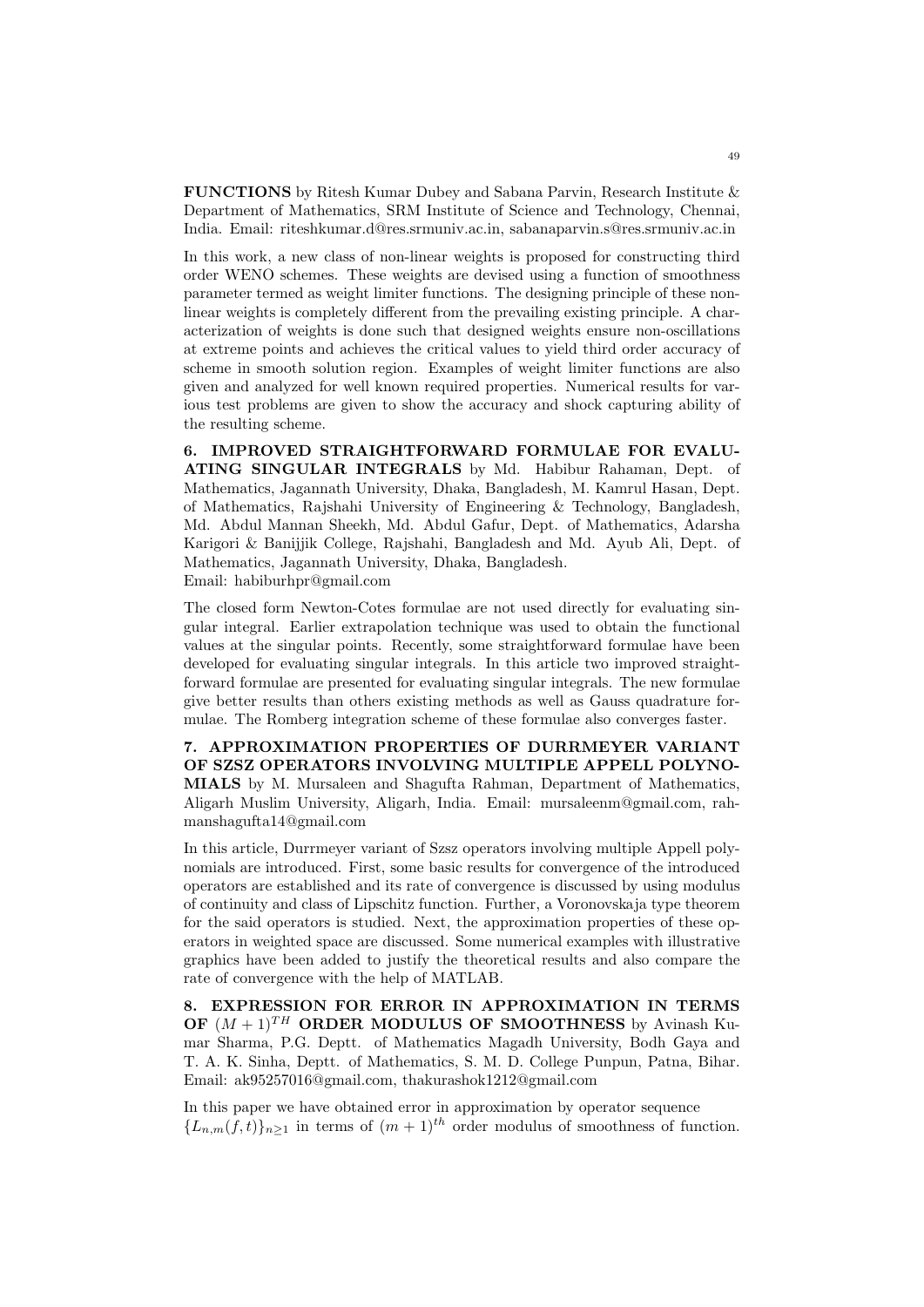**FUNCTIONS** by Ritesh Kumar Dubey and Sabana Parvin, Research Institute & Department of Mathematics, SRM Institute of Science and Technology, Chennai, India. Email: riteshkumar.d@res.srmuniv.ac.in, sabanaparvin.s@res.srmuniv.ac.in

In this work, a new class of non-linear weights is proposed for constructing third order WENO schemes. These weights are devised using a function of smoothness parameter termed as weight limiter functions. The designing principle of these non-linear weights is completely different from the prevailing existing principle. A characterization of weights is done such that designed weights ensure non-oscillations at extreme points and achieves the critical values to yield third order accuracy of scheme in smooth solution region. Examples of weight limiter functions are also given and analyzed for well known required properties. Numerical results for various test problems are given to show the accuracy and shock capturing ability of the resulting scheme.

**6. IMPROVED STRAIGHTFORWARD FORMULAE FOR EVALUATING SINGULAR INTEGRALS** by Md. Habibur Rahaman, Dept. of Mathematics, Jagannath University, Dhaka, Bangladesh, M. Kamrul Hasan, Dept. of Mathematics, Rajshahi University of Engineering & Technology, Bangladesh, Md. Abdul Mannan Sheekh, Md. Abdul Gafur, Dept. of Mathematics, Adarsha Karigori & Banijjik College, Rajshahi, Bangladesh and Md. Ayub Ali, Dept. of Mathematics, Jagannath University, Dhaka, Bangladesh.
Email: habiburhpr@gmail.com

The closed form Newton-Cotes formulae are not used directly for evaluating singular integral. Earlier extrapolation technique was used to obtain the functional values at the singular points. Recently, some straightforward formulae have been developed for evaluating singular integrals. In this article two improved straightforward formulae are presented for evaluating singular integrals. The new formulae give better results than others existing methods as well as Gauss quadrature formulae. The Romberg integration scheme of these formulae also converges faster.

**7. APPROXIMATION PROPERTIES OF DURRMEYER VARIANT OF SZSZ OPERATORS INVOLVING MULTIPLE APPELL POLYNOMIALS** by M. Mursaleen and Shagufta Rahman, Department of Mathematics, Aligarh Muslim University, Aligarh, India. Email: mursaleenm@gmail.com, rahmanshagufta14@gmail.com

In this article, Durrmeyer variant of Szsz operators involving multiple Appell polynomials are introduced. First, some basic results for convergence of the introduced operators are established and its rate of convergence is discussed by using modulus of continuity and class of Lipschitz function. Further, a Voronovskaja type theorem for the said operators is studied. Next, the approximation properties of these operators in weighted space are discussed. Some numerical examples with illustrative graphics have been added to justify the theoretical results and also compare the rate of convergence with the help of MATLAB.

**8. EXPRESSION FOR ERROR IN APPROXIMATION IN TERMS OF $(M+1)^{TH}$ ORDER MODULUS OF SMOOTHNESS** by Avinash Kumar Sharma, P.G. Deptt. of Mathematics Magadh University, Bodh Gaya and T. A. K. Sinha, Deptt. of Mathematics, S. M. D. College Punpun, Patna, Bihar. Email: ak95257016@gmail.com, thakurashok1212@gmail.com

In this paper we have obtained error in approximation by operator sequence $\{L_{n,m}(f,t)\}_{n\geq 1}$ in terms of $(m+1)^{th}$ order modulus of smoothness of function.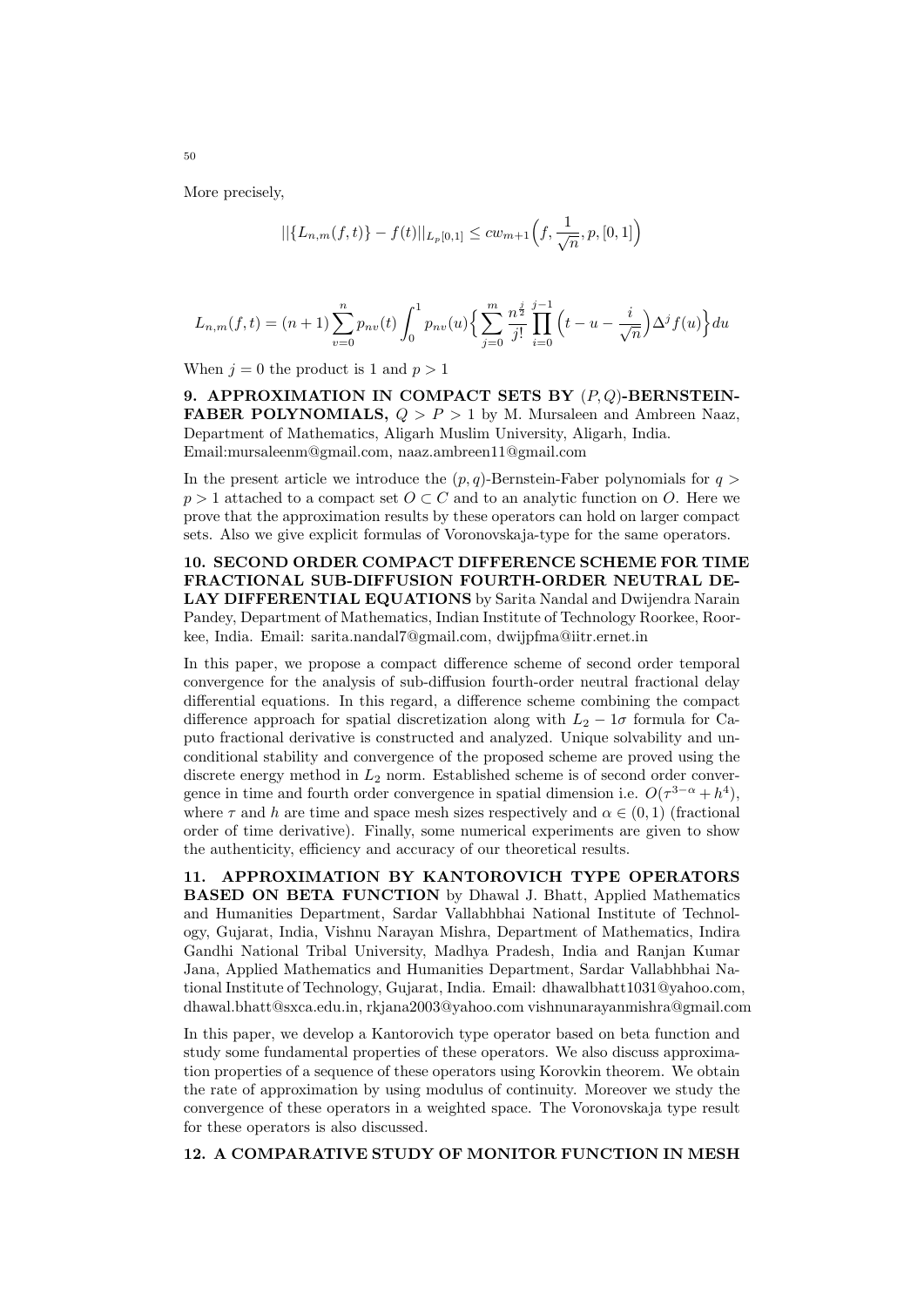More precisely,

$$||\{L_{n,m}(f,t)\} - f(t)||_{L_p[0,1]} \leq cw_{m+1}\Big(f, \frac{1}{\sqrt{n}}, p, [0,1]\Big)$$

$$L_{n,m}(f,t) = (n+1)\sum_{v=0}^{n} p_{nv}(t) \int_0^1 p_{nv}(u)\Big\{\sum_{j=0}^{m} \frac{n^{\frac{j}{2}}}{j!} \prod_{i=0}^{j-1}\Big(t-u-\frac{i}{\sqrt{n}}\Big)\Delta^j f(u)\Big\}du$$

When $j = 0$ the product is 1 and $p > 1$

**9. APPROXIMATION IN COMPACT SETS BY $(P, Q)$-BERNSTEIN-FABER POLYNOMIALS,** $Q > P > 1$ by M. Mursaleen and Ambreen Naaz, Department of Mathematics, Aligarh Muslim University, Aligarh, India. Email:mursaleenm@gmail.com, naaz.ambreen11@gmail.com

In the present article we introduce the $(p, q)$-Bernstein-Faber polynomials for $q > p > 1$ attached to a compact set $O \subset C$ and to an analytic function on $O$. Here we prove that the approximation results by these operators can hold on larger compact sets. Also we give explicit formulas of Voronovskaja-type for the same operators.

**10. SECOND ORDER COMPACT DIFFERENCE SCHEME FOR TIME FRACTIONAL SUB-DIFFUSION FOURTH-ORDER NEUTRAL DELAY DIFFERENTIAL EQUATIONS** by Sarita Nandal and Dwijendra Narain Pandey, Department of Mathematics, Indian Institute of Technology Roorkee, Roorkee, India. Email: sarita.nandal7@gmail.com, dwijpfma@iitr.ernet.in

In this paper, we propose a compact difference scheme of second order temporal convergence for the analysis of sub-diffusion fourth-order neutral fractional delay differential equations. In this regard, a difference scheme combining the compact difference approach for spatial discretization along with $L_2 - 1\sigma$ formula for Caputo fractional derivative is constructed and analyzed. Unique solvability and unconditional stability and convergence of the proposed scheme are proved using the discrete energy method in $L_2$ norm. Established scheme is of second order convergence in time and fourth order convergence in spatial dimension i.e. $O(\tau^{3-\alpha} + h^4)$, where $\tau$ and $h$ are time and space mesh sizes respectively and $\alpha \in (0, 1)$ (fractional order of time derivative). Finally, some numerical experiments are given to show the authenticity, efficiency and accuracy of our theoretical results.

**11. APPROXIMATION BY KANTOROVICH TYPE OPERATORS BASED ON BETA FUNCTION** by Dhawal J. Bhatt, Applied Mathematics and Humanities Department, Sardar Vallabhbhai National Institute of Technology, Gujarat, India, Vishnu Narayan Mishra, Department of Mathematics, Indira Gandhi National Tribal University, Madhya Pradesh, India and Ranjan Kumar Jana, Applied Mathematics and Humanities Department, Sardar Vallabhbhai National Institute of Technology, Gujarat, India. Email: dhawalbhatt1031@yahoo.com, dhawal.bhatt@sxca.edu.in, rkjana2003@yahoo.com vishnunarayanmishra@gmail.com

In this paper, we develop a Kantorovich type operator based on beta function and study some fundamental properties of these operators. We also discuss approximation properties of a sequence of these operators using Korovkin theorem. We obtain the rate of approximation by using modulus of continuity. Moreover we study the convergence of these operators in a weighted space. The Voronovskaja type result for these operators is also discussed.

**12. A COMPARATIVE STUDY OF MONITOR FUNCTION IN MESH**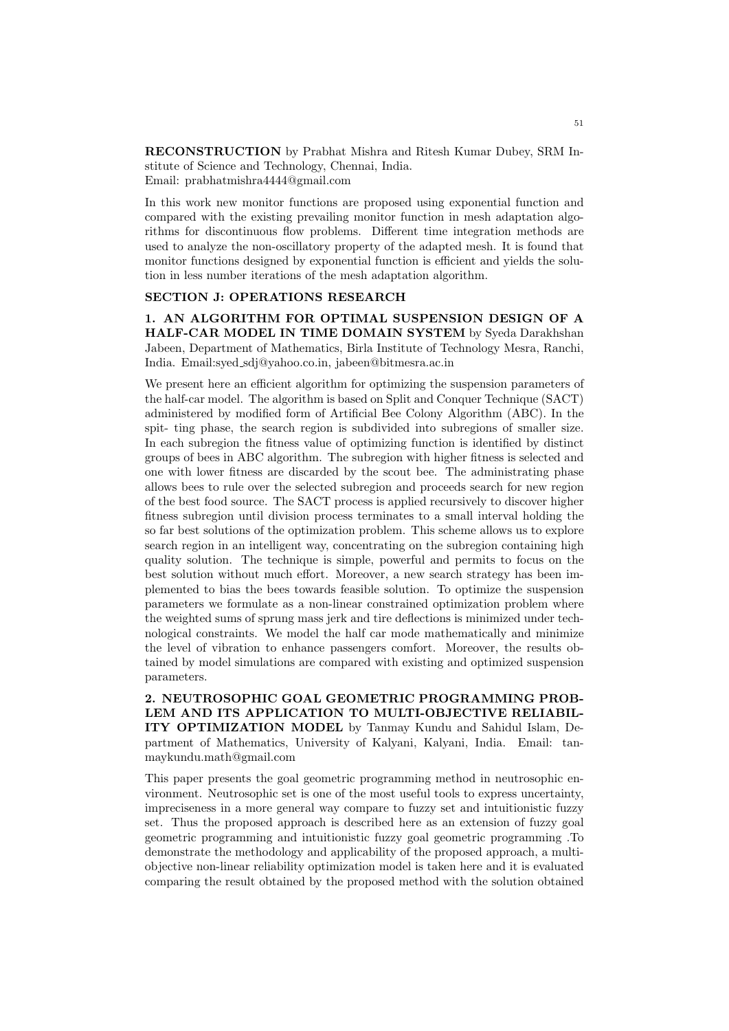**RECONSTRUCTION** by Prabhat Mishra and Ritesh Kumar Dubey, SRM Institute of Science and Technology, Chennai, India.
Email: prabhatmishra4444@gmail.com

In this work new monitor functions are proposed using exponential function and compared with the existing prevailing monitor function in mesh adaptation algorithms for discontinuous flow problems. Different time integration methods are used to analyze the non-oscillatory property of the adapted mesh. It is found that monitor functions designed by exponential function is efficient and yields the solution in less number iterations of the mesh adaptation algorithm.

## SECTION J: OPERATIONS RESEARCH

**1. AN ALGORITHM FOR OPTIMAL SUSPENSION DESIGN OF A HALF-CAR MODEL IN TIME DOMAIN SYSTEM** by Syeda Darakhshan Jabeen, Department of Mathematics, Birla Institute of Technology Mesra, Ranchi, India. Email:syed_sdj@yahoo.co.in, jabeen@bitmesra.ac.in

We present here an efficient algorithm for optimizing the suspension parameters of the half-car model. The algorithm is based on Split and Conquer Technique (SACT) administered by modified form of Artificial Bee Colony Algorithm (ABC). In the spit- ting phase, the search region is subdivided into subregions of smaller size. In each subregion the fitness value of optimizing function is identified by distinct groups of bees in ABC algorithm. The subregion with higher fitness is selected and one with lower fitness are discarded by the scout bee. The administrating phase allows bees to rule over the selected subregion and proceeds search for new region of the best food source. The SACT process is applied recursively to discover higher fitness subregion until division process terminates to a small interval holding the so far best solutions of the optimization problem. This scheme allows us to explore search region in an intelligent way, concentrating on the subregion containing high quality solution. The technique is simple, powerful and permits to focus on the best solution without much effort. Moreover, a new search strategy has been implemented to bias the bees towards feasible solution. To optimize the suspension parameters we formulate as a non-linear constrained optimization problem where the weighted sums of sprung mass jerk and tire deflections is minimized under technological constraints. We model the half car mode mathematically and minimize the level of vibration to enhance passengers comfort. Moreover, the results obtained by model simulations are compared with existing and optimized suspension parameters.

**2. NEUTROSOPHIC GOAL GEOMETRIC PROGRAMMING PROBLEM AND ITS APPLICATION TO MULTI-OBJECTIVE RELIABILITY OPTIMIZATION MODEL** by Tanmay Kundu and Sahidul Islam, Department of Mathematics, University of Kalyani, Kalyani, India. Email: tanmaykundu.math@gmail.com

This paper presents the goal geometric programming method in neutrosophic environment. Neutrosophic set is one of the most useful tools to express uncertainty, impreciseness in a more general way compare to fuzzy set and intuitionistic fuzzy set. Thus the proposed approach is described here as an extension of fuzzy goal geometric programming and intuitionistic fuzzy goal geometric programming .To demonstrate the methodology and applicability of the proposed approach, a multi-objective non-linear reliability optimization model is taken here and it is evaluated comparing the result obtained by the proposed method with the solution obtained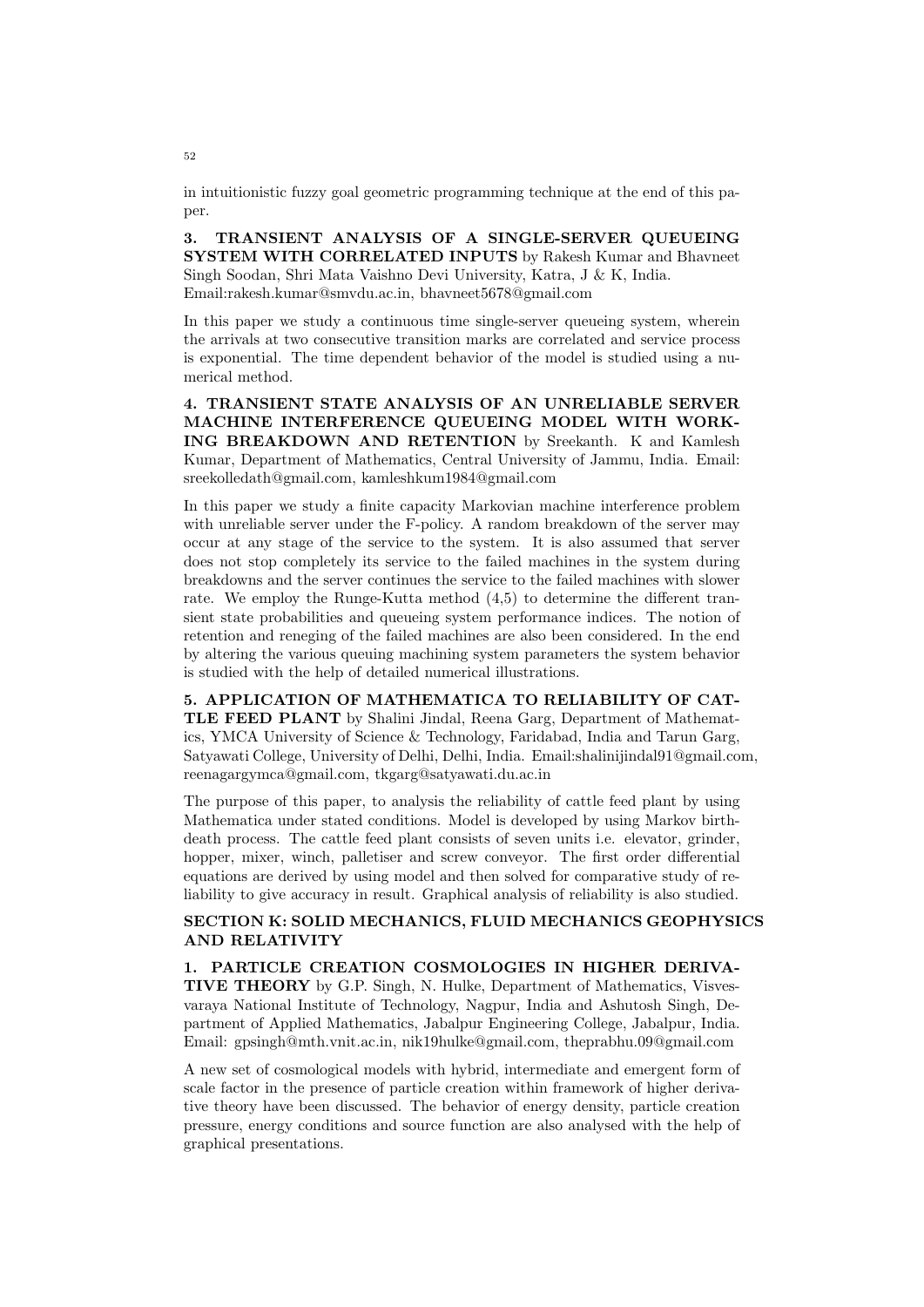in intuitionistic fuzzy goal geometric programming technique at the end of this paper.

**3. TRANSIENT ANALYSIS OF A SINGLE-SERVER QUEUEING SYSTEM WITH CORRELATED INPUTS** by Rakesh Kumar and Bhavneet Singh Soodan, Shri Mata Vaishno Devi University, Katra, J & K, India. Email:rakesh.kumar@smvdu.ac.in, bhavneet5678@gmail.com

In this paper we study a continuous time single-server queueing system, wherein the arrivals at two consecutive transition marks are correlated and service process is exponential. The time dependent behavior of the model is studied using a numerical method.

**4. TRANSIENT STATE ANALYSIS OF AN UNRELIABLE SERVER MACHINE INTERFERENCE QUEUEING MODEL WITH WORKING BREAKDOWN AND RETENTION** by Sreekanth. K and Kamlesh Kumar, Department of Mathematics, Central University of Jammu, India. Email: sreekolledath@gmail.com, kamleshkum1984@gmail.com

In this paper we study a finite capacity Markovian machine interference problem with unreliable server under the F-policy. A random breakdown of the server may occur at any stage of the service to the system. It is also assumed that server does not stop completely its service to the failed machines in the system during breakdowns and the server continues the service to the failed machines with slower rate. We employ the Runge-Kutta method (4,5) to determine the different transient state probabilities and queueing system performance indices. The notion of retention and reneging of the failed machines are also been considered. In the end by altering the various queuing machining system parameters the system behavior is studied with the help of detailed numerical illustrations.

**5. APPLICATION OF MATHEMATICA TO RELIABILITY OF CATTLE FEED PLANT** by Shalini Jindal, Reena Garg, Department of Mathematics, YMCA University of Science & Technology, Faridabad, India and Tarun Garg, Satyawati College, University of Delhi, Delhi, India. Email:shalinijindal91@gmail.com, reenagargymca@gmail.com, tkgarg@satyawati.du.ac.in

The purpose of this paper, to analysis the reliability of cattle feed plant by using Mathematica under stated conditions. Model is developed by using Markov birth-death process. The cattle feed plant consists of seven units i.e. elevator, grinder, hopper, mixer, winch, palletiser and screw conveyor. The first order differential equations are derived by using model and then solved for comparative study of reliability to give accuracy in result. Graphical analysis of reliability is also studied.

## SECTION K: SOLID MECHANICS, FLUID MECHANICS GEOPHYSICS AND RELATIVITY

**1. PARTICLE CREATION COSMOLOGIES IN HIGHER DERIVATIVE THEORY** by G.P. Singh, N. Hulke, Department of Mathematics, Visvesvaraya National Institute of Technology, Nagpur, India and Ashutosh Singh, Department of Applied Mathematics, Jabalpur Engineering College, Jabalpur, India. Email: gpsingh@mth.vnit.ac.in, nik19hulke@gmail.com, theprabhu.09@gmail.com

A new set of cosmological models with hybrid, intermediate and emergent form of scale factor in the presence of particle creation within framework of higher derivative theory have been discussed. The behavior of energy density, particle creation pressure, energy conditions and source function are also analysed with the help of graphical presentations.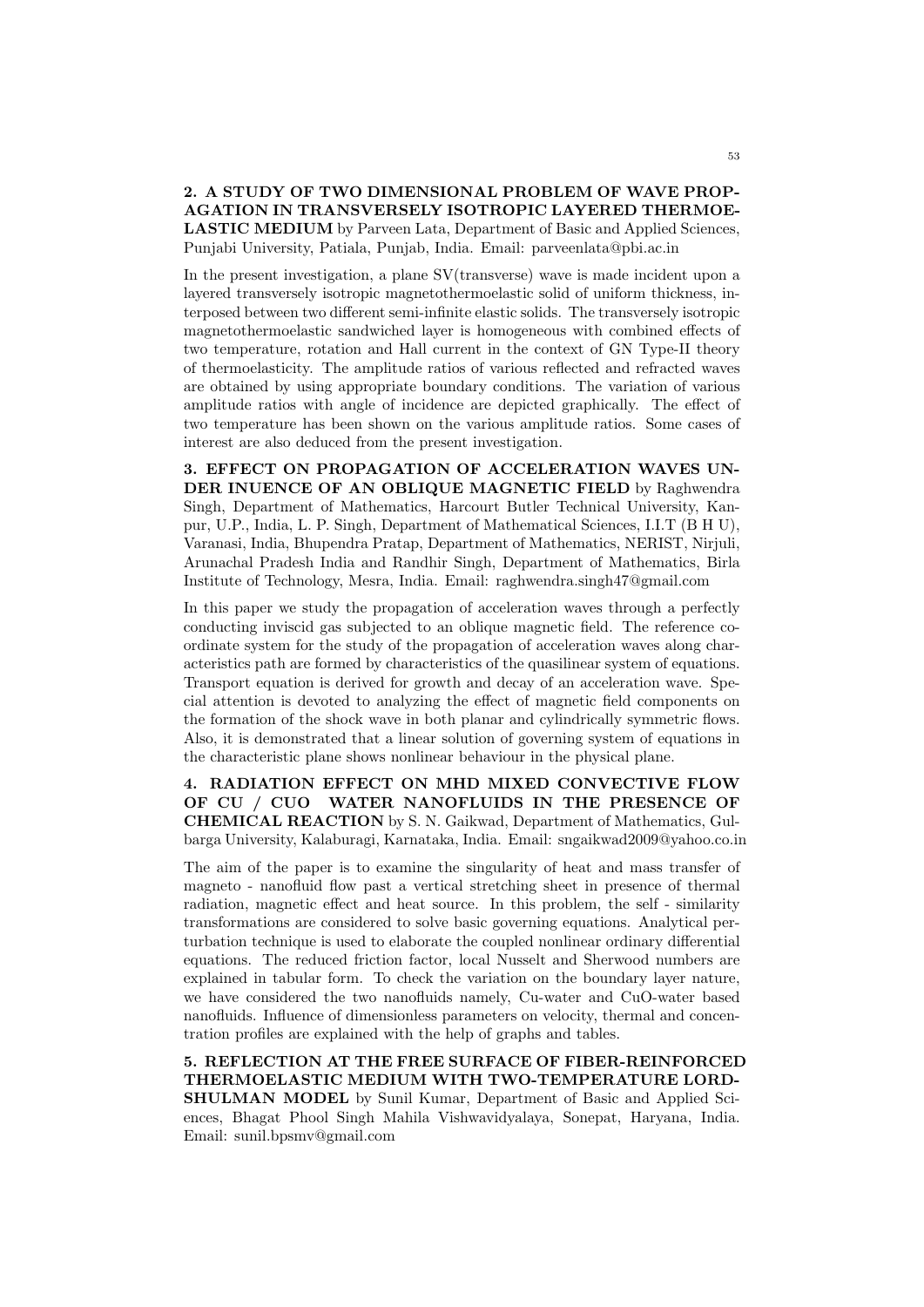**2. A STUDY OF TWO DIMENSIONAL PROBLEM OF WAVE PROPAGATION IN TRANSVERSELY ISOTROPIC LAYERED THERMOELASTIC MEDIUM** by Parveen Lata, Department of Basic and Applied Sciences, Punjabi University, Patiala, Punjab, India. Email: parveenlata@pbi.ac.in

In the present investigation, a plane SV(transverse) wave is made incident upon a layered transversely isotropic magnetothermoelastic solid of uniform thickness, interposed between two different semi-infinite elastic solids. The transversely isotropic magnetothermoelastic sandwiched layer is homogeneous with combined effects of two temperature, rotation and Hall current in the context of GN Type-II theory of thermoelasticity. The amplitude ratios of various reflected and refracted waves are obtained by using appropriate boundary conditions. The variation of various amplitude ratios with angle of incidence are depicted graphically. The effect of two temperature has been shown on the various amplitude ratios. Some cases of interest are also deduced from the present investigation.

**3. EFFECT ON PROPAGATION OF ACCELERATION WAVES UNDER INUENCE OF AN OBLIQUE MAGNETIC FIELD** by Raghwendra Singh, Department of Mathematics, Harcourt Butler Technical University, Kanpur, U.P., India, L. P. Singh, Department of Mathematical Sciences, I.I.T (B H U), Varanasi, India, Bhupendra Pratap, Department of Mathematics, NERIST, Nirjuli, Arunachal Pradesh India and Randhir Singh, Department of Mathematics, Birla Institute of Technology, Mesra, India. Email: raghwendra.singh47@gmail.com

In this paper we study the propagation of acceleration waves through a perfectly conducting inviscid gas subjected to an oblique magnetic field. The reference coordinate system for the study of the propagation of acceleration waves along characteristics path are formed by characteristics of the quasilinear system of equations. Transport equation is derived for growth and decay of an acceleration wave. Special attention is devoted to analyzing the effect of magnetic field components on the formation of the shock wave in both planar and cylindrically symmetric flows. Also, it is demonstrated that a linear solution of governing system of equations in the characteristic plane shows nonlinear behaviour in the physical plane.

**4. RADIATION EFFECT ON MHD MIXED CONVECTIVE FLOW OF CU / CUO WATER NANOFLUIDS IN THE PRESENCE OF CHEMICAL REACTION** by S. N. Gaikwad, Department of Mathematics, Gulbarga University, Kalaburagi, Karnataka, India. Email: sngaikwad2009@yahoo.co.in

The aim of the paper is to examine the singularity of heat and mass transfer of magneto - nanofluid flow past a vertical stretching sheet in presence of thermal radiation, magnetic effect and heat source. In this problem, the self - similarity transformations are considered to solve basic governing equations. Analytical perturbation technique is used to elaborate the coupled nonlinear ordinary differential equations. The reduced friction factor, local Nusselt and Sherwood numbers are explained in tabular form. To check the variation on the boundary layer nature, we have considered the two nanofluids namely, Cu-water and CuO-water based nanofluids. Influence of dimensionless parameters on velocity, thermal and concentration profiles are explained with the help of graphs and tables.

**5. REFLECTION AT THE FREE SURFACE OF FIBER-REINFORCED THERMOELASTIC MEDIUM WITH TWO-TEMPERATURE LORD-SHULMAN MODEL** by Sunil Kumar, Department of Basic and Applied Sciences, Bhagat Phool Singh Mahila Vishwavidyalaya, Sonepat, Haryana, India. Email: sunil.bpsmv@gmail.com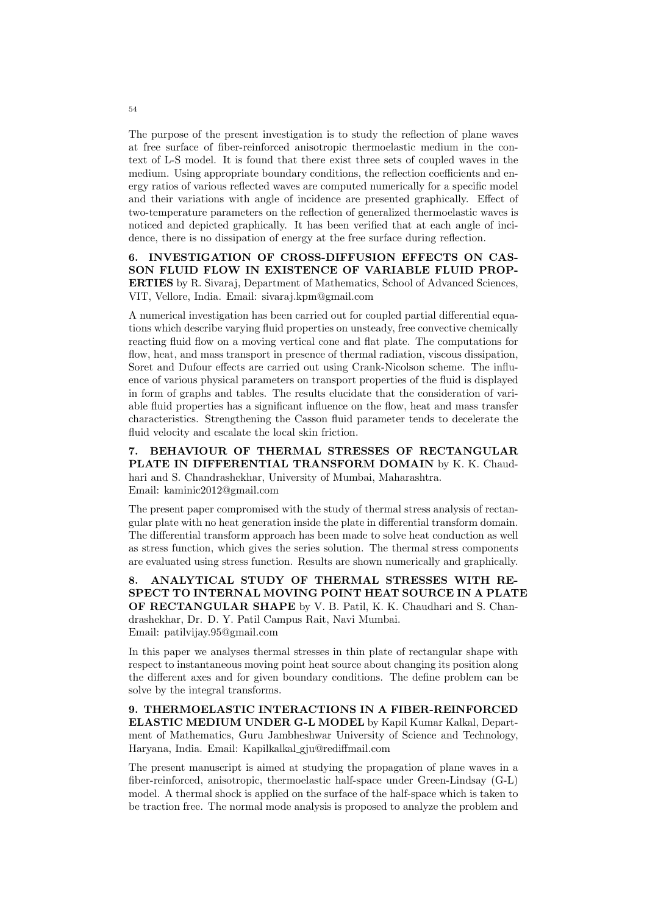The purpose of the present investigation is to study the reflection of plane waves at free surface of fiber-reinforced anisotropic thermoelastic medium in the context of L-S model. It is found that there exist three sets of coupled waves in the medium. Using appropriate boundary conditions, the reflection coefficients and energy ratios of various reflected waves are computed numerically for a specific model and their variations with angle of incidence are presented graphically. Effect of two-temperature parameters on the reflection of generalized thermoelastic waves is noticed and depicted graphically. It has been verified that at each angle of incidence, there is no dissipation of energy at the free surface during reflection.

**6. INVESTIGATION OF CROSS-DIFFUSION EFFECTS ON CASSON FLUID FLOW IN EXISTENCE OF VARIABLE FLUID PROPERTIES** by R. Sivaraj, Department of Mathematics, School of Advanced Sciences, VIT, Vellore, India. Email: sivaraj.kpm@gmail.com

A numerical investigation has been carried out for coupled partial differential equations which describe varying fluid properties on unsteady, free convective chemically reacting fluid flow on a moving vertical cone and flat plate. The computations for flow, heat, and mass transport in presence of thermal radiation, viscous dissipation, Soret and Dufour effects are carried out using Crank-Nicolson scheme. The influence of various physical parameters on transport properties of the fluid is displayed in form of graphs and tables. The results elucidate that the consideration of variable fluid properties has a significant influence on the flow, heat and mass transfer characteristics. Strengthening the Casson fluid parameter tends to decelerate the fluid velocity and escalate the local skin friction.

**7. BEHAVIOUR OF THERMAL STRESSES OF RECTANGULAR PLATE IN DIFFERENTIAL TRANSFORM DOMAIN** by K. K. Chaudhari and S. Chandrashekhar, University of Mumbai, Maharashtra. Email: kaminic2012@gmail.com

The present paper compromised with the study of thermal stress analysis of rectangular plate with no heat generation inside the plate in differential transform domain. The differential transform approach has been made to solve heat conduction as well as stress function, which gives the series solution. The thermal stress components are evaluated using stress function. Results are shown numerically and graphically.

**8. ANALYTICAL STUDY OF THERMAL STRESSES WITH RESPECT TO INTERNAL MOVING POINT HEAT SOURCE IN A PLATE OF RECTANGULAR SHAPE** by V. B. Patil, K. K. Chaudhari and S. Chandrashekhar, Dr. D. Y. Patil Campus Rait, Navi Mumbai. Email: patilvijay.95@gmail.com

In this paper we analyses thermal stresses in thin plate of rectangular shape with respect to instantaneous moving point heat source about changing its position along the different axes and for given boundary conditions. The define problem can be solve by the integral transforms.

**9. THERMOELASTIC INTERACTIONS IN A FIBER-REINFORCED ELASTIC MEDIUM UNDER G-L MODEL** by Kapil Kumar Kalkal, Department of Mathematics, Guru Jambheshwar University of Science and Technology, Haryana, India. Email: Kapilkalkal_gju@rediffmail.com

The present manuscript is aimed at studying the propagation of plane waves in a fiber-reinforced, anisotropic, thermoelastic half-space under Green-Lindsay (G-L) model. A thermal shock is applied on the surface of the half-space which is taken to be traction free. The normal mode analysis is proposed to analyze the problem and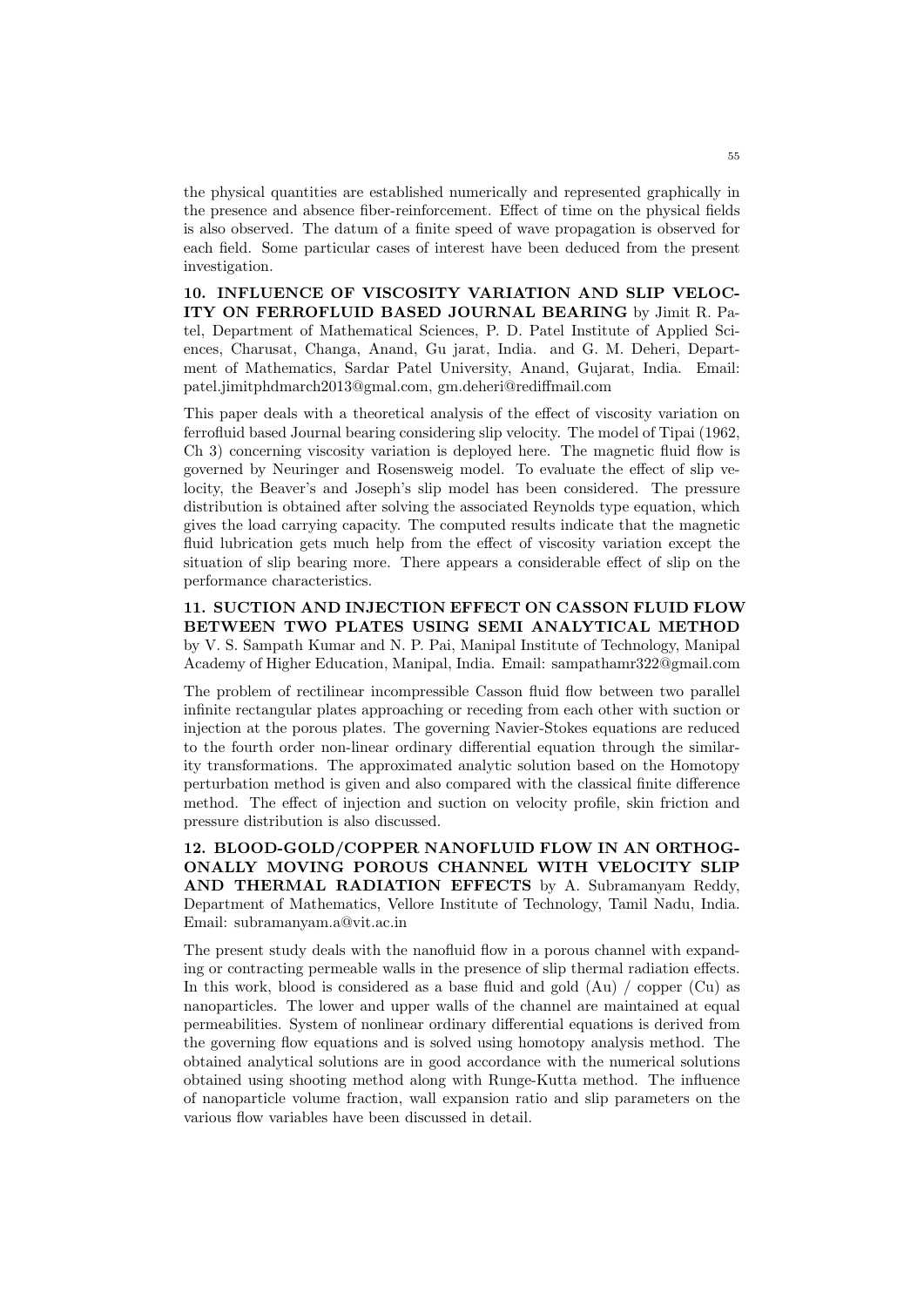the physical quantities are established numerically and represented graphically in the presence and absence fiber-reinforcement. Effect of time on the physical fields is also observed. The datum of a finite speed of wave propagation is observed for each field. Some particular cases of interest have been deduced from the present investigation.

**10. INFLUENCE OF VISCOSITY VARIATION AND SLIP VELOCITY ON FERROFLUID BASED JOURNAL BEARING** by Jimit R. Patel, Department of Mathematical Sciences, P. D. Patel Institute of Applied Sciences, Charusat, Changa, Anand, Gu jarat, India. and G. M. Deheri, Department of Mathematics, Sardar Patel University, Anand, Gujarat, India. Email: patel.jimitphdmarch2013@gmal.com, gm.deheri@rediffmail.com

This paper deals with a theoretical analysis of the effect of viscosity variation on ferrofluid based Journal bearing considering slip velocity. The model of Tipai (1962, Ch 3) concerning viscosity variation is deployed here. The magnetic fluid flow is governed by Neuringer and Rosensweig model. To evaluate the effect of slip velocity, the Beaver's and Joseph's slip model has been considered. The pressure distribution is obtained after solving the associated Reynolds type equation, which gives the load carrying capacity. The computed results indicate that the magnetic fluid lubrication gets much help from the effect of viscosity variation except the situation of slip bearing more. There appears a considerable effect of slip on the performance characteristics.

**11. SUCTION AND INJECTION EFFECT ON CASSON FLUID FLOW BETWEEN TWO PLATES USING SEMI ANALYTICAL METHOD** by V. S. Sampath Kumar and N. P. Pai, Manipal Institute of Technology, Manipal Academy of Higher Education, Manipal, India. Email: sampathamr322@gmail.com

The problem of rectilinear incompressible Casson fluid flow between two parallel infinite rectangular plates approaching or receding from each other with suction or injection at the porous plates. The governing Navier-Stokes equations are reduced to the fourth order non-linear ordinary differential equation through the similarity transformations. The approximated analytic solution based on the Homotopy perturbation method is given and also compared with the classical finite difference method. The effect of injection and suction on velocity profile, skin friction and pressure distribution is also discussed.

**12. BLOOD-GOLD/COPPER NANOFLUID FLOW IN AN ORTHOGONALLY MOVING POROUS CHANNEL WITH VELOCITY SLIP AND THERMAL RADIATION EFFECTS** by A. Subramanyam Reddy, Department of Mathematics, Vellore Institute of Technology, Tamil Nadu, India. Email: subramanyam.a@vit.ac.in

The present study deals with the nanofluid flow in a porous channel with expanding or contracting permeable walls in the presence of slip thermal radiation effects. In this work, blood is considered as a base fluid and gold (Au) / copper (Cu) as nanoparticles. The lower and upper walls of the channel are maintained at equal permeabilities. System of nonlinear ordinary differential equations is derived from the governing flow equations and is solved using homotopy analysis method. The obtained analytical solutions are in good accordance with the numerical solutions obtained using shooting method along with Runge-Kutta method. The influence of nanoparticle volume fraction, wall expansion ratio and slip parameters on the various flow variables have been discussed in detail.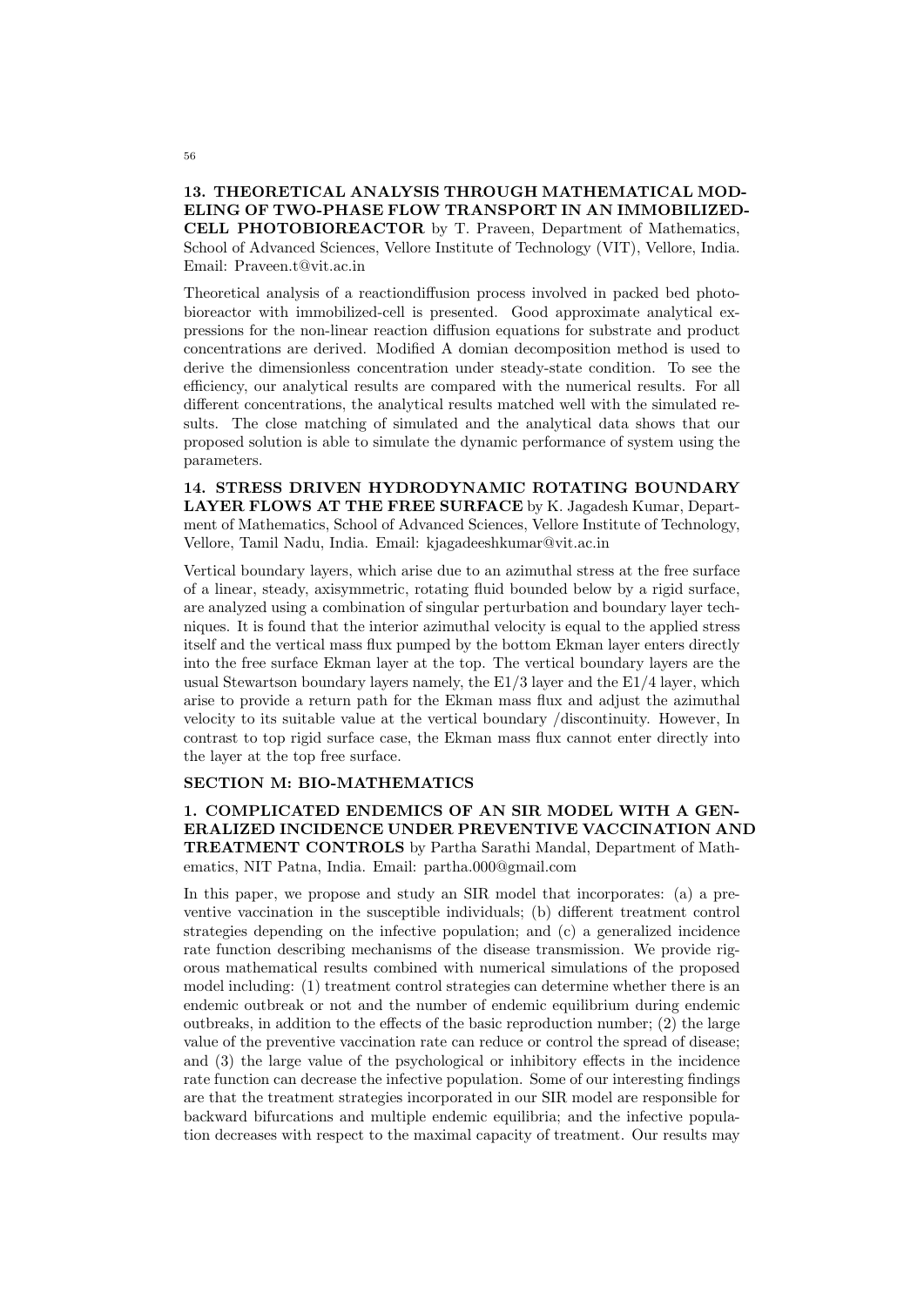**13. THEORETICAL ANALYSIS THROUGH MATHEMATICAL MODELING OF TWO-PHASE FLOW TRANSPORT IN AN IMMOBILIZED-CELL PHOTOBIOREACTOR** by T. Praveen, Department of Mathematics, School of Advanced Sciences, Vellore Institute of Technology (VIT), Vellore, India. Email: Praveen.t@vit.ac.in

Theoretical analysis of a reactiondiffusion process involved in packed bed photobioreactor with immobilized-cell is presented. Good approximate analytical expressions for the non-linear reaction diffusion equations for substrate and product concentrations are derived. Modified A domian decomposition method is used to derive the dimensionless concentration under steady-state condition. To see the efficiency, our analytical results are compared with the numerical results. For all different concentrations, the analytical results matched well with the simulated results. The close matching of simulated and the analytical data shows that our proposed solution is able to simulate the dynamic performance of system using the parameters.

**14. STRESS DRIVEN HYDRODYNAMIC ROTATING BOUNDARY LAYER FLOWS AT THE FREE SURFACE** by K. Jagadesh Kumar, Department of Mathematics, School of Advanced Sciences, Vellore Institute of Technology, Vellore, Tamil Nadu, India. Email: kjagadeeshkumar@vit.ac.in

Vertical boundary layers, which arise due to an azimuthal stress at the free surface of a linear, steady, axisymmetric, rotating fluid bounded below by a rigid surface, are analyzed using a combination of singular perturbation and boundary layer techniques. It is found that the interior azimuthal velocity is equal to the applied stress itself and the vertical mass flux pumped by the bottom Ekman layer enters directly into the free surface Ekman layer at the top. The vertical boundary layers are the usual Stewartson boundary layers namely, the E1/3 layer and the E1/4 layer, which arise to provide a return path for the Ekman mass flux and adjust the azimuthal velocity to its suitable value at the vertical boundary /discontinuity. However, In contrast to top rigid surface case, the Ekman mass flux cannot enter directly into the layer at the top free surface.

## SECTION M: BIO-MATHEMATICS

**1. COMPLICATED ENDEMICS OF AN SIR MODEL WITH A GENERALIZED INCIDENCE UNDER PREVENTIVE VACCINATION AND TREATMENT CONTROLS** by Partha Sarathi Mandal, Department of Mathematics, NIT Patna, India. Email: partha.000@gmail.com

In this paper, we propose and study an SIR model that incorporates: (a) a preventive vaccination in the susceptible individuals; (b) different treatment control strategies depending on the infective population; and (c) a generalized incidence rate function describing mechanisms of the disease transmission. We provide rigorous mathematical results combined with numerical simulations of the proposed model including: (1) treatment control strategies can determine whether there is an endemic outbreak or not and the number of endemic equilibrium during endemic outbreaks, in addition to the effects of the basic reproduction number; (2) the large value of the preventive vaccination rate can reduce or control the spread of disease; and (3) the large value of the psychological or inhibitory effects in the incidence rate function can decrease the infective population. Some of our interesting findings are that the treatment strategies incorporated in our SIR model are responsible for backward bifurcations and multiple endemic equilibria; and the infective population decreases with respect to the maximal capacity of treatment. Our results may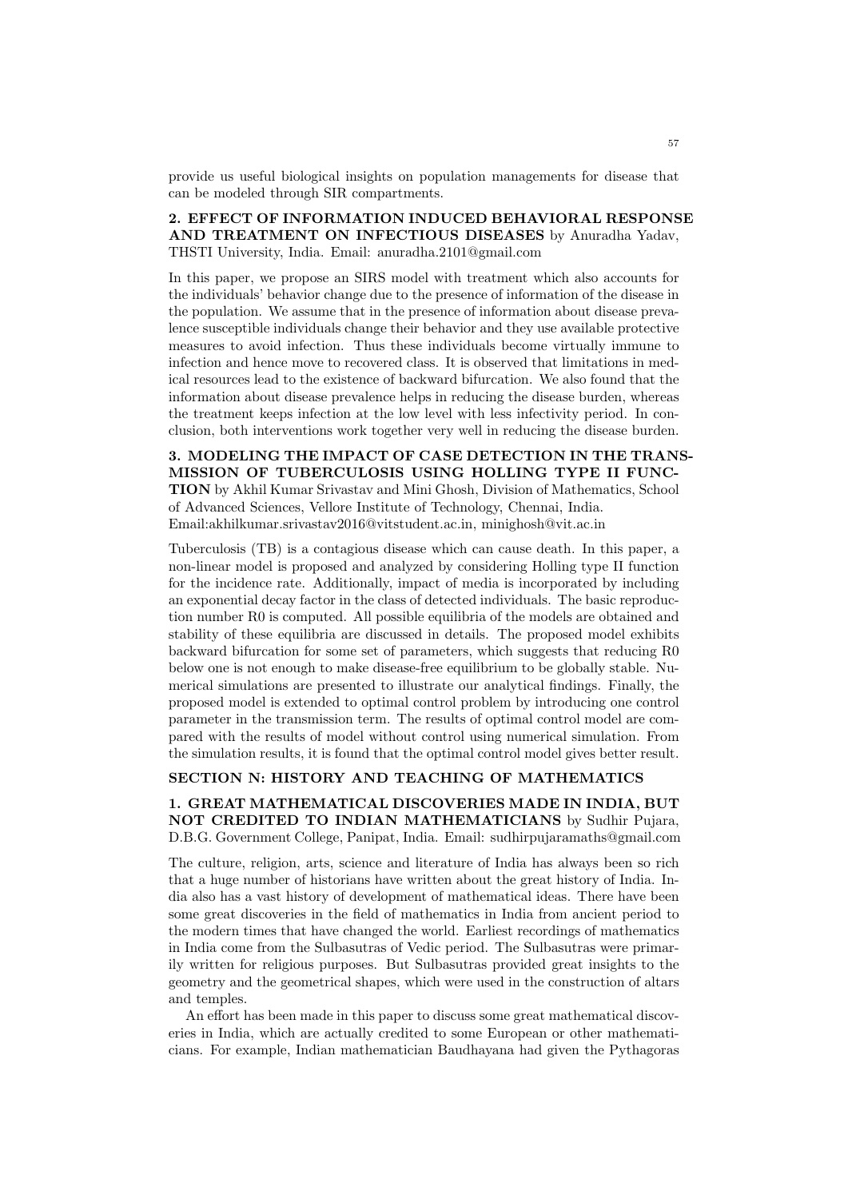provide us useful biological insights on population managements for disease that can be modeled through SIR compartments.

**2. EFFECT OF INFORMATION INDUCED BEHAVIORAL RESPONSE AND TREATMENT ON INFECTIOUS DISEASES** by Anuradha Yadav, THSTI University, India. Email: anuradha.2101@gmail.com

In this paper, we propose an SIRS model with treatment which also accounts for the individuals' behavior change due to the presence of information of the disease in the population. We assume that in the presence of information about disease prevalence susceptible individuals change their behavior and they use available protective measures to avoid infection. Thus these individuals become virtually immune to infection and hence move to recovered class. It is observed that limitations in medical resources lead to the existence of backward bifurcation. We also found that the information about disease prevalence helps in reducing the disease burden, whereas the treatment keeps infection at the low level with less infectivity period. In conclusion, both interventions work together very well in reducing the disease burden.

**3. MODELING THE IMPACT OF CASE DETECTION IN THE TRANSMISSION OF TUBERCULOSIS USING HOLLING TYPE II FUNCTION** by Akhil Kumar Srivastav and Mini Ghosh, Division of Mathematics, School of Advanced Sciences, Vellore Institute of Technology, Chennai, India. Email:akhilkumar.srivastav2016@vitstudent.ac.in, minighosh@vit.ac.in

Tuberculosis (TB) is a contagious disease which can cause death. In this paper, a non-linear model is proposed and analyzed by considering Holling type II function for the incidence rate. Additionally, impact of media is incorporated by including an exponential decay factor in the class of detected individuals. The basic reproduction number R0 is computed. All possible equilibria of the models are obtained and stability of these equilibria are discussed in details. The proposed model exhibits backward bifurcation for some set of parameters, which suggests that reducing R0 below one is not enough to make disease-free equilibrium to be globally stable. Numerical simulations are presented to illustrate our analytical findings. Finally, the proposed model is extended to optimal control problem by introducing one control parameter in the transmission term. The results of optimal control model are compared with the results of model without control using numerical simulation. From the simulation results, it is found that the optimal control model gives better result.

## SECTION N: HISTORY AND TEACHING OF MATHEMATICS

**1. GREAT MATHEMATICAL DISCOVERIES MADE IN INDIA, BUT NOT CREDITED TO INDIAN MATHEMATICIANS** by Sudhir Pujara, D.B.G. Government College, Panipat, India. Email: sudhirpujaramaths@gmail.com

The culture, religion, arts, science and literature of India has always been so rich that a huge number of historians have written about the great history of India. India also has a vast history of development of mathematical ideas. There have been some great discoveries in the field of mathematics in India from ancient period to the modern times that have changed the world. Earliest recordings of mathematics in India come from the Sulbasutras of Vedic period. The Sulbasutras were primarily written for religious purposes. But Sulbasutras provided great insights to the geometry and the geometrical shapes, which were used in the construction of altars and temples.

An effort has been made in this paper to discuss some great mathematical discoveries in India, which are actually credited to some European or other mathematicians. For example, Indian mathematician Baudhayana had given the Pythagoras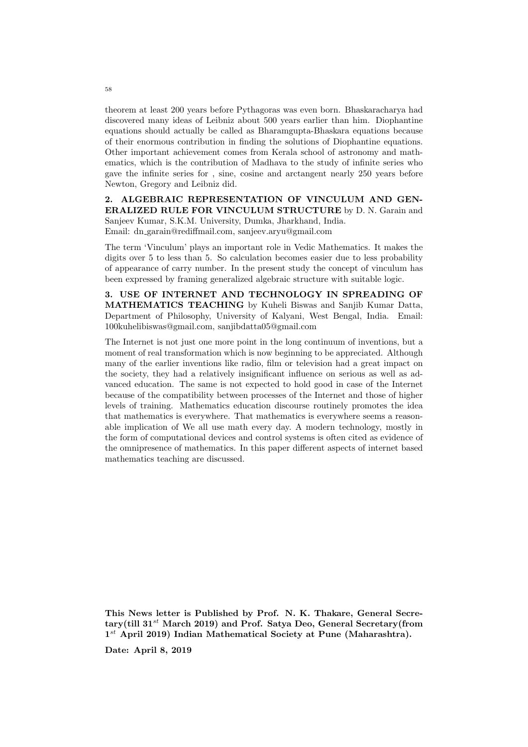theorem at least 200 years before Pythagoras was even born. Bhaskaracharya had discovered many ideas of Leibniz about 500 years earlier than him. Diophantine equations should actually be called as Bharamgupta-Bhaskara equations because of their enormous contribution in finding the solutions of Diophantine equations. Other important achievement comes from Kerala school of astronomy and mathematics, which is the contribution of Madhava to the study of infinite series who gave the infinite series for , sine, cosine and arctangent nearly 250 years before Newton, Gregory and Leibniz did.

**2. ALGEBRAIC REPRESENTATION OF VINCULUM AND GENERALIZED RULE FOR VINCULUM STRUCTURE** by D. N. Garain and Sanjeev Kumar, S.K.M. University, Dumka, Jharkhand, India. Email: dn_garain@rediffmail.com, sanjeev.aryu@gmail.com

The term 'Vinculum' plays an important role in Vedic Mathematics. It makes the digits over 5 to less than 5. So calculation becomes easier due to less probability of appearance of carry number. In the present study the concept of vinculum has been expressed by framing generalized algebraic structure with suitable logic.

**3. USE OF INTERNET AND TECHNOLOGY IN SPREADING OF MATHEMATICS TEACHING** by Kuheli Biswas and Sanjib Kumar Datta, Department of Philosophy, University of Kalyani, West Bengal, India. Email: 100kuhelibiswas@gmail.com, sanjibdatta05@gmail.com

The Internet is not just one more point in the long continuum of inventions, but a moment of real transformation which is now beginning to be appreciated. Although many of the earlier inventions like radio, film or television had a great impact on the society, they had a relatively insignificant influence on serious as well as advanced education. The same is not expected to hold good in case of the Internet because of the compatibility between processes of the Internet and those of higher levels of training. Mathematics education discourse routinely promotes the idea that mathematics is everywhere. That mathematics is everywhere seems a reasonable implication of We all use math every day. A modern technology, mostly in the form of computational devices and control systems is often cited as evidence of the omnipresence of mathematics. In this paper different aspects of internet based mathematics teaching are discussed.

**This News letter is Published by Prof. N. K. Thakare, General Secretary(till 31$^{st}$ March 2019) and Prof. Satya Deo, General Secretary(from 1$^{st}$ April 2019) Indian Mathematical Society at Pune (Maharashtra).**

**Date: April 8, 2019**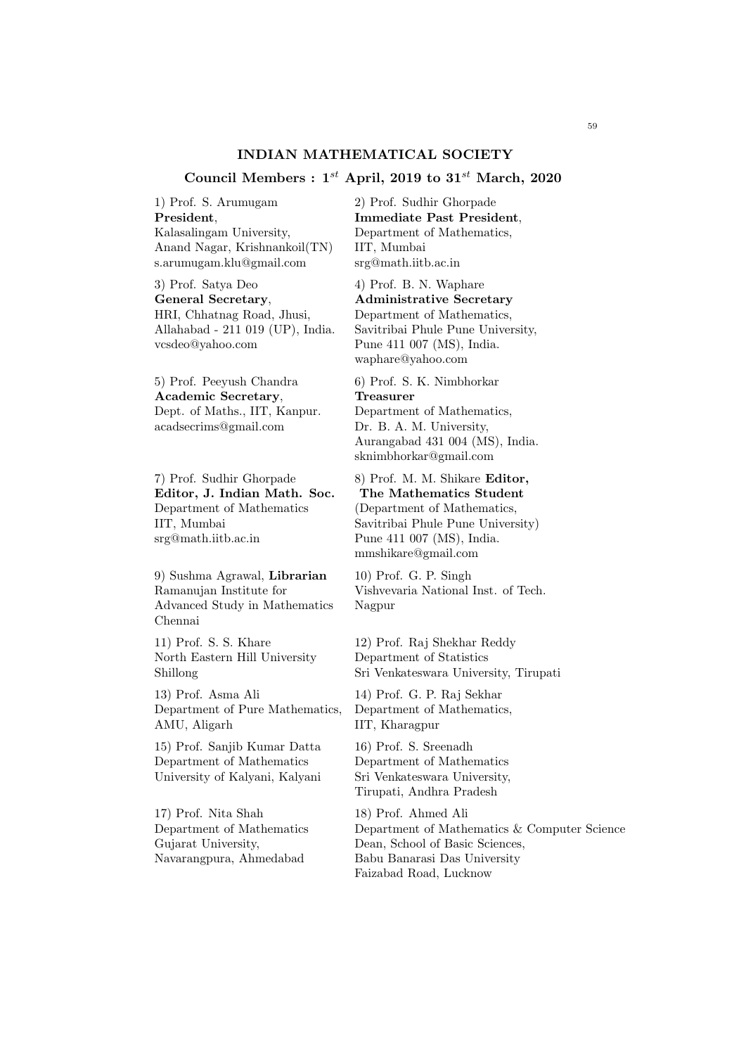## INDIAN MATHEMATICAL SOCIETY

### Council Members : 1st April, 2019 to 31st March, 2020

1) Prof. S. Arumugam
**President**,
Kalasalingam University,
Anand Nagar, Krishnankoil(TN)
s.arumugam.klu@gmail.com

2) Prof. Sudhir Ghorpade
**Immediate Past President**,
Department of Mathematics,
IIT, Mumbai
srg@math.iitb.ac.in

3) Prof. Satya Deo
**General Secretary**,
HRI, Chhatnag Road, Jhusi,
Allahabad - 211 019 (UP), India.
vcsdeo@yahoo.com

4) Prof. B. N. Waphare
**Administrative Secretary**
Department of Mathematics,
Savitribai Phule Pune University,
Pune 411 007 (MS), India.
waphare@yahoo.com

5) Prof. Peeyush Chandra
**Academic Secretary**,
Dept. of Maths., IIT, Kanpur.
acadsecrims@gmail.com

6) Prof. S. K. Nimbhorkar
**Treasurer**
Department of Mathematics,
Dr. B. A. M. University,
Aurangabad 431 004 (MS), India.
sknimbhorkar@gmail.com

7) Prof. Sudhir Ghorpade
**Editor, J. Indian Math. Soc.**
Department of Mathematics
IIT, Mumbai
srg@math.iitb.ac.in

8) Prof. M. M. Shikare **Editor, The Mathematics Student**
(Department of Mathematics,
Savitribai Phule Pune University)
Pune 411 007 (MS), India.
mmshikare@gmail.com

9) Sushma Agrawal, **Librarian**
Ramanujan Institute for
Advanced Study in Mathematics
Chennai

10) Prof. G. P. Singh
Vishvevaria National Inst. of Tech.
Nagpur

11) Prof. S. S. Khare
North Eastern Hill University
Shillong

12) Prof. Raj Shekhar Reddy
Department of Statistics
Sri Venkateswara University, Tirupati

13) Prof. Asma Ali
Department of Pure Mathematics,
AMU, Aligarh

14) Prof. G. P. Raj Sekhar
Department of Mathematics,
IIT, Kharagpur

15) Prof. Sanjib Kumar Datta
Department of Mathematics
University of Kalyani, Kalyani

16) Prof. S. Sreenadh
Department of Mathematics
Sri Venkateswara University,
Tirupati, Andhra Pradesh

17) Prof. Nita Shah
Department of Mathematics
Gujarat University,
Navarangpura, Ahmedabad

18) Prof. Ahmed Ali
Department of Mathematics & Computer Science
Dean, School of Basic Sciences,
Babu Banarasi Das University
Faizabad Road, Lucknow